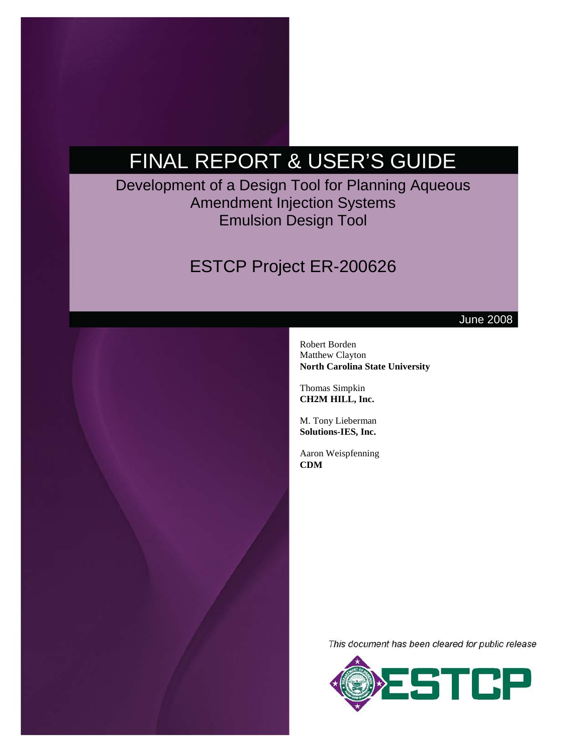# FINAL REPORT & USER'S GUIDE

## Development of a Design Tool for Planning Aqueous Amendment Injection Systems
## Emulsion Design Tool

## ESTCP Project ER-200626

June 2008

Robert Borden
Matthew Clayton
**North Carolina State University**

Thomas Simpkin
**CH2M HILL, Inc.**

M. Tony Lieberman
**Solutions-IES, Inc.**

Aaron Weispfenning
**CDM**

*This document has been cleared for public release*

ESTCP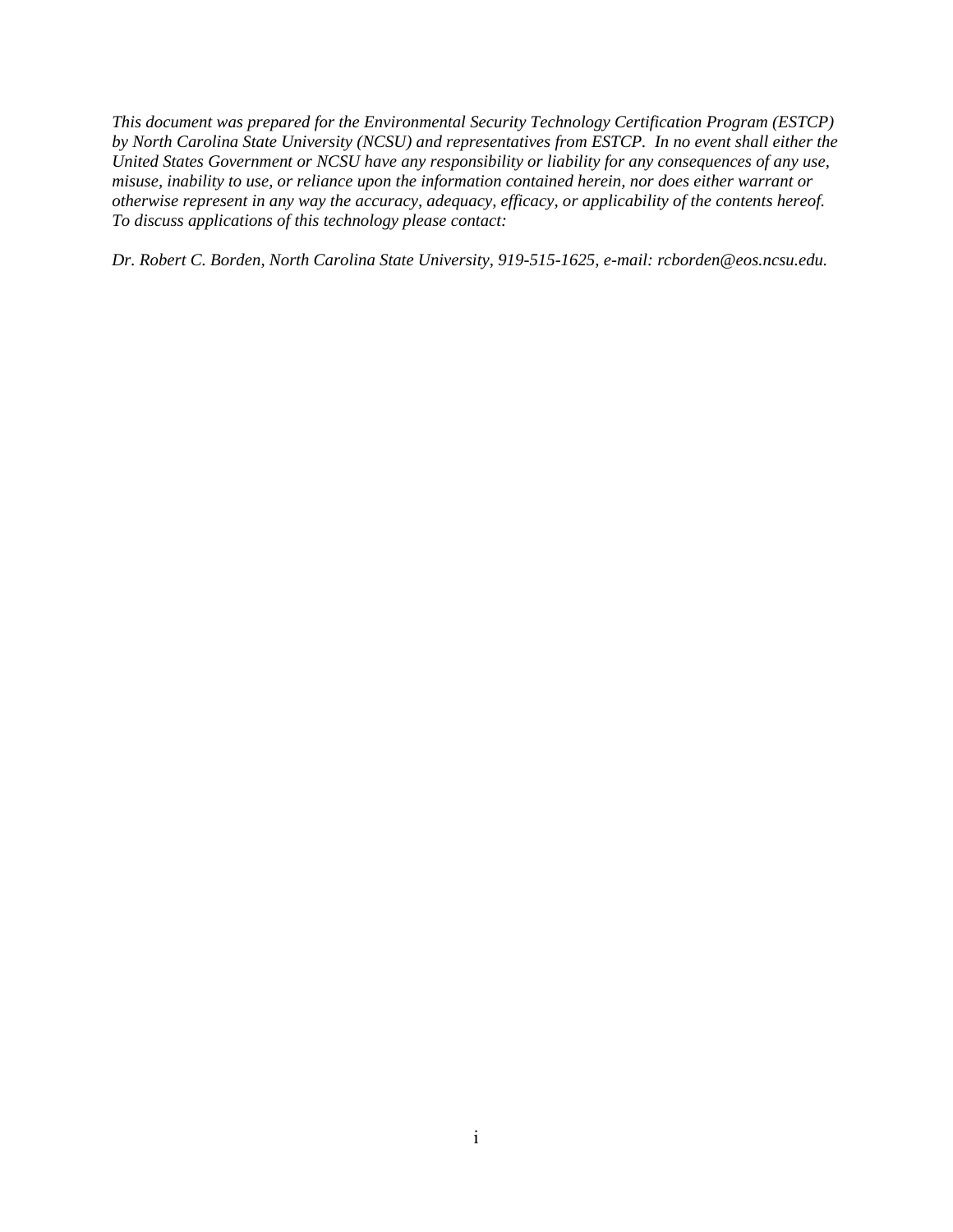*This document was prepared for the Environmental Security Technology Certification Program (ESTCP) by North Carolina State University (NCSU) and representatives from ESTCP. In no event shall either the United States Government or NCSU have any responsibility or liability for any consequences of any use, misuse, inability to use, or reliance upon the information contained herein, nor does either warrant or otherwise represent in any way the accuracy, adequacy, efficacy, or applicability of the contents hereof. To discuss applications of this technology please contact:*

*Dr. Robert C. Borden, North Carolina State University, 919-515-1625, e-mail: rcborden@eos.ncsu.edu.*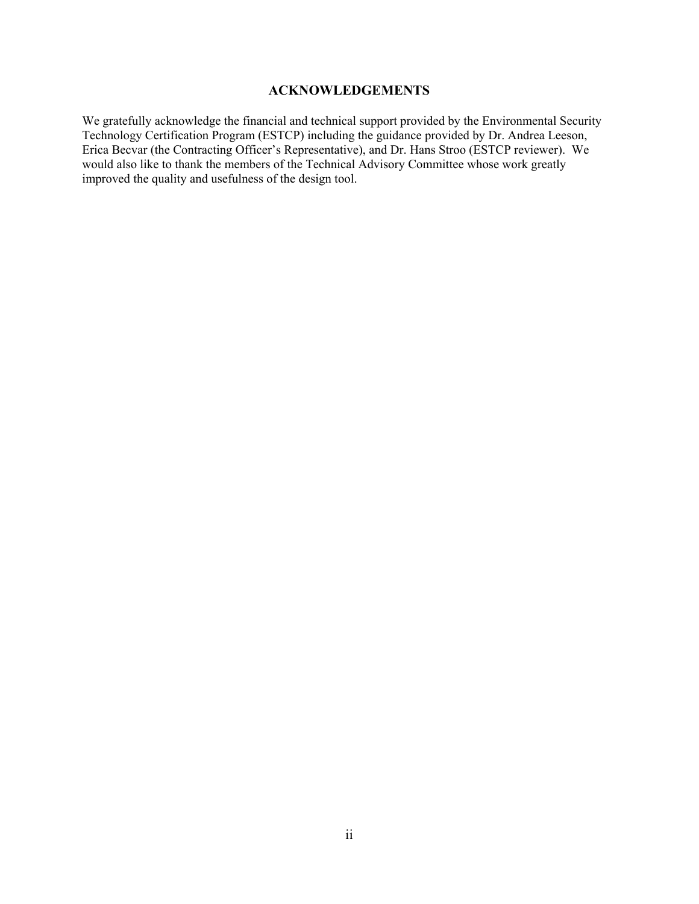## ACKNOWLEDGEMENTS

We gratefully acknowledge the financial and technical support provided by the Environmental Security Technology Certification Program (ESTCP) including the guidance provided by Dr. Andrea Leeson, Erica Becvar (the Contracting Officer's Representative), and Dr. Hans Stroo (ESTCP reviewer). We would also like to thank the members of the Technical Advisory Committee whose work greatly improved the quality and usefulness of the design tool.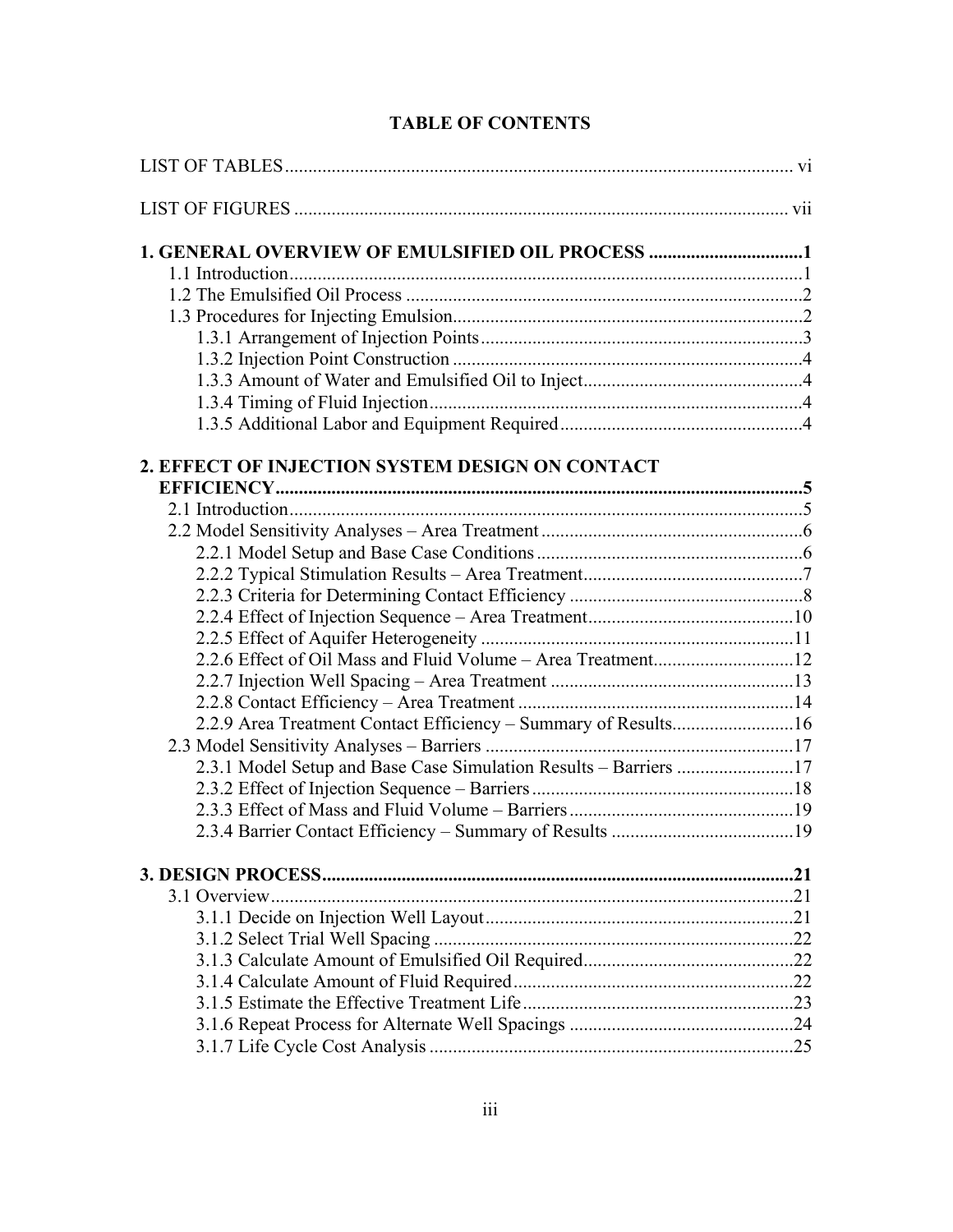# TABLE OF CONTENTS

LIST OF TABLES ... vi

LIST OF FIGURES ... vii

**1. GENERAL OVERVIEW OF EMULSIFIED OIL PROCESS ... 1**

- 1.1 Introduction ... 1
- 1.2 The Emulsified Oil Process ... 2
- 1.3 Procedures for Injecting Emulsion ... 2
  - 1.3.1 Arrangement of Injection Points ... 3
  - 1.3.2 Injection Point Construction ... 4
  - 1.3.3 Amount of Water and Emulsified Oil to Inject ... 4
  - 1.3.4 Timing of Fluid Injection ... 4
  - 1.3.5 Additional Labor and Equipment Required ... 4

**2. EFFECT OF INJECTION SYSTEM DESIGN ON CONTACT EFFICIENCY ... 5**

- 2.1 Introduction ... 5
- 2.2 Model Sensitivity Analyses – Area Treatment ... 6
  - 2.2.1 Model Setup and Base Case Conditions ... 6
  - 2.2.2 Typical Stimulation Results – Area Treatment ... 7
  - 2.2.3 Criteria for Determining Contact Efficiency ... 8
  - 2.2.4 Effect of Injection Sequence – Area Treatment ... 10
  - 2.2.5 Effect of Aquifer Heterogeneity ... 11
  - 2.2.6 Effect of Oil Mass and Fluid Volume – Area Treatment ... 12
  - 2.2.7 Injection Well Spacing – Area Treatment ... 13
  - 2.2.8 Contact Efficiency – Area Treatment ... 14
  - 2.2.9 Area Treatment Contact Efficiency – Summary of Results ... 16
- 2.3 Model Sensitivity Analyses – Barriers ... 17
  - 2.3.1 Model Setup and Base Case Simulation Results – Barriers ... 17
  - 2.3.2 Effect of Injection Sequence – Barriers ... 18
  - 2.3.3 Effect of Mass and Fluid Volume – Barriers ... 19
  - 2.3.4 Barrier Contact Efficiency – Summary of Results ... 19

**3. DESIGN PROCESS ... 21**

- 3.1 Overview ... 21
  - 3.1.1 Decide on Injection Well Layout ... 21
  - 3.1.2 Select Trial Well Spacing ... 22
  - 3.1.3 Calculate Amount of Emulsified Oil Required ... 22
  - 3.1.4 Calculate Amount of Fluid Required ... 22
  - 3.1.5 Estimate the Effective Treatment Life ... 23
  - 3.1.6 Repeat Process for Alternate Well Spacings ... 24
  - 3.1.7 Life Cycle Cost Analysis ... 25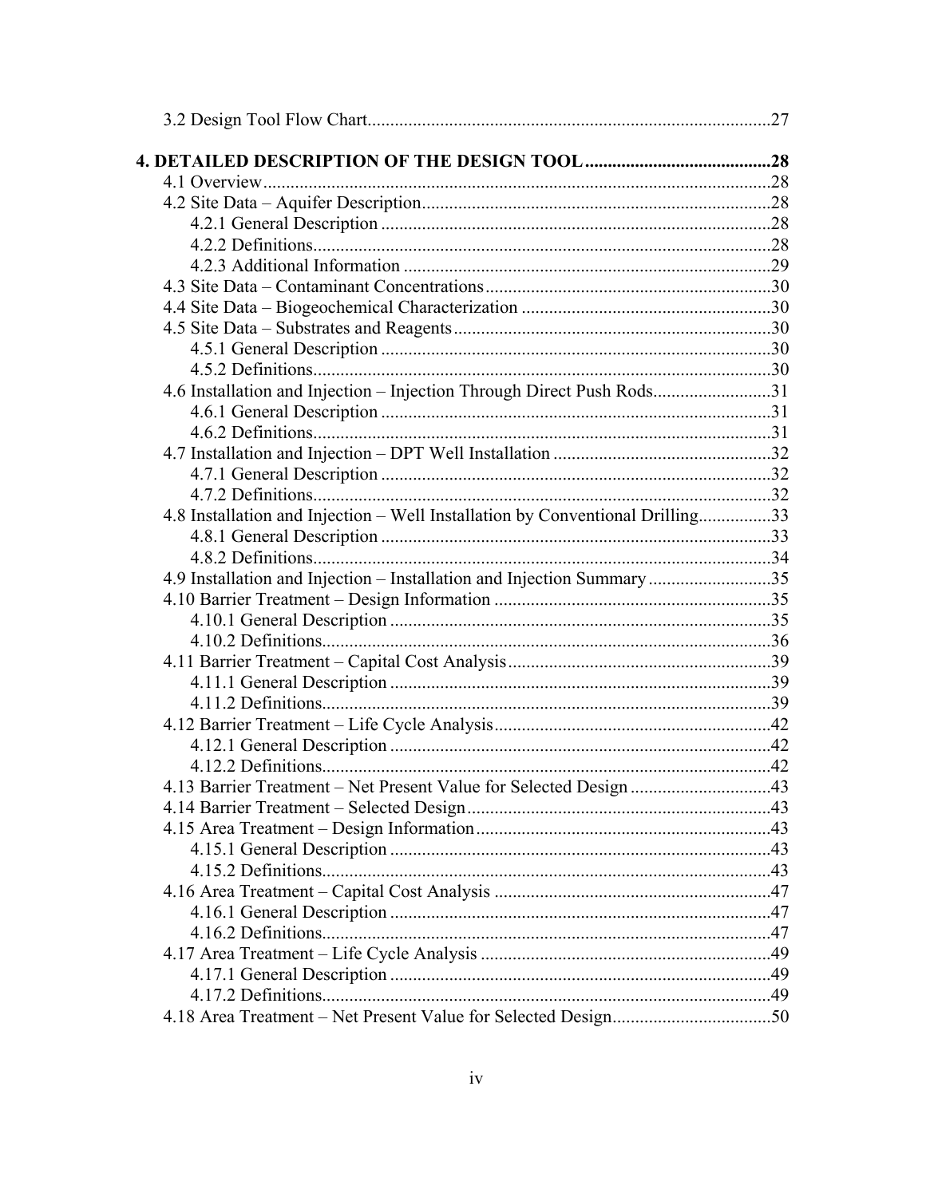3.2 Design Tool Flow Chart........................................................................................27

**4. DETAILED DESCRIPTION OF THE DESIGN TOOL.........................................28**

4.1 Overview..............................................................................................................28

4.2 Site Data – Aquifer Description............................................................................28

4.2.1 General Description .....................................................................................28

4.2.2 Definitions....................................................................................................28

4.2.3 Additional Information .................................................................................29

4.3 Site Data – Contaminant Concentrations...............................................................30

4.4 Site Data – Biogeochemical Characterization .......................................................30

4.5 Site Data – Substrates and Reagents.....................................................................30

4.5.1 General Description .....................................................................................30

4.5.2 Definitions....................................................................................................30

4.6 Installation and Injection – Injection Through Direct Push Rods..........................31

4.6.1 General Description .....................................................................................31

4.6.2 Definitions....................................................................................................31

4.7 Installation and Injection – DPT Well Installation ................................................32

4.7.1 General Description .....................................................................................32

4.7.2 Definitions....................................................................................................32

4.8 Installation and Injection – Well Installation by Conventional Drilling................33

4.8.1 General Description .....................................................................................33

4.8.2 Definitions....................................................................................................34

4.9 Installation and Injection – Installation and Injection Summary...........................35

4.10 Barrier Treatment – Design Information ............................................................35

4.10.1 General Description ...................................................................................35

4.10.2 Definitions..................................................................................................36

4.11 Barrier Treatment – Capital Cost Analysis.........................................................39

4.11.1 General Description ...................................................................................39

4.11.2 Definitions..................................................................................................39

4.12 Barrier Treatment – Life Cycle Analysis............................................................42

4.12.1 General Description ...................................................................................42

4.12.2 Definitions..................................................................................................42

4.13 Barrier Treatment – Net Present Value for Selected Design...............................43

4.14 Barrier Treatment – Selected Design..................................................................43

4.15 Area Treatment – Design Information................................................................43

4.15.1 General Description ...................................................................................43

4.15.2 Definitions..................................................................................................43

4.16 Area Treatment – Capital Cost Analysis ............................................................47

4.16.1 General Description ...................................................................................47

4.16.2 Definitions..................................................................................................47

4.17 Area Treatment – Life Cycle Analysis ...............................................................49

4.17.1 General Description ...................................................................................49

4.17.2 Definitions..................................................................................................49

4.18 Area Treatment – Net Present Value for Selected Design...................................50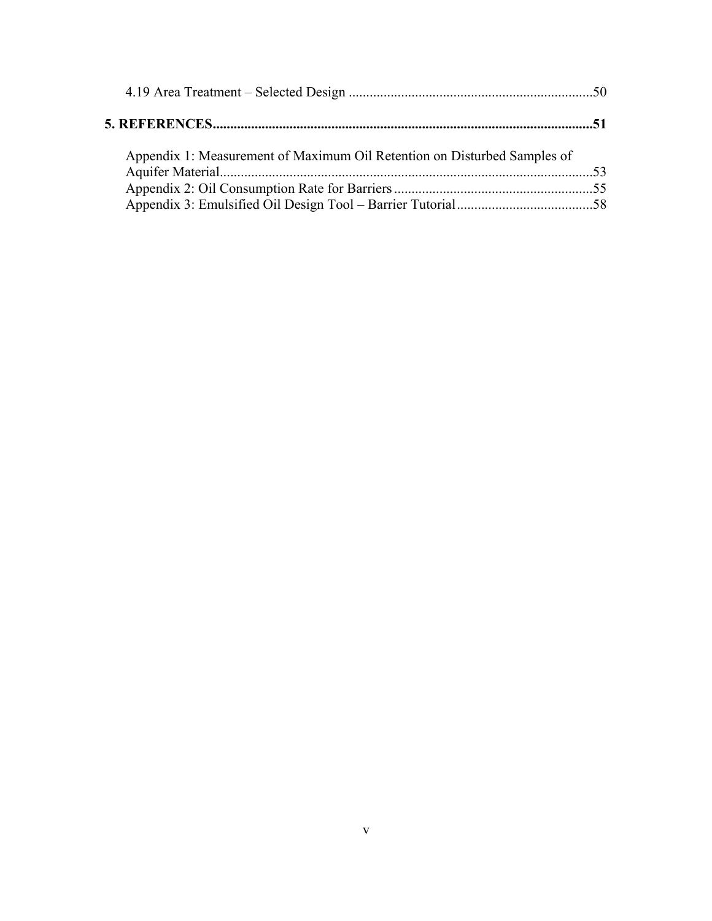4.19 Area Treatment – Selected Design ....................................................................50

**5. REFERENCES..........................................................................................................51**

Appendix 1: Measurement of Maximum Oil Retention on Disturbed Samples of Aquifer Material.........................................................................................................53
Appendix 2: Oil Consumption Rate for Barriers ........................................................55
Appendix 3: Emulsified Oil Design Tool – Barrier Tutorial......................................58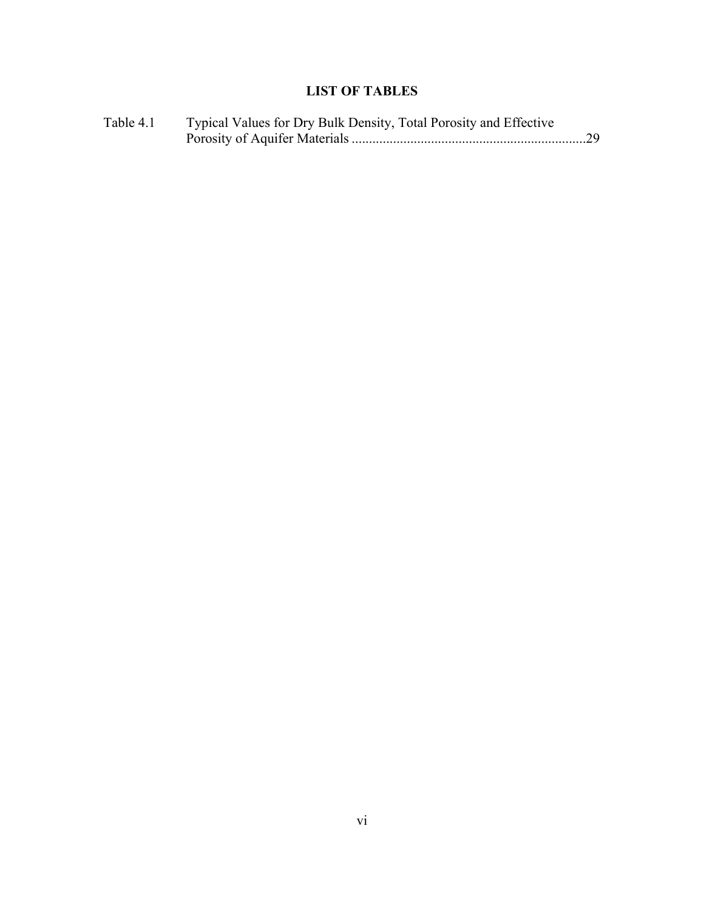# LIST OF TABLES

Table 4.1 Typical Values for Dry Bulk Density, Total Porosity and Effective Porosity of Aquifer Materials ....................................................................29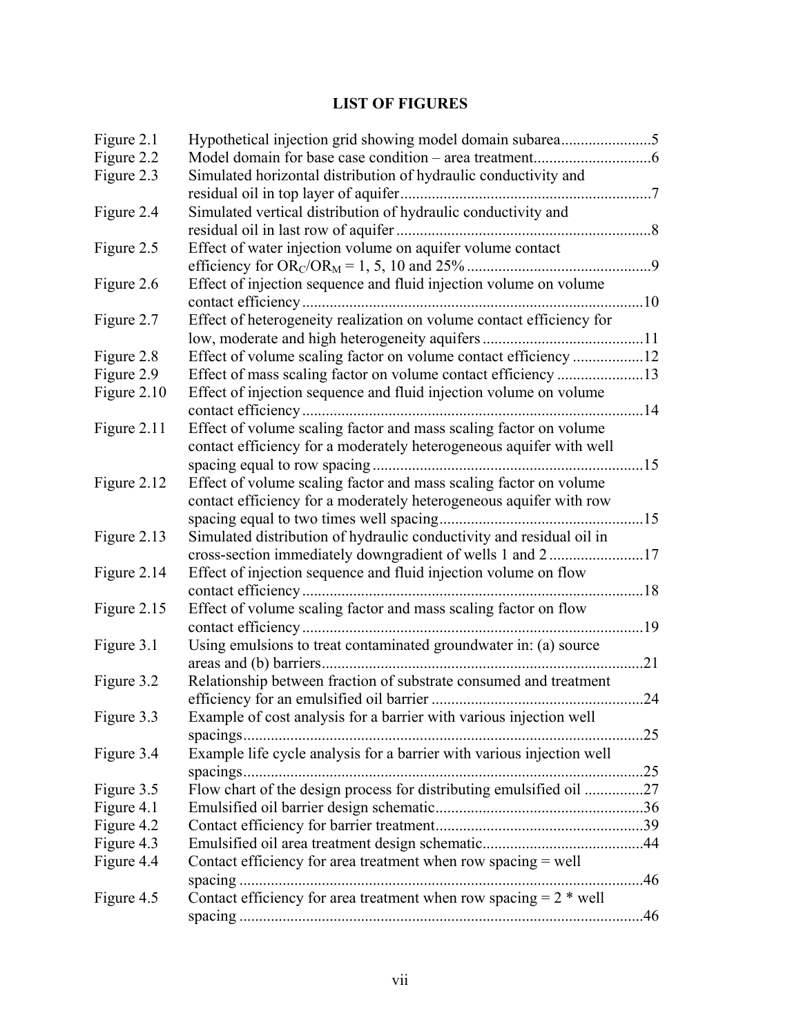# LIST OF FIGURES

| | | |
|---|---|---|
| Figure 2.1 | Hypothetical injection grid showing model domain subarea | 5 |
| Figure 2.2 | Model domain for base case condition – area treatment | 6 |
| Figure 2.3 | Simulated horizontal distribution of hydraulic conductivity and residual oil in top layer of aquifer | 7 |
| Figure 2.4 | Simulated vertical distribution of hydraulic conductivity and residual oil in last row of aquifer | 8 |
| Figure 2.5 | Effect of water injection volume on aquifer volume contact efficiency for $OR_C/OR_M$ = 1, 5, 10 and 25% | 9 |
| Figure 2.6 | Effect of injection sequence and fluid injection volume on volume contact efficiency | 10 |
| Figure 2.7 | Effect of heterogeneity realization on volume contact efficiency for low, moderate and high heterogeneity aquifers | 11 |
| Figure 2.8 | Effect of volume scaling factor on volume contact efficiency | 12 |
| Figure 2.9 | Effect of mass scaling factor on volume contact efficiency | 13 |
| Figure 2.10 | Effect of injection sequence and fluid injection volume on volume contact efficiency | 14 |
| Figure 2.11 | Effect of volume scaling factor and mass scaling factor on volume contact efficiency for a moderately heterogeneous aquifer with well spacing equal to row spacing | 15 |
| Figure 2.12 | Effect of volume scaling factor and mass scaling factor on volume contact efficiency for a moderately heterogeneous aquifer with row spacing equal to two times well spacing | 15 |
| Figure 2.13 | Simulated distribution of hydraulic conductivity and residual oil in cross-section immediately downgradient of wells 1 and 2 | 17 |
| Figure 2.14 | Effect of injection sequence and fluid injection volume on flow contact efficiency | 18 |
| Figure 2.15 | Effect of volume scaling factor and mass scaling factor on flow contact efficiency | 19 |
| Figure 3.1 | Using emulsions to treat contaminated groundwater in: (a) source areas and (b) barriers | 21 |
| Figure 3.2 | Relationship between fraction of substrate consumed and treatment efficiency for an emulsified oil barrier | 24 |
| Figure 3.3 | Example of cost analysis for a barrier with various injection well spacings | 25 |
| Figure 3.4 | Example life cycle analysis for a barrier with various injection well spacings | 25 |
| Figure 3.5 | Flow chart of the design process for distributing emulsified oil | 27 |
| Figure 4.1 | Emulsified oil barrier design schematic | 36 |
| Figure 4.2 | Contact efficiency for barrier treatment | 39 |
| Figure 4.3 | Emulsified oil area treatment design schematic | 44 |
| Figure 4.4 | Contact efficiency for area treatment when row spacing = well spacing | 46 |
| Figure 4.5 | Contact efficiency for area treatment when row spacing = 2 * well spacing | 46 |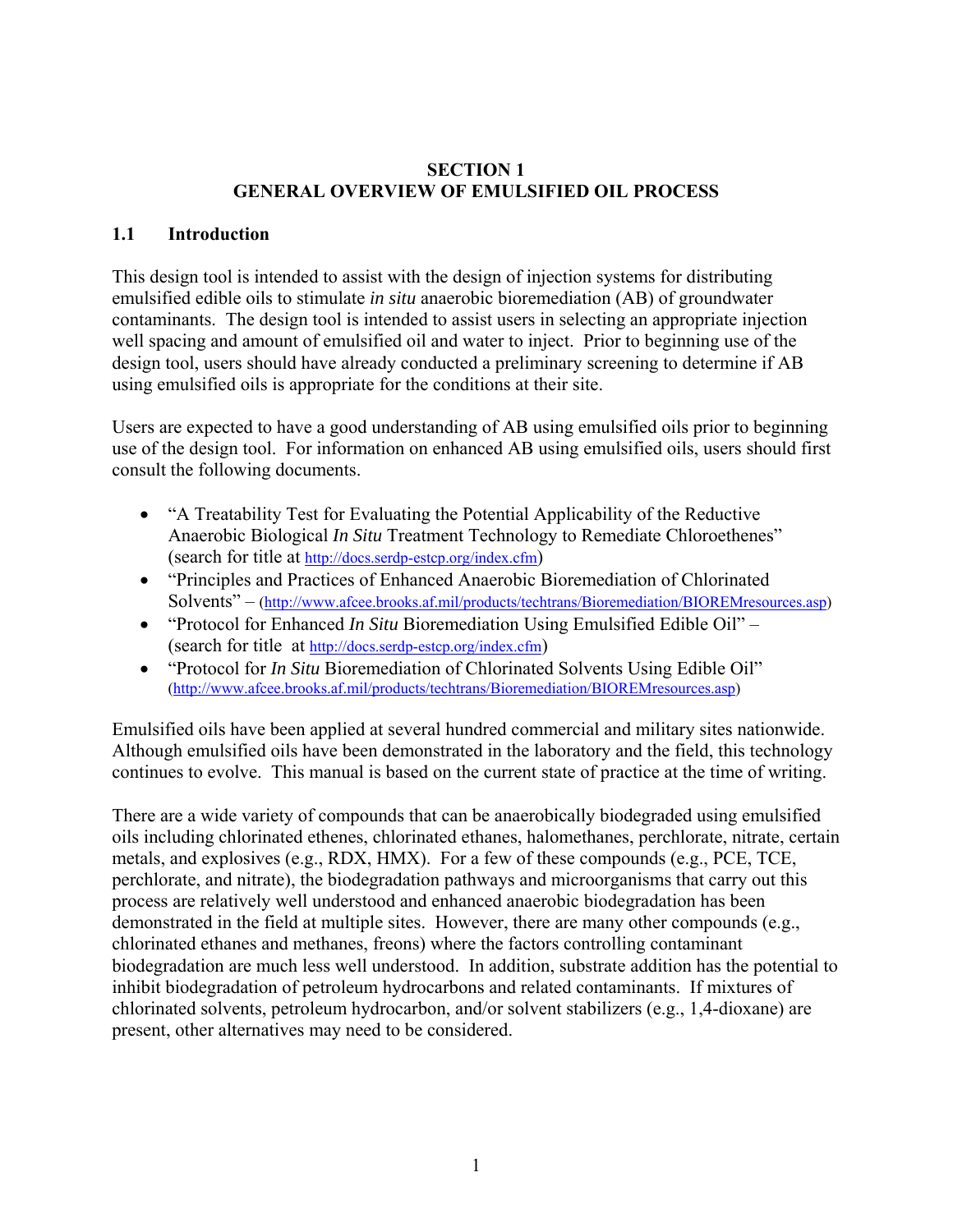# SECTION 1
# GENERAL OVERVIEW OF EMULSIFIED OIL PROCESS

## 1.1 Introduction

This design tool is intended to assist with the design of injection systems for distributing emulsified edible oils to stimulate *in situ* anaerobic bioremediation (AB) of groundwater contaminants. The design tool is intended to assist users in selecting an appropriate injection well spacing and amount of emulsified oil and water to inject. Prior to beginning use of the design tool, users should have already conducted a preliminary screening to determine if AB using emulsified oils is appropriate for the conditions at their site.

Users are expected to have a good understanding of AB using emulsified oils prior to beginning use of the design tool. For information on enhanced AB using emulsified oils, users should first consult the following documents.

- "A Treatability Test for Evaluating the Potential Applicability of the Reductive Anaerobic Biological *In Situ* Treatment Technology to Remediate Chloroethenes" (search for title at http://docs.serdp-estcp.org/index.cfm)
- "Principles and Practices of Enhanced Anaerobic Bioremediation of Chlorinated Solvents" – (http://www.afcee.brooks.af.mil/products/techtrans/Bioremediation/BIOREMresources.asp)
- "Protocol for Enhanced *In Situ* Bioremediation Using Emulsified Edible Oil" – (search for title at http://docs.serdp-estcp.org/index.cfm)
- "Protocol for *In Situ* Bioremediation of Chlorinated Solvents Using Edible Oil" (http://www.afcee.brooks.af.mil/products/techtrans/Bioremediation/BIOREMresources.asp)

Emulsified oils have been applied at several hundred commercial and military sites nationwide. Although emulsified oils have been demonstrated in the laboratory and the field, this technology continues to evolve. This manual is based on the current state of practice at the time of writing.

There are a wide variety of compounds that can be anaerobically biodegraded using emulsified oils including chlorinated ethenes, chlorinated ethanes, halomethanes, perchlorate, nitrate, certain metals, and explosives (e.g., RDX, HMX). For a few of these compounds (e.g., PCE, TCE, perchlorate, and nitrate), the biodegradation pathways and microorganisms that carry out this process are relatively well understood and enhanced anaerobic biodegradation has been demonstrated in the field at multiple sites. However, there are many other compounds (e.g., chlorinated ethanes and methanes, freons) where the factors controlling contaminant biodegradation are much less well understood. In addition, substrate addition has the potential to inhibit biodegradation of petroleum hydrocarbons and related contaminants. If mixtures of chlorinated solvents, petroleum hydrocarbon, and/or solvent stabilizers (e.g., 1,4-dioxane) are present, other alternatives may need to be considered.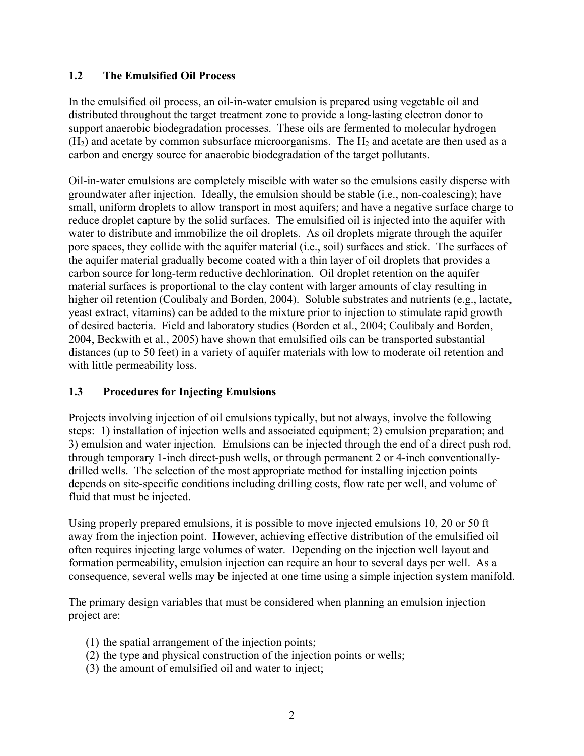## 1.2 The Emulsified Oil Process

In the emulsified oil process, an oil-in-water emulsion is prepared using vegetable oil and distributed throughout the target treatment zone to provide a long-lasting electron donor to support anaerobic biodegradation processes. These oils are fermented to molecular hydrogen ($H_2$) and acetate by common subsurface microorganisms. The $H_2$ and acetate are then used as a carbon and energy source for anaerobic biodegradation of the target pollutants.

Oil-in-water emulsions are completely miscible with water so the emulsions easily disperse with groundwater after injection. Ideally, the emulsion should be stable (i.e., non-coalescing); have small, uniform droplets to allow transport in most aquifers; and have a negative surface charge to reduce droplet capture by the solid surfaces. The emulsified oil is injected into the aquifer with water to distribute and immobilize the oil droplets. As oil droplets migrate through the aquifer pore spaces, they collide with the aquifer material (i.e., soil) surfaces and stick. The surfaces of the aquifer material gradually become coated with a thin layer of oil droplets that provides a carbon source for long-term reductive dechlorination. Oil droplet retention on the aquifer material surfaces is proportional to the clay content with larger amounts of clay resulting in higher oil retention (Coulibaly and Borden, 2004). Soluble substrates and nutrients (e.g., lactate, yeast extract, vitamins) can be added to the mixture prior to injection to stimulate rapid growth of desired bacteria. Field and laboratory studies (Borden et al., 2004; Coulibaly and Borden, 2004, Beckwith et al., 2005) have shown that emulsified oils can be transported substantial distances (up to 50 feet) in a variety of aquifer materials with low to moderate oil retention and with little permeability loss.

## 1.3 Procedures for Injecting Emulsions

Projects involving injection of oil emulsions typically, but not always, involve the following steps: 1) installation of injection wells and associated equipment; 2) emulsion preparation; and 3) emulsion and water injection. Emulsions can be injected through the end of a direct push rod, through temporary 1-inch direct-push wells, or through permanent 2 or 4-inch conventionally-drilled wells. The selection of the most appropriate method for installing injection points depends on site-specific conditions including drilling costs, flow rate per well, and volume of fluid that must be injected.

Using properly prepared emulsions, it is possible to move injected emulsions 10, 20 or 50 ft away from the injection point. However, achieving effective distribution of the emulsified oil often requires injecting large volumes of water. Depending on the injection well layout and formation permeability, emulsion injection can require an hour to several days per well. As a consequence, several wells may be injected at one time using a simple injection system manifold.

The primary design variables that must be considered when planning an emulsion injection project are:

(1) the spatial arrangement of the injection points;
(2) the type and physical construction of the injection points or wells;
(3) the amount of emulsified oil and water to inject;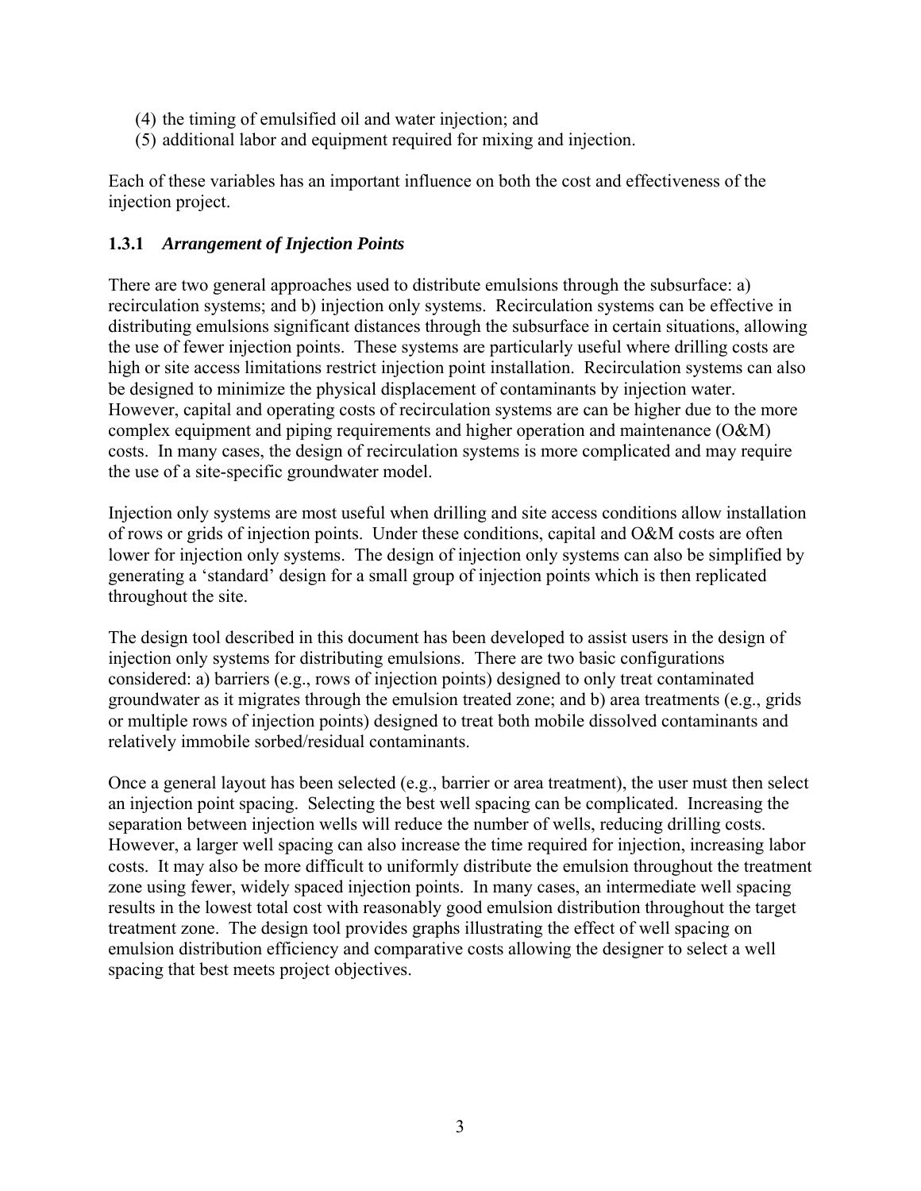(4) the timing of emulsified oil and water injection; and
(5) additional labor and equipment required for mixing and injection.

Each of these variables has an important influence on both the cost and effectiveness of the injection project.

### 1.3.1 *Arrangement of Injection Points*

There are two general approaches used to distribute emulsions through the subsurface: a) recirculation systems; and b) injection only systems. Recirculation systems can be effective in distributing emulsions significant distances through the subsurface in certain situations, allowing the use of fewer injection points. These systems are particularly useful where drilling costs are high or site access limitations restrict injection point installation. Recirculation systems can also be designed to minimize the physical displacement of contaminants by injection water. However, capital and operating costs of recirculation systems are can be higher due to the more complex equipment and piping requirements and higher operation and maintenance (O&M) costs. In many cases, the design of recirculation systems is more complicated and may require the use of a site-specific groundwater model.

Injection only systems are most useful when drilling and site access conditions allow installation of rows or grids of injection points. Under these conditions, capital and O&M costs are often lower for injection only systems. The design of injection only systems can also be simplified by generating a 'standard' design for a small group of injection points which is then replicated throughout the site.

The design tool described in this document has been developed to assist users in the design of injection only systems for distributing emulsions. There are two basic configurations considered: a) barriers (e.g., rows of injection points) designed to only treat contaminated groundwater as it migrates through the emulsion treated zone; and b) area treatments (e.g., grids or multiple rows of injection points) designed to treat both mobile dissolved contaminants and relatively immobile sorbed/residual contaminants.

Once a general layout has been selected (e.g., barrier or area treatment), the user must then select an injection point spacing. Selecting the best well spacing can be complicated. Increasing the separation between injection wells will reduce the number of wells, reducing drilling costs. However, a larger well spacing can also increase the time required for injection, increasing labor costs. It may also be more difficult to uniformly distribute the emulsion throughout the treatment zone using fewer, widely spaced injection points. In many cases, an intermediate well spacing results in the lowest total cost with reasonably good emulsion distribution throughout the target treatment zone. The design tool provides graphs illustrating the effect of well spacing on emulsion distribution efficiency and comparative costs allowing the designer to select a well spacing that best meets project objectives.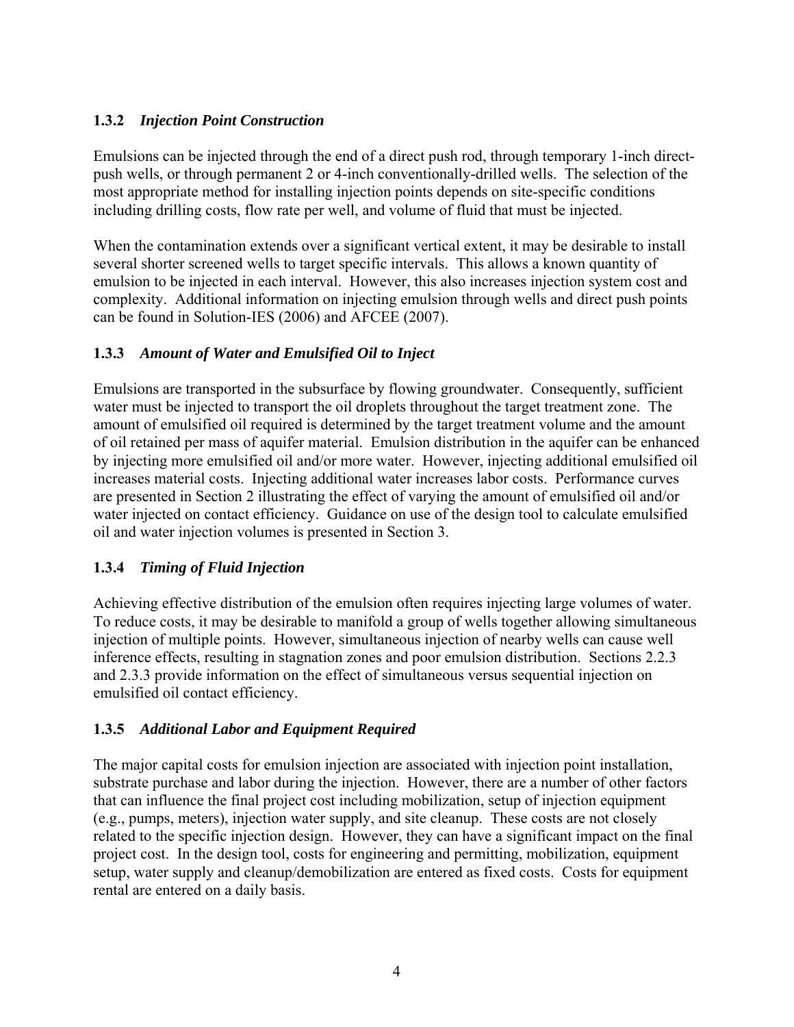### 1.3.2 *Injection Point Construction*

Emulsions can be injected through the end of a direct push rod, through temporary 1-inch direct-push wells, or through permanent 2 or 4-inch conventionally-drilled wells. The selection of the most appropriate method for installing injection points depends on site-specific conditions including drilling costs, flow rate per well, and volume of fluid that must be injected.

When the contamination extends over a significant vertical extent, it may be desirable to install several shorter screened wells to target specific intervals. This allows a known quantity of emulsion to be injected in each interval. However, this also increases injection system cost and complexity. Additional information on injecting emulsion through wells and direct push points can be found in Solution-IES (2006) and AFCEE (2007).

### 1.3.3 *Amount of Water and Emulsified Oil to Inject*

Emulsions are transported in the subsurface by flowing groundwater. Consequently, sufficient water must be injected to transport the oil droplets throughout the target treatment zone. The amount of emulsified oil required is determined by the target treatment volume and the amount of oil retained per mass of aquifer material. Emulsion distribution in the aquifer can be enhanced by injecting more emulsified oil and/or more water. However, injecting additional emulsified oil increases material costs. Injecting additional water increases labor costs. Performance curves are presented in Section 2 illustrating the effect of varying the amount of emulsified oil and/or water injected on contact efficiency. Guidance on use of the design tool to calculate emulsified oil and water injection volumes is presented in Section 3.

### 1.3.4 *Timing of Fluid Injection*

Achieving effective distribution of the emulsion often requires injecting large volumes of water. To reduce costs, it may be desirable to manifold a group of wells together allowing simultaneous injection of multiple points. However, simultaneous injection of nearby wells can cause well inference effects, resulting in stagnation zones and poor emulsion distribution. Sections 2.2.3 and 2.3.3 provide information on the effect of simultaneous versus sequential injection on emulsified oil contact efficiency.

### 1.3.5 *Additional Labor and Equipment Required*

The major capital costs for emulsion injection are associated with injection point installation, substrate purchase and labor during the injection. However, there are a number of other factors that can influence the final project cost including mobilization, setup of injection equipment (e.g., pumps, meters), injection water supply, and site cleanup. These costs are not closely related to the specific injection design. However, they can have a significant impact on the final project cost. In the design tool, costs for engineering and permitting, mobilization, equipment setup, water supply and cleanup/demobilization are entered as fixed costs. Costs for equipment rental are entered on a daily basis.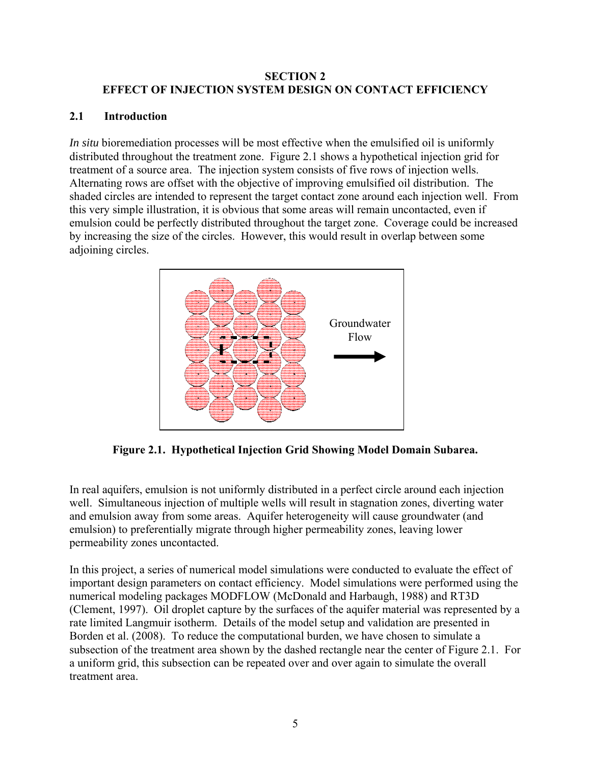# SECTION 2
# EFFECT OF INJECTION SYSTEM DESIGN ON CONTACT EFFICIENCY

## 2.1 Introduction

*In situ* bioremediation processes will be most effective when the emulsified oil is uniformly distributed throughout the treatment zone. Figure 2.1 shows a hypothetical injection grid for treatment of a source area. The injection system consists of five rows of injection wells. Alternating rows are offset with the objective of improving emulsified oil distribution. The shaded circles are intended to represent the target contact zone around each injection well. From this very simple illustration, it is obvious that some areas will remain uncontacted, even if emulsion could be perfectly distributed throughout the target zone. Coverage could be increased by increasing the size of the circles. However, this would result in overlap between some adjoining circles.

**Figure 2.1. Hypothetical Injection Grid Showing Model Domain Subarea.**

In real aquifers, emulsion is not uniformly distributed in a perfect circle around each injection well. Simultaneous injection of multiple wells will result in stagnation zones, diverting water and emulsion away from some areas. Aquifer heterogeneity will cause groundwater (and emulsion) to preferentially migrate through higher permeability zones, leaving lower permeability zones uncontacted.

In this project, a series of numerical model simulations were conducted to evaluate the effect of important design parameters on contact efficiency. Model simulations were performed using the numerical modeling packages MODFLOW (McDonald and Harbaugh, 1988) and RT3D (Clement, 1997). Oil droplet capture by the surfaces of the aquifer material was represented by a rate limited Langmuir isotherm. Details of the model setup and validation are presented in Borden et al. (2008). To reduce the computational burden, we have chosen to simulate a subsection of the treatment area shown by the dashed rectangle near the center of Figure 2.1. For a uniform grid, this subsection can be repeated over and over again to simulate the overall treatment area.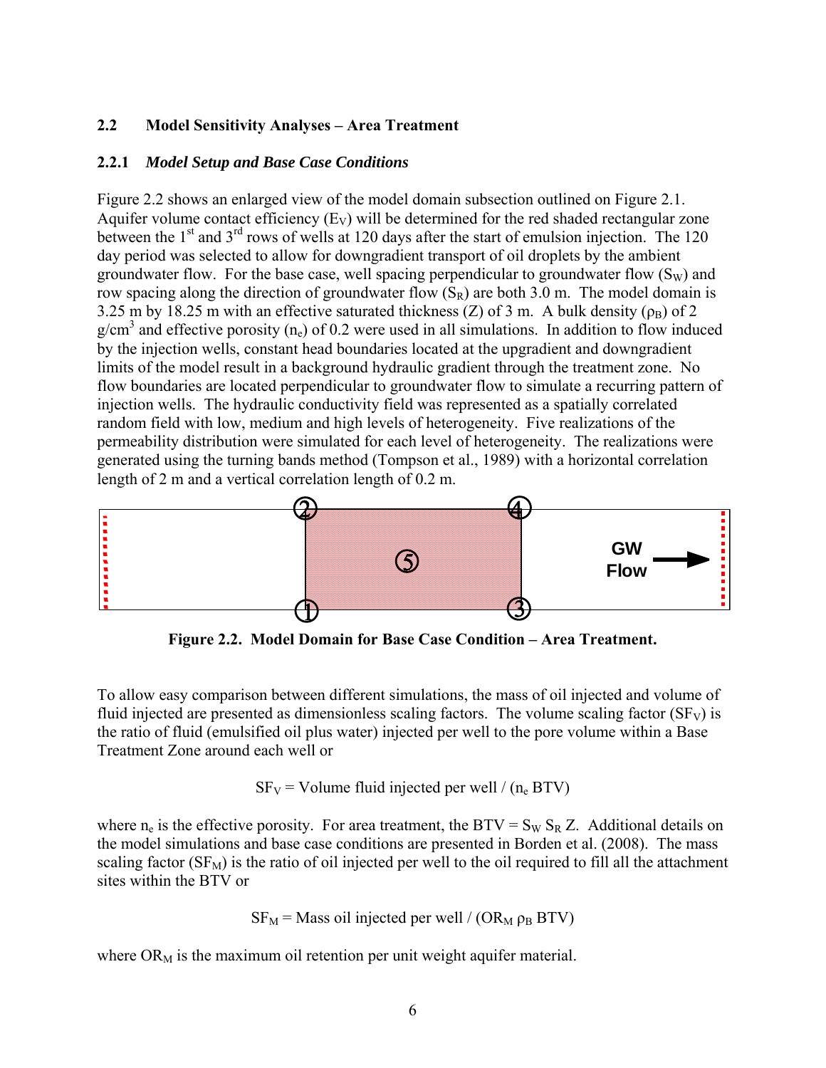### 2.2 Model Sensitivity Analyses – Area Treatment

#### 2.2.1 *Model Setup and Base Case Conditions*

Figure 2.2 shows an enlarged view of the model domain subsection outlined on Figure 2.1. Aquifer volume contact efficiency ($E_V$) will be determined for the red shaded rectangular zone between the 1st and 3rd rows of wells at 120 days after the start of emulsion injection. The 120 day period was selected to allow for downgradient transport of oil droplets by the ambient groundwater flow. For the base case, well spacing perpendicular to groundwater flow ($S_W$) and row spacing along the direction of groundwater flow ($S_R$) are both 3.0 m. The model domain is 3.25 m by 18.25 m with an effective saturated thickness (Z) of 3 m. A bulk density ($\rho_B$) of 2 g/cm$^3$ and effective porosity ($n_e$) of 0.2 were used in all simulations. In addition to flow induced by the injection wells, constant head boundaries located at the upgradient and downgradient limits of the model result in a background hydraulic gradient through the treatment zone. No flow boundaries are located perpendicular to groundwater flow to simulate a recurring pattern of injection wells. The hydraulic conductivity field was represented as a spatially correlated random field with low, medium and high levels of heterogeneity. Five realizations of the permeability distribution were simulated for each level of heterogeneity. The realizations were generated using the turning bands method (Tompson et al., 1989) with a horizontal correlation length of 2 m and a vertical correlation length of 0.2 m.

**Figure 2.2. Model Domain for Base Case Condition – Area Treatment.**

To allow easy comparison between different simulations, the mass of oil injected and volume of fluid injected are presented as dimensionless scaling factors. The volume scaling factor ($SF_V$) is the ratio of fluid (emulsified oil plus water) injected per well to the pore volume within a Base Treatment Zone around each well or

$$SF_V = \text{Volume fluid injected per well} / (n_e \, BTV)$$

where $n_e$ is the effective porosity. For area treatment, the $BTV = S_W \, S_R \, Z$. Additional details on the model simulations and base case conditions are presented in Borden et al. (2008). The mass scaling factor ($SF_M$) is the ratio of oil injected per well to the oil required to fill all the attachment sites within the BTV or

$$SF_M = \text{Mass oil injected per well} / (OR_M \, \rho_B \, BTV)$$

where $OR_M$ is the maximum oil retention per unit weight aquifer material.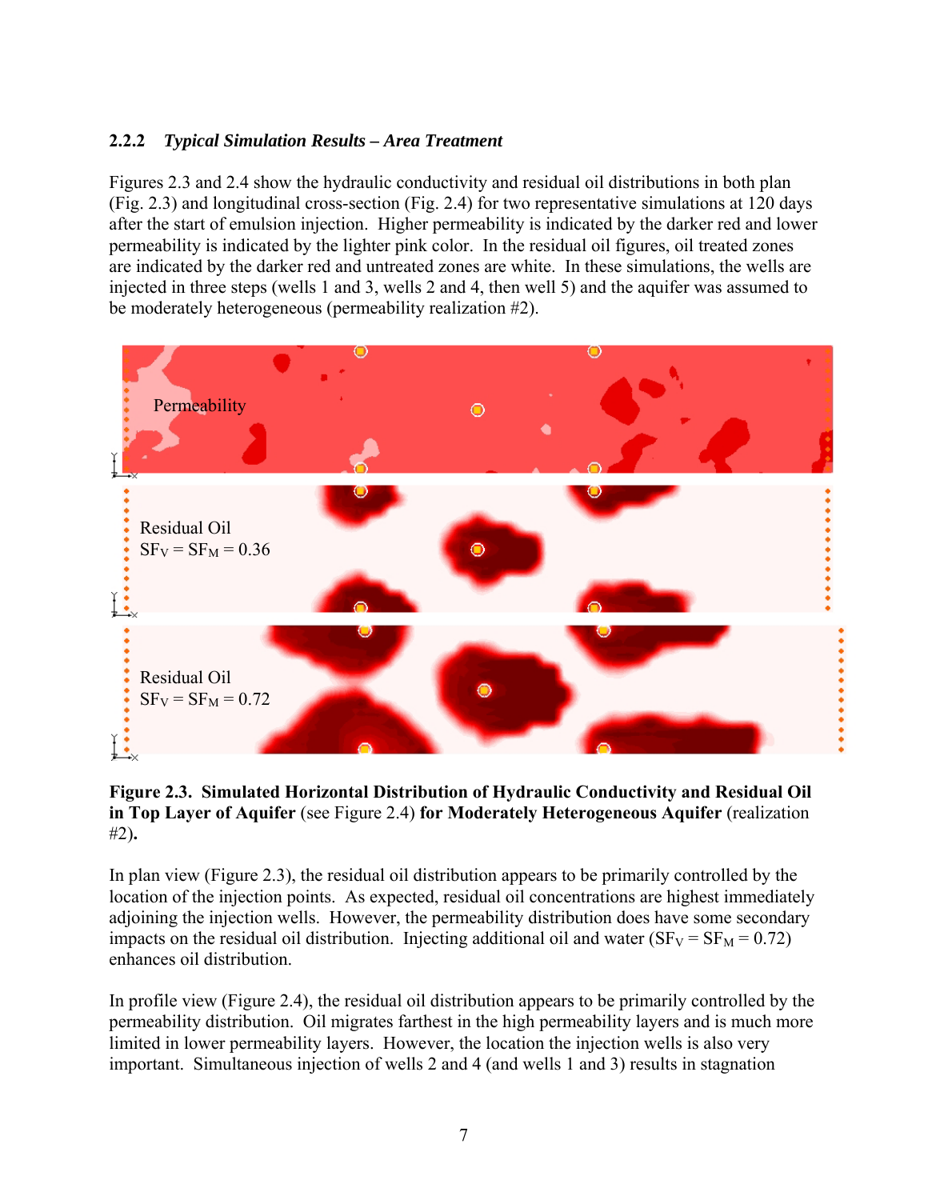### 2.2.2 *Typical Simulation Results – Area Treatment*

Figures 2.3 and 2.4 show the hydraulic conductivity and residual oil distributions in both plan (Fig. 2.3) and longitudinal cross-section (Fig. 2.4) for two representative simulations at 120 days after the start of emulsion injection. Higher permeability is indicated by the darker red and lower permeability is indicated by the lighter pink color. In the residual oil figures, oil treated zones are indicated by the darker red and untreated zones are white. In these simulations, the wells are injected in three steps (wells 1 and 3, wells 2 and 4, then well 5) and the aquifer was assumed to be moderately heterogeneous (permeability realization #2).

**Figure 2.3. Simulated Horizontal Distribution of Hydraulic Conductivity and Residual Oil in Top Layer of Aquifer** (see Figure 2.4) **for Moderately Heterogeneous Aquifer** (realization #2)**.**

In plan view (Figure 2.3), the residual oil distribution appears to be primarily controlled by the location of the injection points. As expected, residual oil concentrations are highest immediately adjoining the injection wells. However, the permeability distribution does have some secondary impacts on the residual oil distribution. Injecting additional oil and water ($SF_V = SF_M = 0.72$) enhances oil distribution.

In profile view (Figure 2.4), the residual oil distribution appears to be primarily controlled by the permeability distribution. Oil migrates farthest in the high permeability layers and is much more limited in lower permeability layers. However, the location the injection wells is also very important. Simultaneous injection of wells 2 and 4 (and wells 1 and 3) results in stagnation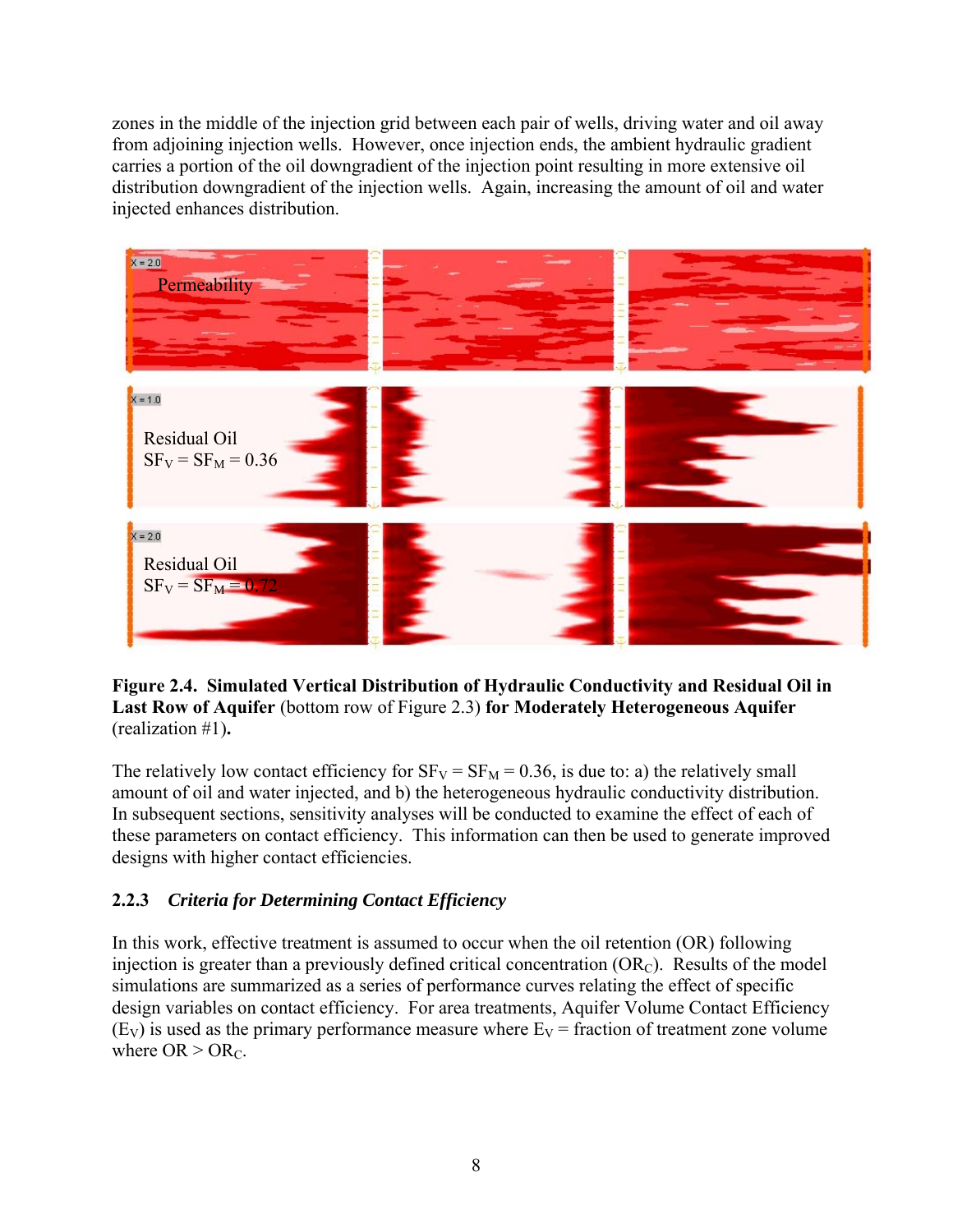zones in the middle of the injection grid between each pair of wells, driving water and oil away from adjoining injection wells. However, once injection ends, the ambient hydraulic gradient carries a portion of the oil downgradient of the injection point resulting in more extensive oil distribution downgradient of the injection wells. Again, increasing the amount of oil and water injected enhances distribution.

**Figure 2.4. Simulated Vertical Distribution of Hydraulic Conductivity and Residual Oil in Last Row of Aquifer** (bottom row of Figure 2.3) **for Moderately Heterogeneous Aquifer** (realization #1)**.**

The relatively low contact efficiency for $SF_V = SF_M = 0.36$, is due to: a) the relatively small amount of oil and water injected, and b) the heterogeneous hydraulic conductivity distribution. In subsequent sections, sensitivity analyses will be conducted to examine the effect of each of these parameters on contact efficiency. This information can then be used to generate improved designs with higher contact efficiencies.

### 2.2.3 *Criteria for Determining Contact Efficiency*

In this work, effective treatment is assumed to occur when the oil retention (OR) following injection is greater than a previously defined critical concentration ($OR_C$). Results of the model simulations are summarized as a series of performance curves relating the effect of specific design variables on contact efficiency. For area treatments, Aquifer Volume Contact Efficiency ($E_V$) is used as the primary performance measure where $E_V$ = fraction of treatment zone volume where $OR > OR_C$.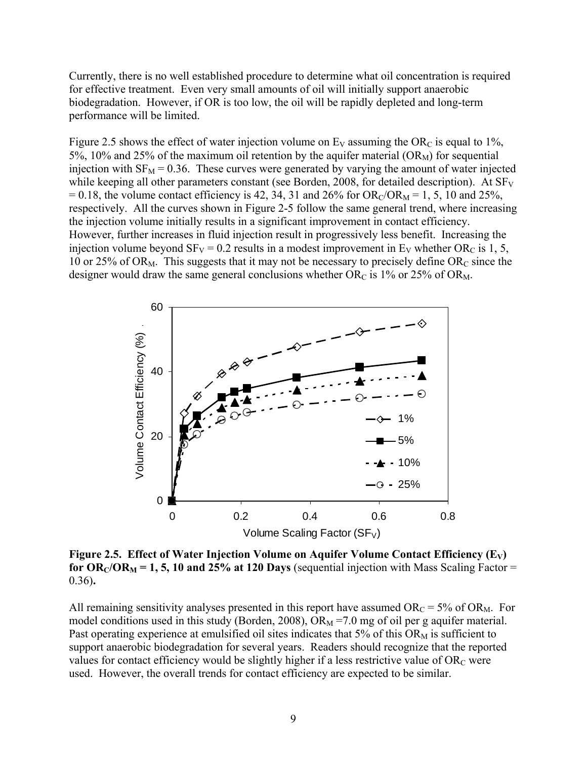Currently, there is no well established procedure to determine what oil concentration is required for effective treatment. Even very small amounts of oil will initially support anaerobic biodegradation. However, if OR is too low, the oil will be rapidly depleted and long-term performance will be limited.

Figure 2.5 shows the effect of water injection volume on $E_V$ assuming the $OR_C$ is equal to 1%, 5%, 10% and 25% of the maximum oil retention by the aquifer material ($OR_M$) for sequential injection with $SF_M = 0.36$. These curves were generated by varying the amount of water injected while keeping all other parameters constant (see Borden, 2008, for detailed description). At $SF_V = 0.18$, the volume contact efficiency is 42, 34, 31 and 26% for $OR_C/OR_M$ = 1, 5, 10 and 25%, respectively. All the curves shown in Figure 2-5 follow the same general trend, where increasing the injection volume initially results in a significant improvement in contact efficiency. However, further increases in fluid injection result in progressively less benefit. Increasing the injection volume beyond $SF_V = 0.2$ results in a modest improvement in $E_V$ whether $OR_C$ is 1, 5, 10 or 25% of $OR_M$. This suggests that it may not be necessary to precisely define $OR_C$ since the designer would draw the same general conclusions whether $OR_C$ is 1% or 25% of $OR_M$.

**Figure 2.5. Effect of Water Injection Volume on Aquifer Volume Contact Efficiency ($E_V$) for $OR_C/OR_M$ = 1, 5, 10 and 25% at 120 Days** (sequential injection with Mass Scaling Factor = 0.36)**.**

All remaining sensitivity analyses presented in this report have assumed $OR_C$ = 5% of $OR_M$. For model conditions used in this study (Borden, 2008), $OR_M$ =7.0 mg of oil per g aquifer material. Past operating experience at emulsified oil sites indicates that 5% of this $OR_M$ is sufficient to support anaerobic biodegradation for several years. Readers should recognize that the reported values for contact efficiency would be slightly higher if a less restrictive value of $OR_C$ were used. However, the overall trends for contact efficiency are expected to be similar.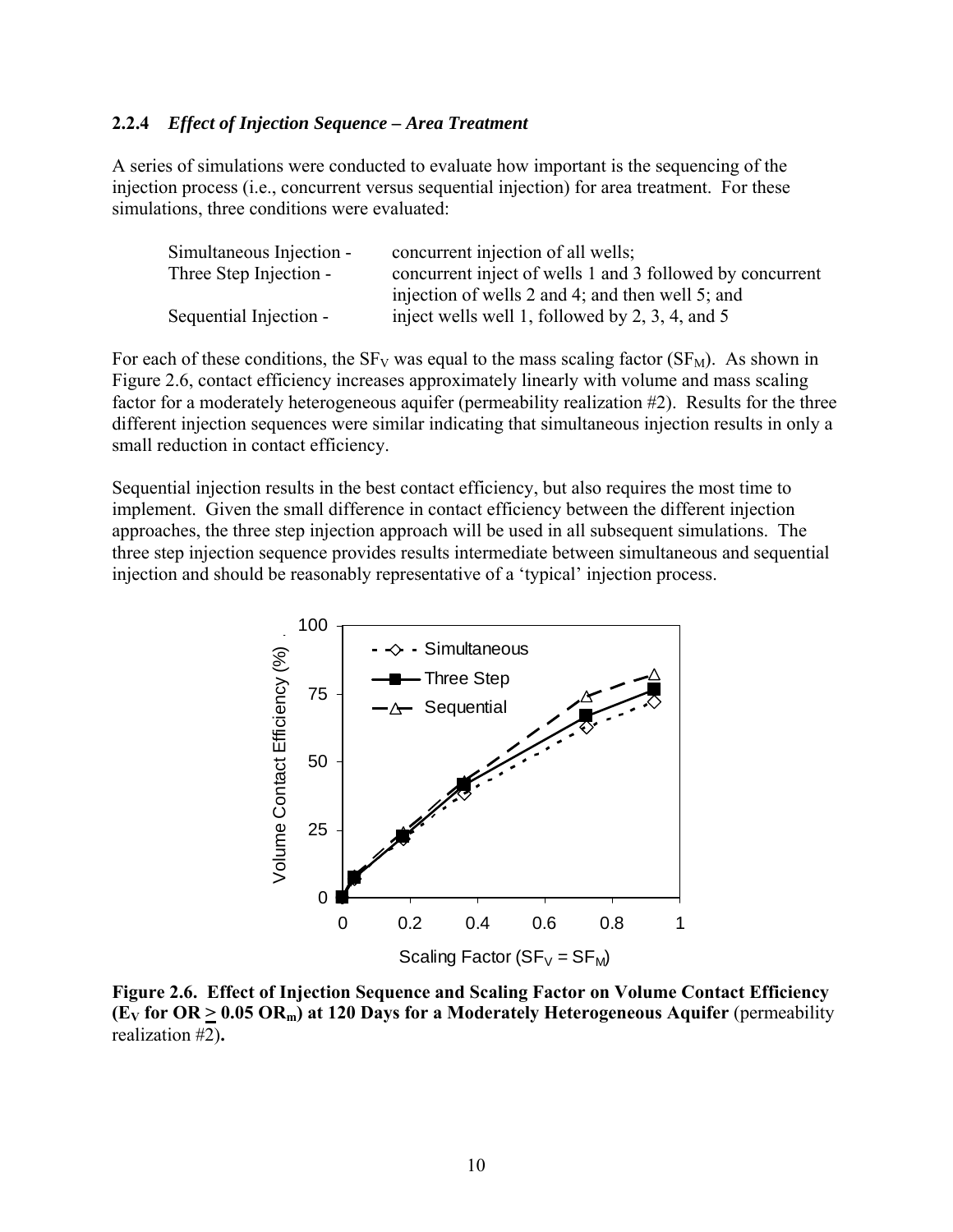### 2.2.4 *Effect of Injection Sequence – Area Treatment*

A series of simulations were conducted to evaluate how important is the sequencing of the injection process (i.e., concurrent versus sequential injection) for area treatment. For these simulations, three conditions were evaluated:

| | |
|---|---|
| Simultaneous Injection - | concurrent injection of all wells; |
| Three Step Injection - | concurrent inject of wells 1 and 3 followed by concurrent injection of wells 2 and 4; and then well 5; and |
| Sequential Injection - | inject wells well 1, followed by 2, 3, 4, and 5 |

For each of these conditions, the $SF_V$ was equal to the mass scaling factor ($SF_M$). As shown in Figure 2.6, contact efficiency increases approximately linearly with volume and mass scaling factor for a moderately heterogeneous aquifer (permeability realization #2). Results for the three different injection sequences were similar indicating that simultaneous injection results in only a small reduction in contact efficiency.

Sequential injection results in the best contact efficiency, but also requires the most time to implement. Given the small difference in contact efficiency between the different injection approaches, the three step injection approach will be used in all subsequent simulations. The three step injection sequence provides results intermediate between simultaneous and sequential injection and should be reasonably representative of a 'typical' injection process.

**Figure 2.6. Effect of Injection Sequence and Scaling Factor on Volume Contact Efficiency ($E_V$ for OR $\geq$ 0.05 $OR_m$) at 120 Days for a Moderately Heterogeneous Aquifer** (permeability realization #2)**.**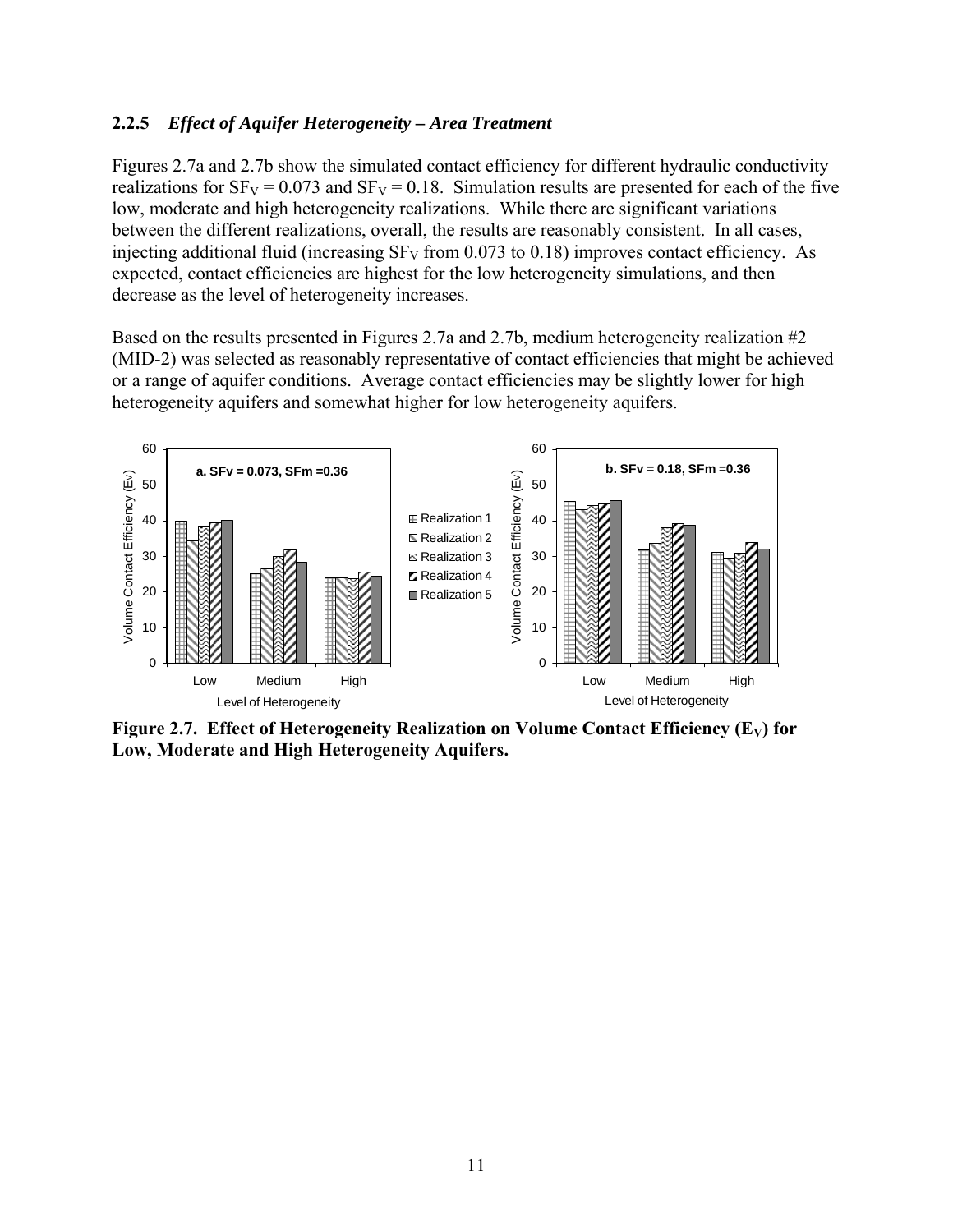### 2.2.5 *Effect of Aquifer Heterogeneity – Area Treatment*

Figures 2.7a and 2.7b show the simulated contact efficiency for different hydraulic conductivity realizations for $SF_V = 0.073$ and $SF_V = 0.18$. Simulation results are presented for each of the five low, moderate and high heterogeneity realizations. While there are significant variations between the different realizations, overall, the results are reasonably consistent. In all cases, injecting additional fluid (increasing $SF_V$ from 0.073 to 0.18) improves contact efficiency. As expected, contact efficiencies are highest for the low heterogeneity simulations, and then decrease as the level of heterogeneity increases.

Based on the results presented in Figures 2.7a and 2.7b, medium heterogeneity realization #2 (MID-2) was selected as reasonably representative of contact efficiencies that might be achieved or a range of aquifer conditions. Average contact efficiencies may be slightly lower for high heterogeneity aquifers and somewhat higher for low heterogeneity aquifers.

**Figure 2.7. Effect of Heterogeneity Realization on Volume Contact Efficiency ($E_V$) for Low, Moderate and High Heterogeneity Aquifers.**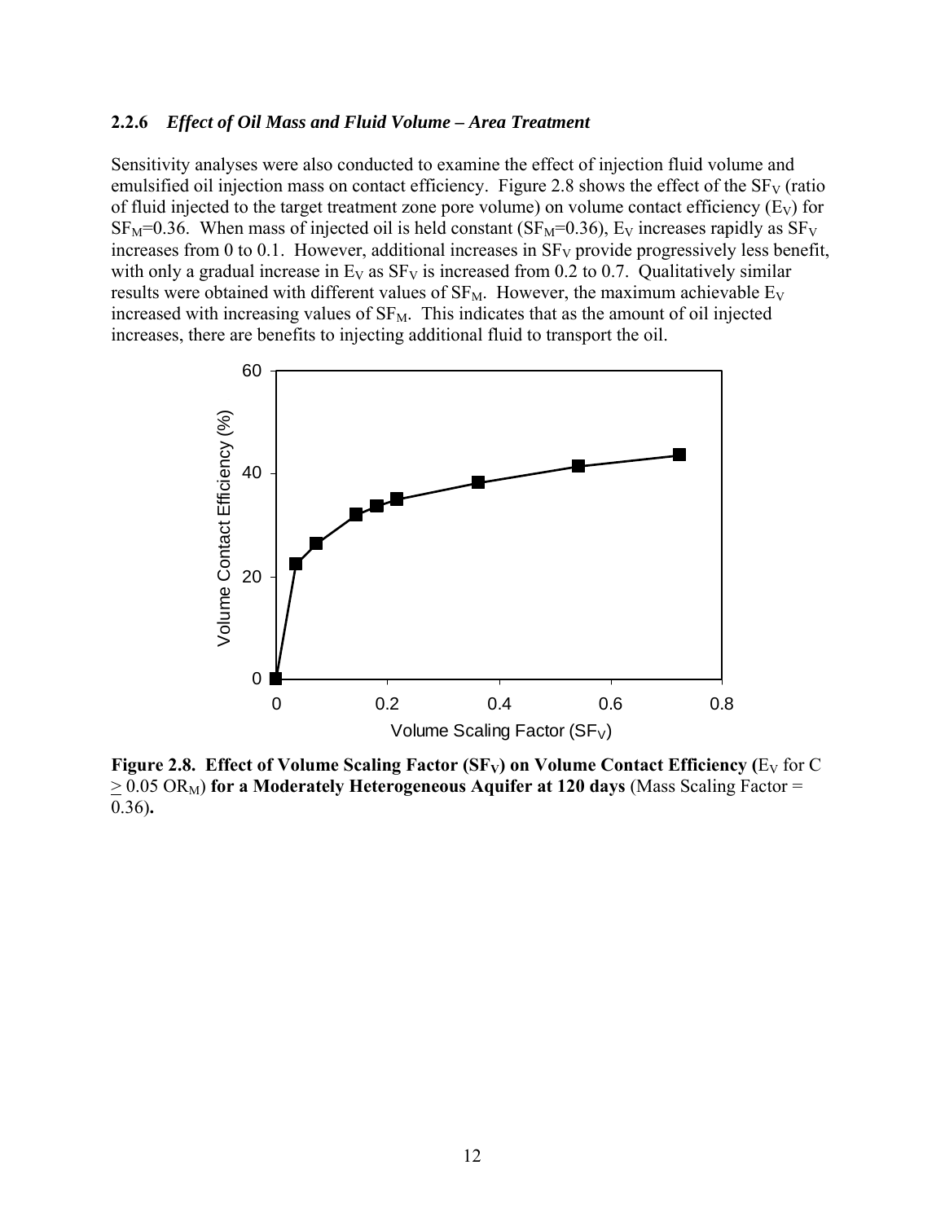### 2.2.6 *Effect of Oil Mass and Fluid Volume – Area Treatment*

Sensitivity analyses were also conducted to examine the effect of injection fluid volume and emulsified oil injection mass on contact efficiency. Figure 2.8 shows the effect of the $SF_V$ (ratio of fluid injected to the target treatment zone pore volume) on volume contact efficiency ($E_V$) for $SF_M$=0.36. When mass of injected oil is held constant ($SF_M$=0.36), $E_V$ increases rapidly as $SF_V$ increases from 0 to 0.1. However, additional increases in $SF_V$ provide progressively less benefit, with only a gradual increase in $E_V$ as $SF_V$ is increased from 0.2 to 0.7. Qualitatively similar results were obtained with different values of $SF_M$. However, the maximum achievable $E_V$ increased with increasing values of $SF_M$. This indicates that as the amount of oil injected increases, there are benefits to injecting additional fluid to transport the oil.

**Figure 2.8. Effect of Volume Scaling Factor ($SF_V$) on Volume Contact Efficiency (**$E_V$ for C $\geq$ 0.05 $OR_M$**) for a Moderately Heterogeneous Aquifer at 120 days** (Mass Scaling Factor = 0.36)**.**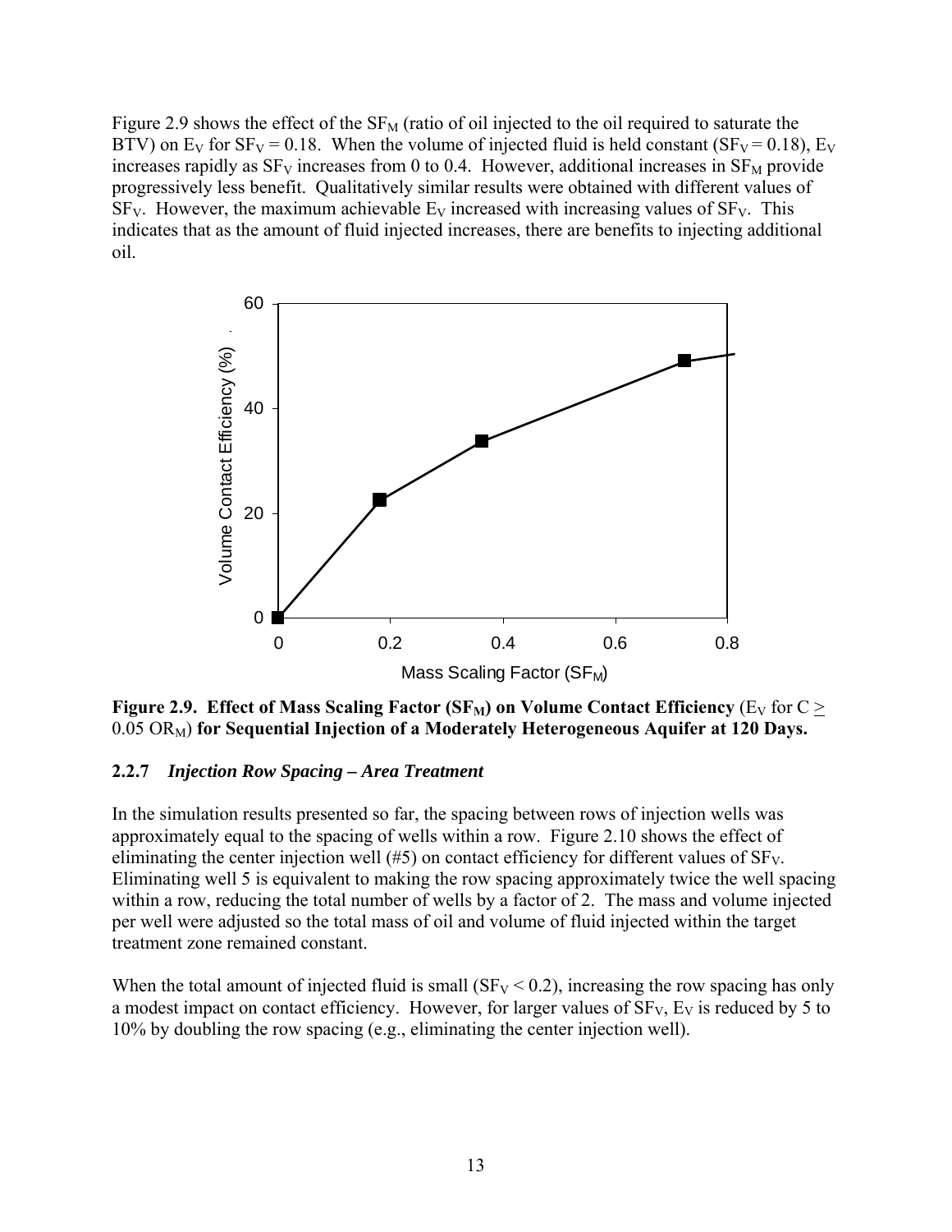Figure 2.9 shows the effect of the $SF_M$ (ratio of oil injected to the oil required to saturate the BTV) on $E_V$ for $SF_V = 0.18$. When the volume of injected fluid is held constant ($SF_V = 0.18$), $E_V$ increases rapidly as $SF_V$ increases from 0 to 0.4. However, additional increases in $SF_M$ provide progressively less benefit. Qualitatively similar results were obtained with different values of $SF_V$. However, the maximum achievable $E_V$ increased with increasing values of $SF_V$. This indicates that as the amount of fluid injected increases, there are benefits to injecting additional oil.

**Figure 2.9. Effect of Mass Scaling Factor ($SF_M$) on Volume Contact Efficiency** ($E_V$ for $C \geq 0.05\ OR_M$) **for Sequential Injection of a Moderately Heterogeneous Aquifer at 120 Days.**

### 2.2.7 *Injection Row Spacing – Area Treatment*

In the simulation results presented so far, the spacing between rows of injection wells was approximately equal to the spacing of wells within a row. Figure 2.10 shows the effect of eliminating the center injection well (#5) on contact efficiency for different values of $SF_V$. Eliminating well 5 is equivalent to making the row spacing approximately twice the well spacing within a row, reducing the total number of wells by a factor of 2. The mass and volume injected per well were adjusted so the total mass of oil and volume of fluid injected within the target treatment zone remained constant.

When the total amount of injected fluid is small ($SF_V < 0.2$), increasing the row spacing has only a modest impact on contact efficiency. However, for larger values of $SF_V$, $E_V$ is reduced by 5 to 10% by doubling the row spacing (e.g., eliminating the center injection well).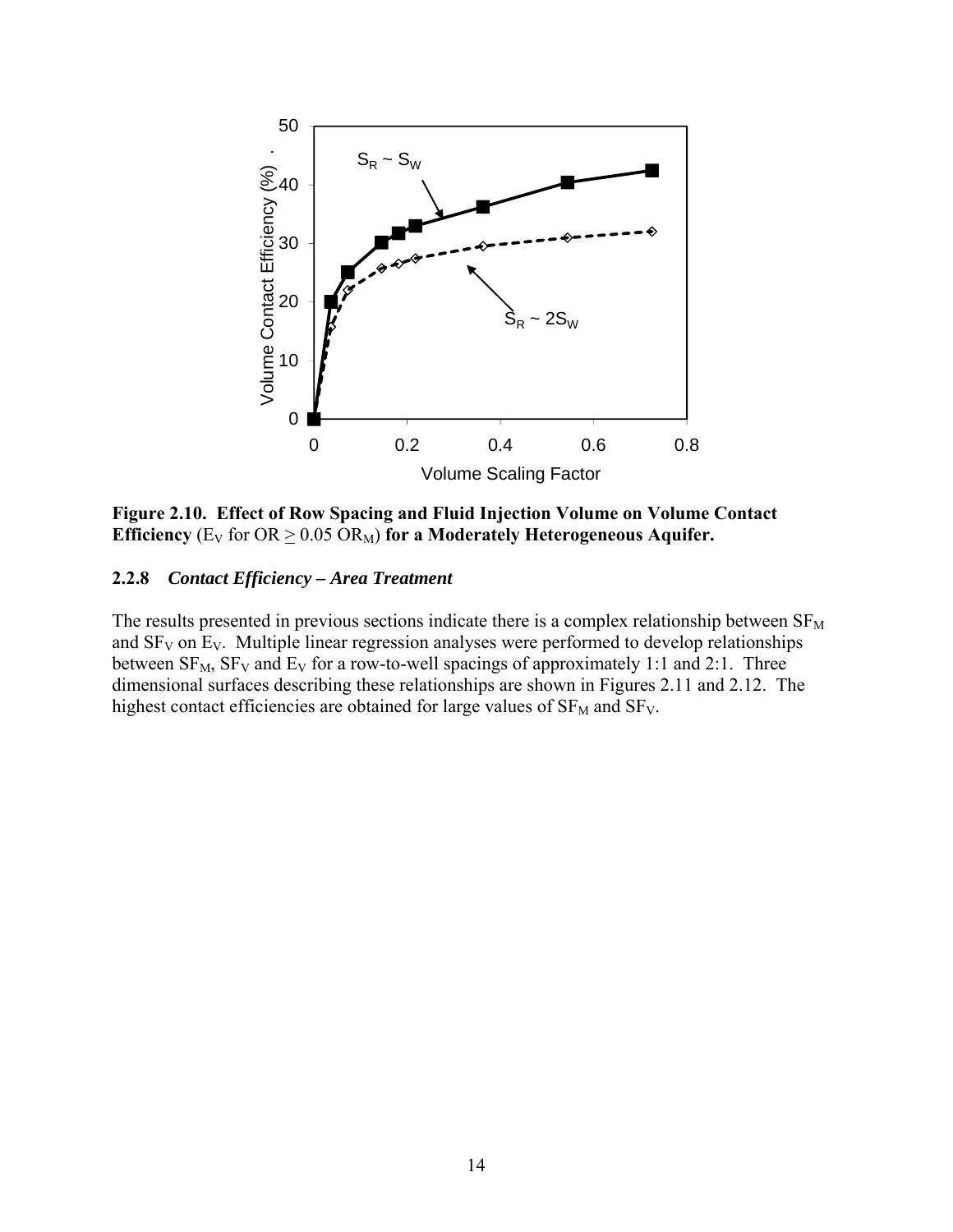**Figure 2.10. Effect of Row Spacing and Fluid Injection Volume on Volume Contact Efficiency** ($E_V$ for OR $\geq$ 0.05 $OR_M$) **for a Moderately Heterogeneous Aquifer.**

### 2.2.8 *Contact Efficiency – Area Treatment*

The results presented in previous sections indicate there is a complex relationship between $SF_M$ and $SF_V$ on $E_V$. Multiple linear regression analyses were performed to develop relationships between $SF_M$, $SF_V$ and $E_V$ for a row-to-well spacings of approximately 1:1 and 2:1. Three dimensional surfaces describing these relationships are shown in Figures 2.11 and 2.12. The highest contact efficiencies are obtained for large values of $SF_M$ and $SF_V$.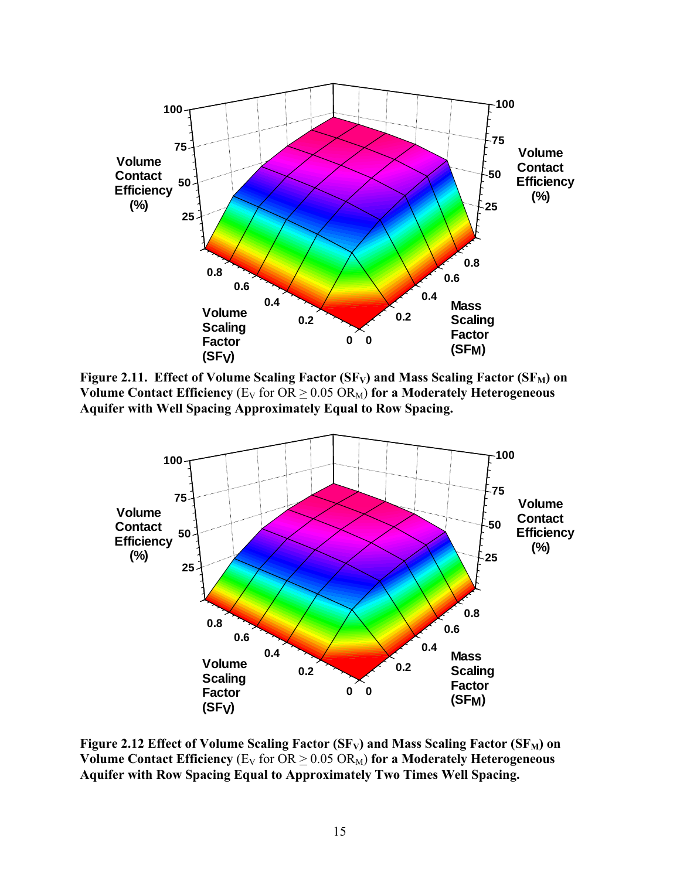**Figure 2.11. Effect of Volume Scaling Factor ($SF_V$) and Mass Scaling Factor ($SF_M$) on Volume Contact Efficiency** ($E_V$ for OR $\geq$ 0.05 $OR_M$) **for a Moderately Heterogeneous Aquifer with Well Spacing Approximately Equal to Row Spacing.**

**Figure 2.12 Effect of Volume Scaling Factor ($SF_V$) and Mass Scaling Factor ($SF_M$) on Volume Contact Efficiency** ($E_V$ for OR $\geq$ 0.05 $OR_M$) **for a Moderately Heterogeneous Aquifer with Row Spacing Equal to Approximately Two Times Well Spacing.**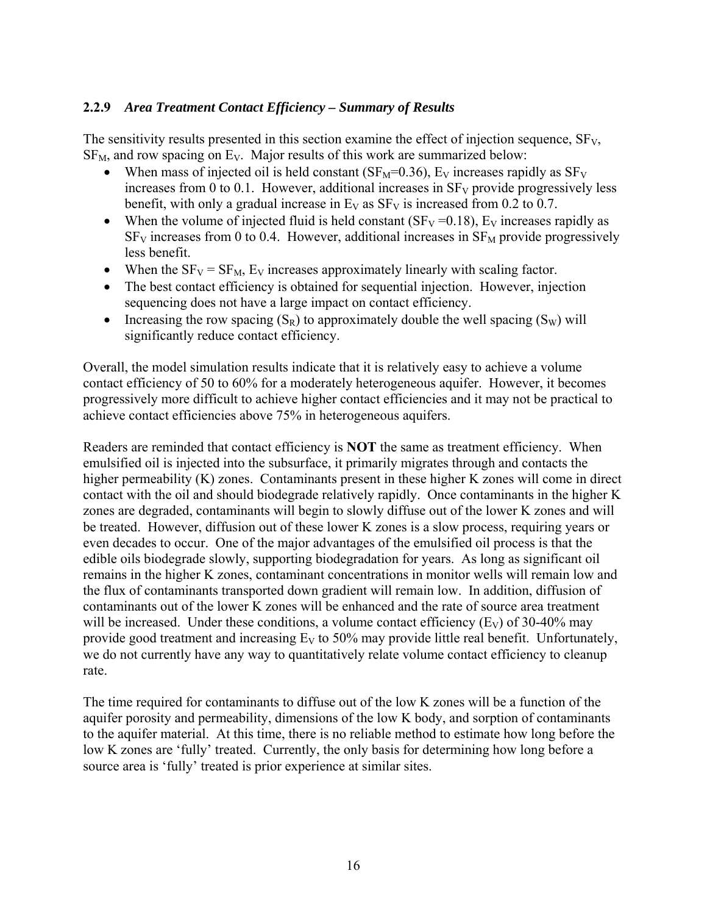### 2.2.9 *Area Treatment Contact Efficiency – Summary of Results*

The sensitivity results presented in this section examine the effect of injection sequence, $SF_V$, $SF_M$, and row spacing on $E_V$. Major results of this work are summarized below:

- When mass of injected oil is held constant ($SF_M$=0.36), $E_V$ increases rapidly as $SF_V$ increases from 0 to 0.1. However, additional increases in $SF_V$ provide progressively less benefit, with only a gradual increase in $E_V$ as $SF_V$ is increased from 0.2 to 0.7.
- When the volume of injected fluid is held constant ($SF_V$ =0.18), $E_V$ increases rapidly as $SF_V$ increases from 0 to 0.4. However, additional increases in $SF_M$ provide progressively less benefit.
- When the $SF_V$ = $SF_M$, $E_V$ increases approximately linearly with scaling factor.
- The best contact efficiency is obtained for sequential injection. However, injection sequencing does not have a large impact on contact efficiency.
- Increasing the row spacing ($S_R$) to approximately double the well spacing ($S_W$) will significantly reduce contact efficiency.

Overall, the model simulation results indicate that it is relatively easy to achieve a volume contact efficiency of 50 to 60% for a moderately heterogeneous aquifer. However, it becomes progressively more difficult to achieve higher contact efficiencies and it may not be practical to achieve contact efficiencies above 75% in heterogeneous aquifers.

Readers are reminded that contact efficiency is **NOT** the same as treatment efficiency. When emulsified oil is injected into the subsurface, it primarily migrates through and contacts the higher permeability (K) zones. Contaminants present in these higher K zones will come in direct contact with the oil and should biodegrade relatively rapidly. Once contaminants in the higher K zones are degraded, contaminants will begin to slowly diffuse out of the lower K zones and will be treated. However, diffusion out of these lower K zones is a slow process, requiring years or even decades to occur. One of the major advantages of the emulsified oil process is that the edible oils biodegrade slowly, supporting biodegradation for years. As long as significant oil remains in the higher K zones, contaminant concentrations in monitor wells will remain low and the flux of contaminants transported down gradient will remain low. In addition, diffusion of contaminants out of the lower K zones will be enhanced and the rate of source area treatment will be increased. Under these conditions, a volume contact efficiency ($E_V$) of 30-40% may provide good treatment and increasing $E_V$ to 50% may provide little real benefit. Unfortunately, we do not currently have any way to quantitatively relate volume contact efficiency to cleanup rate.

The time required for contaminants to diffuse out of the low K zones will be a function of the aquifer porosity and permeability, dimensions of the low K body, and sorption of contaminants to the aquifer material. At this time, there is no reliable method to estimate how long before the low K zones are 'fully' treated. Currently, the only basis for determining how long before a source area is 'fully' treated is prior experience at similar sites.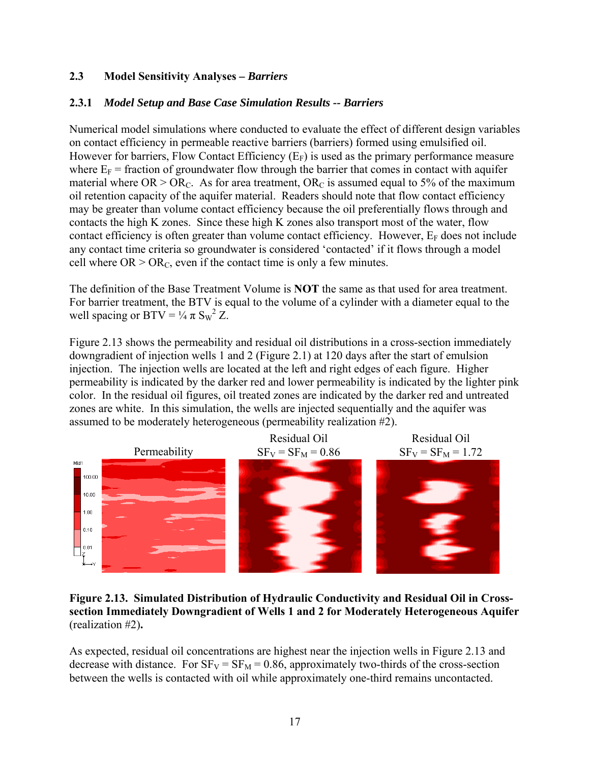## 2.3 Model Sensitivity Analyses – *Barriers*

### 2.3.1 *Model Setup and Base Case Simulation Results -- Barriers*

Numerical model simulations where conducted to evaluate the effect of different design variables on contact efficiency in permeable reactive barriers (barriers) formed using emulsified oil. However for barriers, Flow Contact Efficiency ($E_F$) is used as the primary performance measure where $E_F$ = fraction of groundwater flow through the barrier that comes in contact with aquifer material where $OR > OR_C$. As for area treatment, $OR_C$ is assumed equal to 5% of the maximum oil retention capacity of the aquifer material. Readers should note that flow contact efficiency may be greater than volume contact efficiency because the oil preferentially flows through and contacts the high K zones. Since these high K zones also transport most of the water, flow contact efficiency is often greater than volume contact efficiency. However, $E_F$ does not include any contact time criteria so groundwater is considered 'contacted' if it flows through a model cell where $OR > OR_C$, even if the contact time is only a few minutes.

The definition of the Base Treatment Volume is **NOT** the same as that used for area treatment. For barrier treatment, the BTV is equal to the volume of a cylinder with a diameter equal to the well spacing or BTV = $\frac{1}{4} \pi S_W^2 Z$.

Figure 2.13 shows the permeability and residual oil distributions in a cross-section immediately downgradient of injection wells 1 and 2 (Figure 2.1) at 120 days after the start of emulsion injection. The injection wells are located at the left and right edges of each figure. Higher permeability is indicated by the darker red and lower permeability is indicated by the lighter pink color. In the residual oil figures, oil treated zones are indicated by the darker red and untreated zones are white. In this simulation, the wells are injected sequentially and the aquifer was assumed to be moderately heterogeneous (permeability realization #2).

Permeability | Residual Oil $SF_V = SF_M = 0.86$ | Residual Oil $SF_V = SF_M = 1.72$

**Figure 2.13. Simulated Distribution of Hydraulic Conductivity and Residual Oil in Cross-section Immediately Downgradient of Wells 1 and 2 for Moderately Heterogeneous Aquifer** (realization #2)**.**

As expected, residual oil concentrations are highest near the injection wells in Figure 2.13 and decrease with distance. For $SF_V = SF_M = 0.86$, approximately two-thirds of the cross-section between the wells is contacted with oil while approximately one-third remains uncontacted.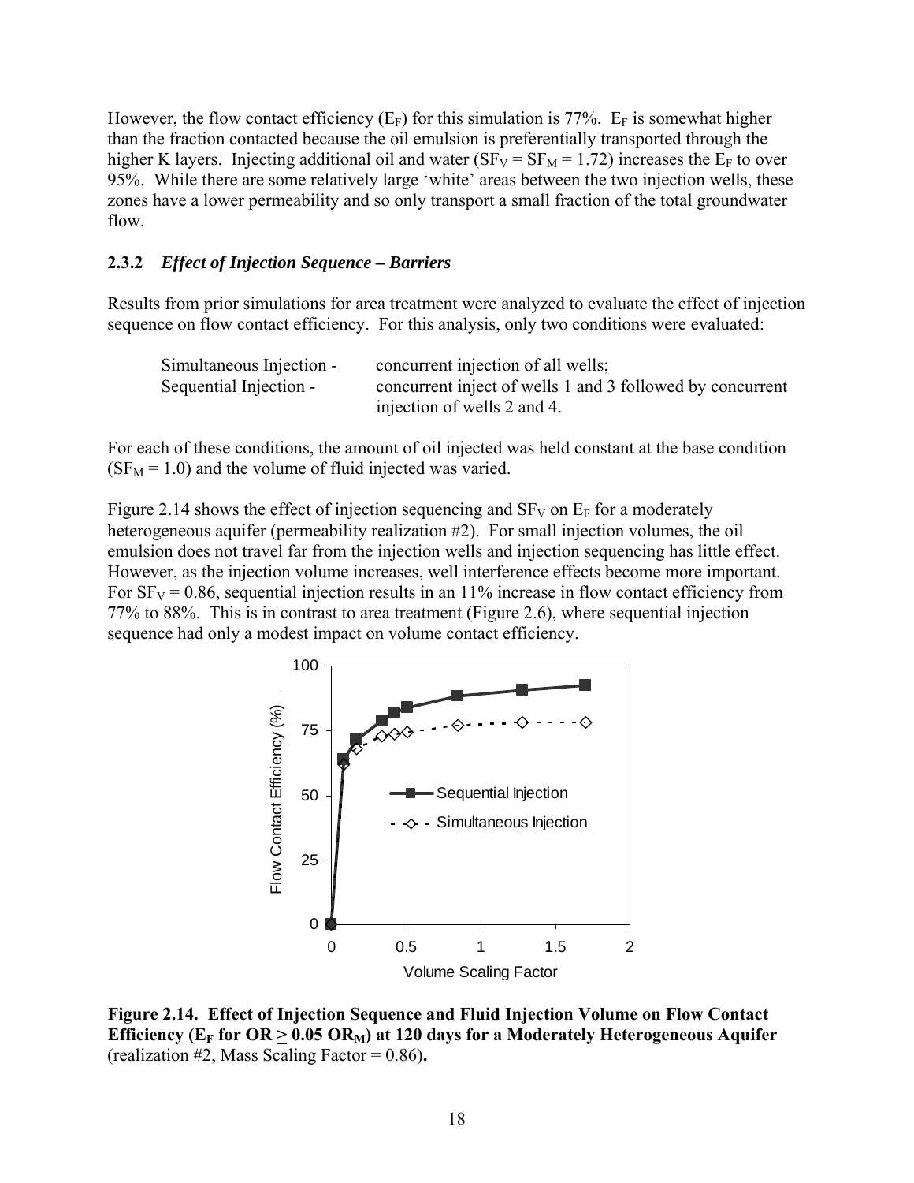However, the flow contact efficiency ($E_F$) for this simulation is 77%. $E_F$ is somewhat higher than the fraction contacted because the oil emulsion is preferentially transported through the higher K layers. Injecting additional oil and water ($SF_V = SF_M = 1.72$) increases the $E_F$ to over 95%. While there are some relatively large 'white' areas between the two injection wells, these zones have a lower permeability and so only transport a small fraction of the total groundwater flow.

### 2.3.2 *Effect of Injection Sequence – Barriers*

Results from prior simulations for area treatment were analyzed to evaluate the effect of injection sequence on flow contact efficiency. For this analysis, only two conditions were evaluated:

| | |
|---|---|
| Simultaneous Injection - | concurrent injection of all wells; |
| Sequential Injection - | concurrent inject of wells 1 and 3 followed by concurrent injection of wells 2 and 4. |

For each of these conditions, the amount of oil injected was held constant at the base condition ($SF_M = 1.0$) and the volume of fluid injected was varied.

Figure 2.14 shows the effect of injection sequencing and $SF_V$ on $E_F$ for a moderately heterogeneous aquifer (permeability realization #2). For small injection volumes, the oil emulsion does not travel far from the injection wells and injection sequencing has little effect. However, as the injection volume increases, well interference effects become more important. For $SF_V = 0.86$, sequential injection results in an 11% increase in flow contact efficiency from 77% to 88%. This is in contrast to area treatment (Figure 2.6), where sequential injection sequence had only a modest impact on volume contact efficiency.

**Figure 2.14. Effect of Injection Sequence and Fluid Injection Volume on Flow Contact Efficiency ($E_F$ for $OR \geq 0.05\ OR_M$) at 120 days for a Moderately Heterogeneous Aquifer** (realization #2, Mass Scaling Factor = 0.86)**.**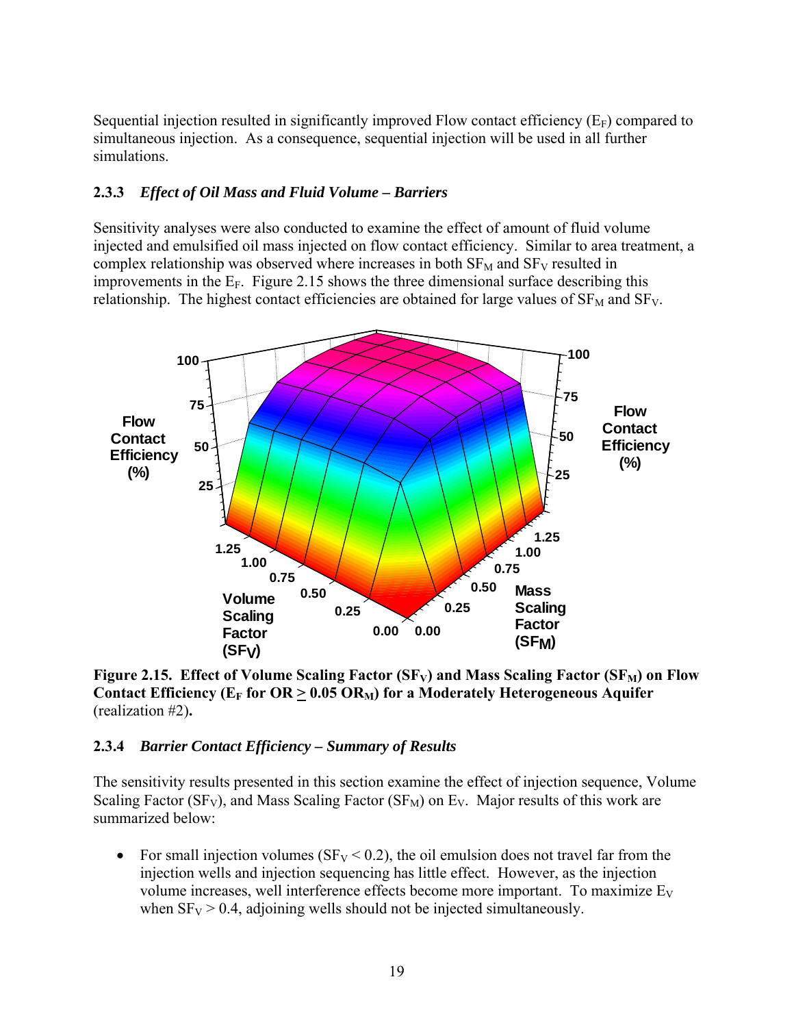Sequential injection resulted in significantly improved Flow contact efficiency ($E_F$) compared to simultaneous injection. As a consequence, sequential injection will be used in all further simulations.

### 2.3.3 *Effect of Oil Mass and Fluid Volume – Barriers*

Sensitivity analyses were also conducted to examine the effect of amount of fluid volume injected and emulsified oil mass injected on flow contact efficiency. Similar to area treatment, a complex relationship was observed where increases in both $SF_M$ and $SF_V$ resulted in improvements in the $E_F$. Figure 2.15 shows the three dimensional surface describing this relationship. The highest contact efficiencies are obtained for large values of $SF_M$ and $SF_V$.

**Figure 2.15. Effect of Volume Scaling Factor ($SF_V$) and Mass Scaling Factor ($SF_M$) on Flow Contact Efficiency ($E_F$ for OR $\geq$ 0.05 $OR_M$) for a Moderately Heterogeneous Aquifer** (realization #2)**.**

### 2.3.4 *Barrier Contact Efficiency – Summary of Results*

The sensitivity results presented in this section examine the effect of injection sequence, Volume Scaling Factor ($SF_V$), and Mass Scaling Factor ($SF_M$) on $E_V$. Major results of this work are summarized below:

- For small injection volumes ($SF_V < 0.2$), the oil emulsion does not travel far from the injection wells and injection sequencing has little effect. However, as the injection volume increases, well interference effects become more important. To maximize $E_V$ when $SF_V > 0.4$, adjoining wells should not be injected simultaneously.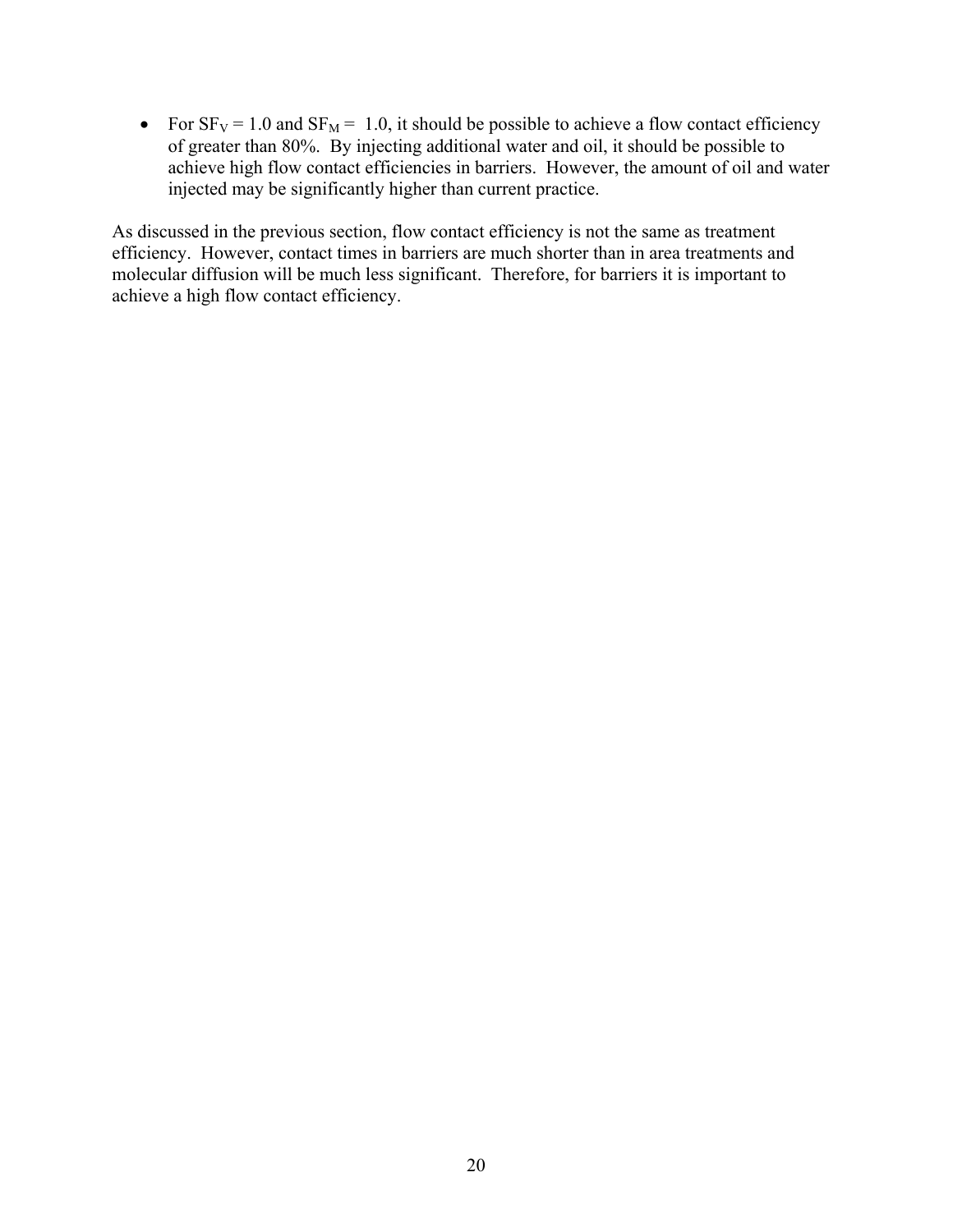- For $SF_V = 1.0$ and $SF_M = 1.0$, it should be possible to achieve a flow contact efficiency of greater than 80%. By injecting additional water and oil, it should be possible to achieve high flow contact efficiencies in barriers. However, the amount of oil and water injected may be significantly higher than current practice.

As discussed in the previous section, flow contact efficiency is not the same as treatment efficiency. However, contact times in barriers are much shorter than in area treatments and molecular diffusion will be much less significant. Therefore, for barriers it is important to achieve a high flow contact efficiency.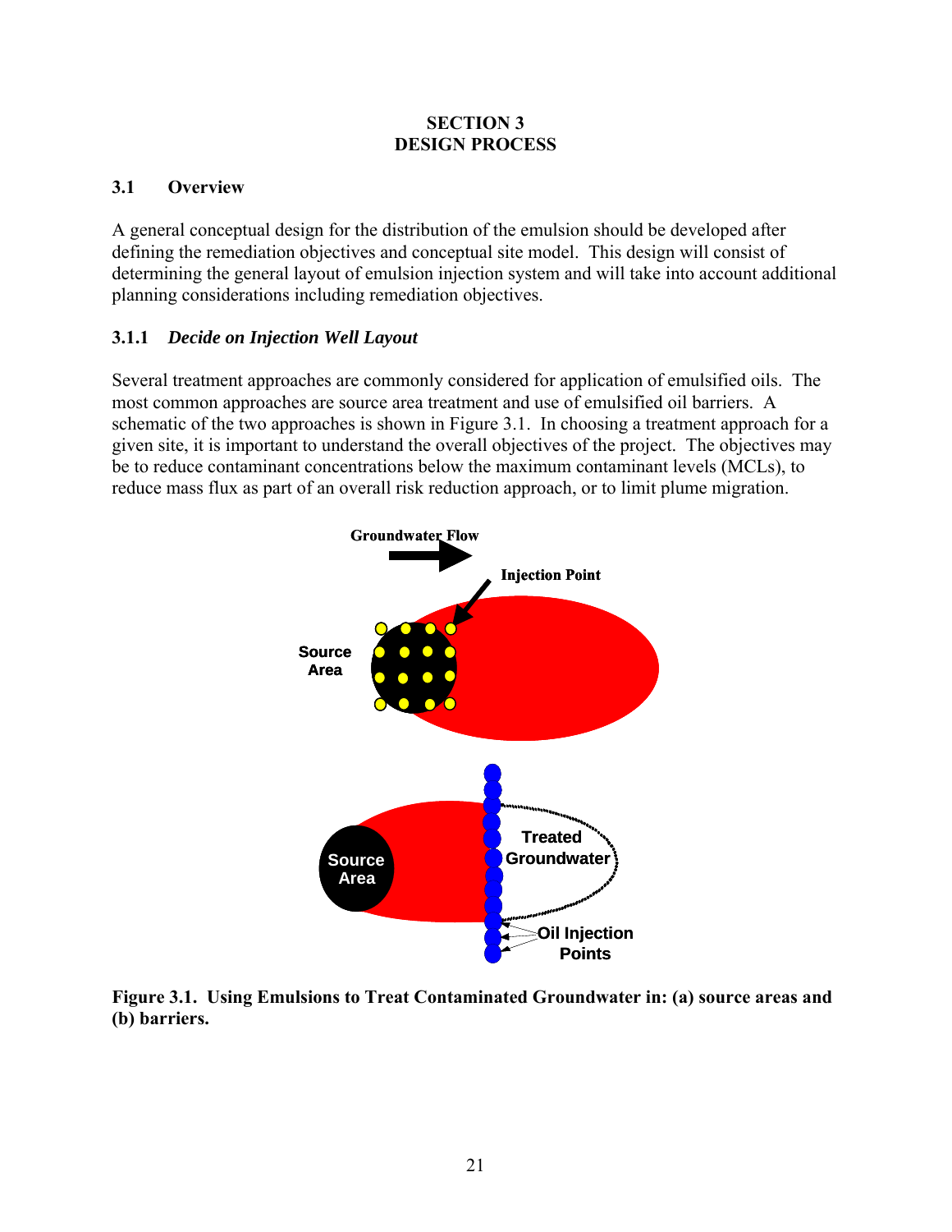# SECTION 3
# DESIGN PROCESS

## 3.1 Overview

A general conceptual design for the distribution of the emulsion should be developed after defining the remediation objectives and conceptual site model. This design will consist of determining the general layout of emulsion injection system and will take into account additional planning considerations including remediation objectives.

### 3.1.1 *Decide on Injection Well Layout*

Several treatment approaches are commonly considered for application of emulsified oils. The most common approaches are source area treatment and use of emulsified oil barriers. A schematic of the two approaches is shown in Figure 3.1. In choosing a treatment approach for a given site, it is important to understand the overall objectives of the project. The objectives may be to reduce contaminant concentrations below the maximum contaminant levels (MCLs), to reduce mass flux as part of an overall risk reduction approach, or to limit plume migration.

**Figure 3.1. Using Emulsions to Treat Contaminated Groundwater in: (a) source areas and (b) barriers.**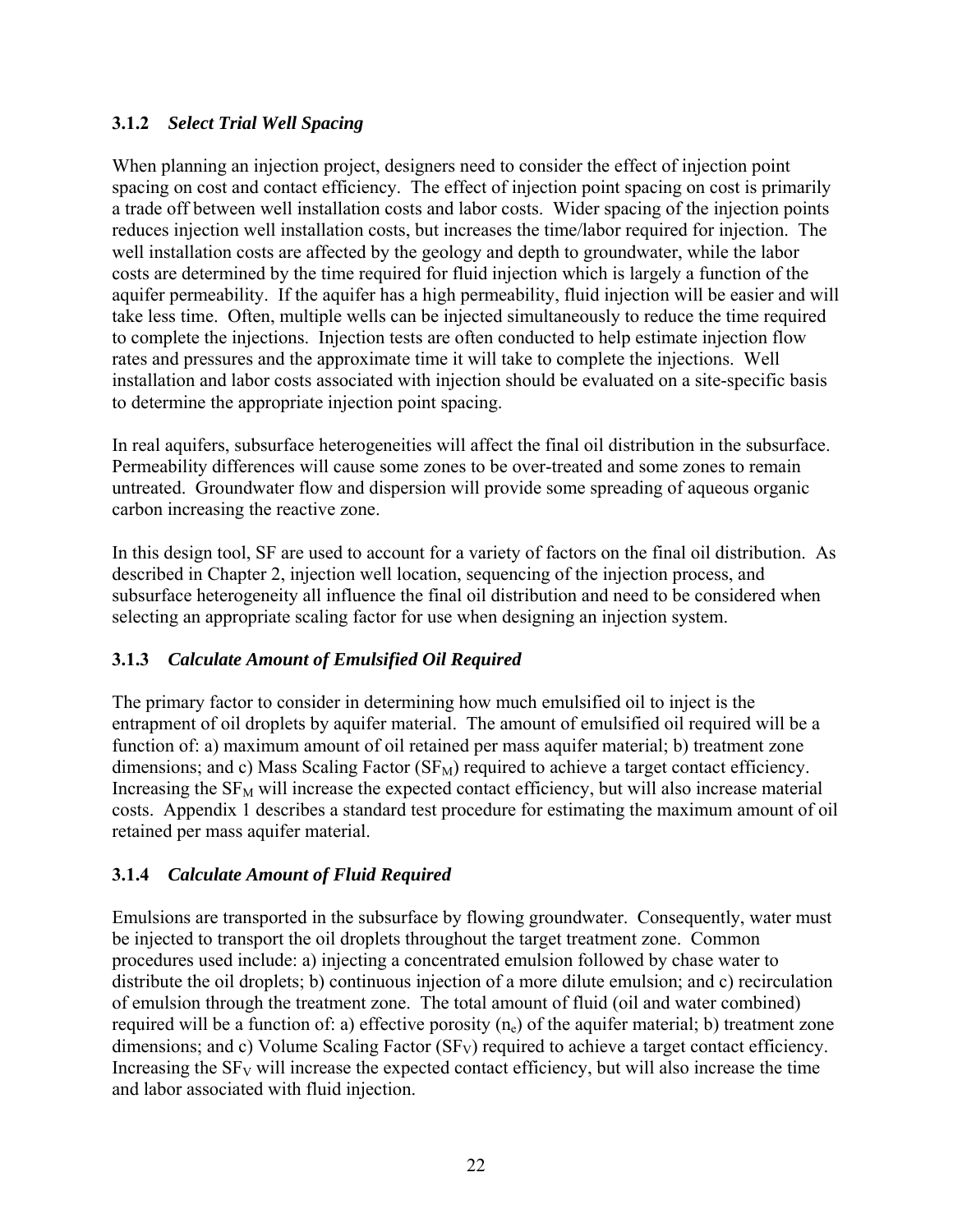### 3.1.2 *Select Trial Well Spacing*

When planning an injection project, designers need to consider the effect of injection point spacing on cost and contact efficiency. The effect of injection point spacing on cost is primarily a trade off between well installation costs and labor costs. Wider spacing of the injection points reduces injection well installation costs, but increases the time/labor required for injection. The well installation costs are affected by the geology and depth to groundwater, while the labor costs are determined by the time required for fluid injection which is largely a function of the aquifer permeability. If the aquifer has a high permeability, fluid injection will be easier and will take less time. Often, multiple wells can be injected simultaneously to reduce the time required to complete the injections. Injection tests are often conducted to help estimate injection flow rates and pressures and the approximate time it will take to complete the injections. Well installation and labor costs associated with injection should be evaluated on a site-specific basis to determine the appropriate injection point spacing.

In real aquifers, subsurface heterogeneities will affect the final oil distribution in the subsurface. Permeability differences will cause some zones to be over-treated and some zones to remain untreated. Groundwater flow and dispersion will provide some spreading of aqueous organic carbon increasing the reactive zone.

In this design tool, SF are used to account for a variety of factors on the final oil distribution. As described in Chapter 2, injection well location, sequencing of the injection process, and subsurface heterogeneity all influence the final oil distribution and need to be considered when selecting an appropriate scaling factor for use when designing an injection system.

### 3.1.3 *Calculate Amount of Emulsified Oil Required*

The primary factor to consider in determining how much emulsified oil to inject is the entrapment of oil droplets by aquifer material. The amount of emulsified oil required will be a function of: a) maximum amount of oil retained per mass aquifer material; b) treatment zone dimensions; and c) Mass Scaling Factor ($SF_M$) required to achieve a target contact efficiency. Increasing the $SF_M$ will increase the expected contact efficiency, but will also increase material costs. Appendix 1 describes a standard test procedure for estimating the maximum amount of oil retained per mass aquifer material.

### 3.1.4 *Calculate Amount of Fluid Required*

Emulsions are transported in the subsurface by flowing groundwater. Consequently, water must be injected to transport the oil droplets throughout the target treatment zone. Common procedures used include: a) injecting a concentrated emulsion followed by chase water to distribute the oil droplets; b) continuous injection of a more dilute emulsion; and c) recirculation of emulsion through the treatment zone. The total amount of fluid (oil and water combined) required will be a function of: a) effective porosity ($n_e$) of the aquifer material; b) treatment zone dimensions; and c) Volume Scaling Factor ($SF_V$) required to achieve a target contact efficiency. Increasing the $SF_V$ will increase the expected contact efficiency, but will also increase the time and labor associated with fluid injection.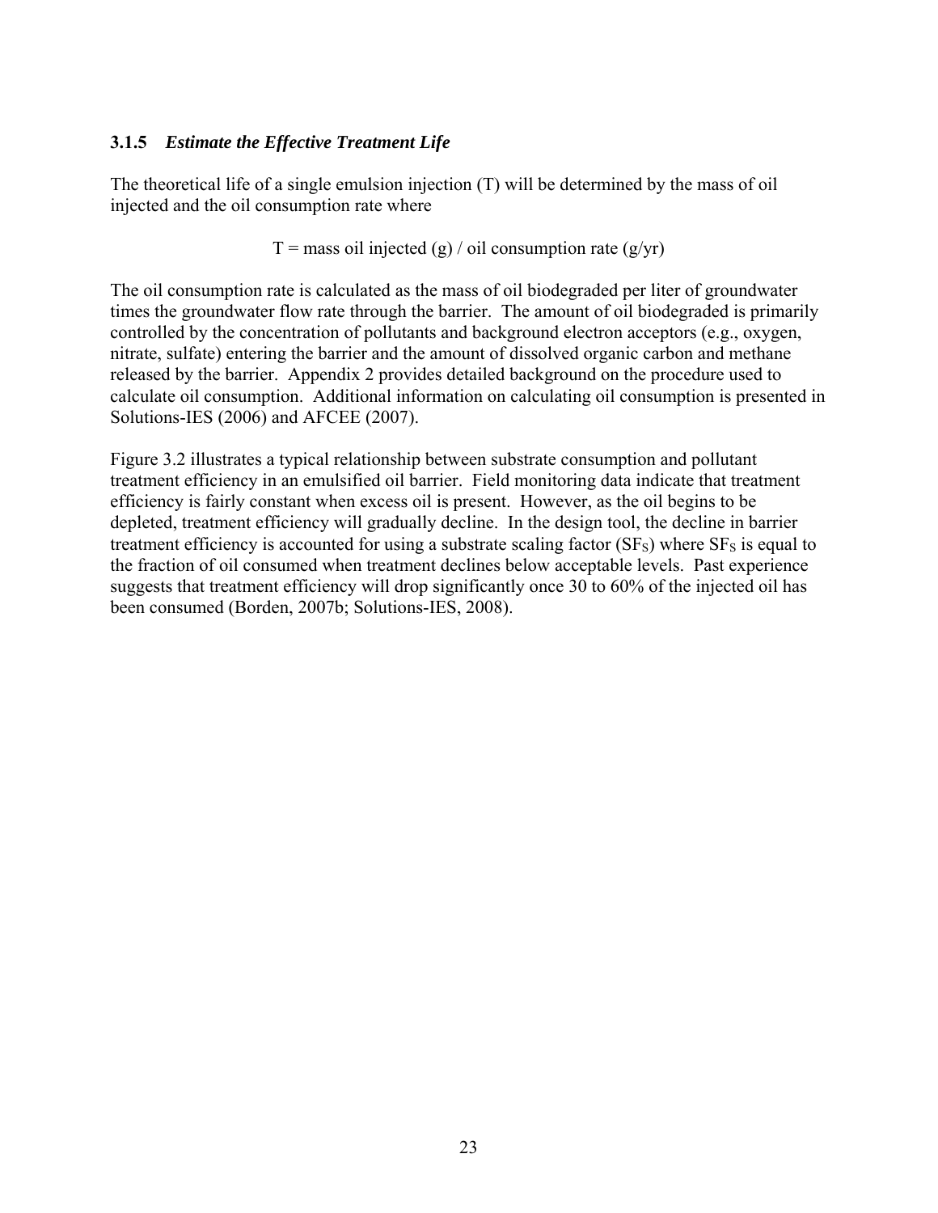### 3.1.5 *Estimate the Effective Treatment Life*

The theoretical life of a single emulsion injection (T) will be determined by the mass of oil injected and the oil consumption rate where

$$T = \text{mass oil injected (g)} / \text{oil consumption rate (g/yr)}$$

The oil consumption rate is calculated as the mass of oil biodegraded per liter of groundwater times the groundwater flow rate through the barrier. The amount of oil biodegraded is primarily controlled by the concentration of pollutants and background electron acceptors (e.g., oxygen, nitrate, sulfate) entering the barrier and the amount of dissolved organic carbon and methane released by the barrier. Appendix 2 provides detailed background on the procedure used to calculate oil consumption. Additional information on calculating oil consumption is presented in Solutions-IES (2006) and AFCEE (2007).

Figure 3.2 illustrates a typical relationship between substrate consumption and pollutant treatment efficiency in an emulsified oil barrier. Field monitoring data indicate that treatment efficiency is fairly constant when excess oil is present. However, as the oil begins to be depleted, treatment efficiency will gradually decline. In the design tool, the decline in barrier treatment efficiency is accounted for using a substrate scaling factor ($SF_S$) where $SF_S$ is equal to the fraction of oil consumed when treatment declines below acceptable levels. Past experience suggests that treatment efficiency will drop significantly once 30 to 60% of the injected oil has been consumed (Borden, 2007b; Solutions-IES, 2008).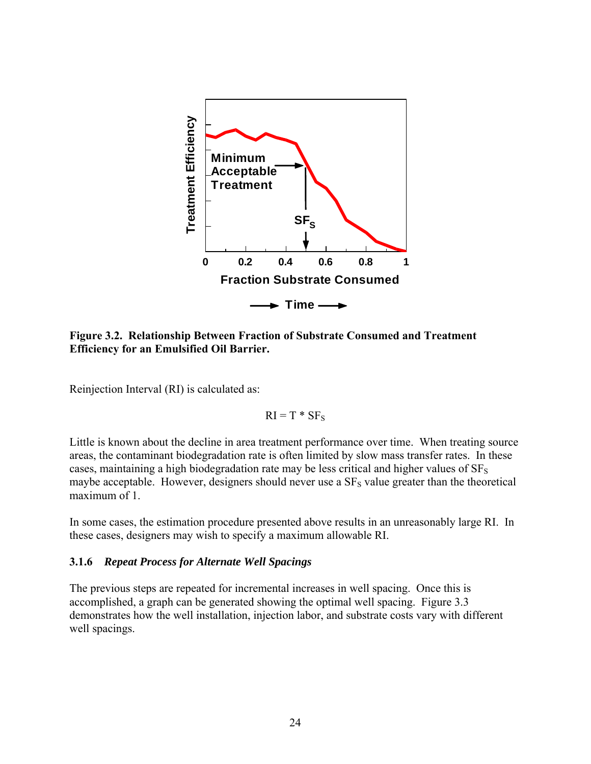**Figure 3.2. Relationship Between Fraction of Substrate Consumed and Treatment Efficiency for an Emulsified Oil Barrier.**

Reinjection Interval (RI) is calculated as:

$$RI = T * SF_S$$

Little is known about the decline in area treatment performance over time. When treating source areas, the contaminant biodegradation rate is often limited by slow mass transfer rates. In these cases, maintaining a high biodegradation rate may be less critical and higher values of $SF_S$ maybe acceptable. However, designers should never use a $SF_S$ value greater than the theoretical maximum of 1.

In some cases, the estimation procedure presented above results in an unreasonably large RI. In these cases, designers may wish to specify a maximum allowable RI.

### 3.1.6 *Repeat Process for Alternate Well Spacings*

The previous steps are repeated for incremental increases in well spacing. Once this is accomplished, a graph can be generated showing the optimal well spacing. Figure 3.3 demonstrates how the well installation, injection labor, and substrate costs vary with different well spacings.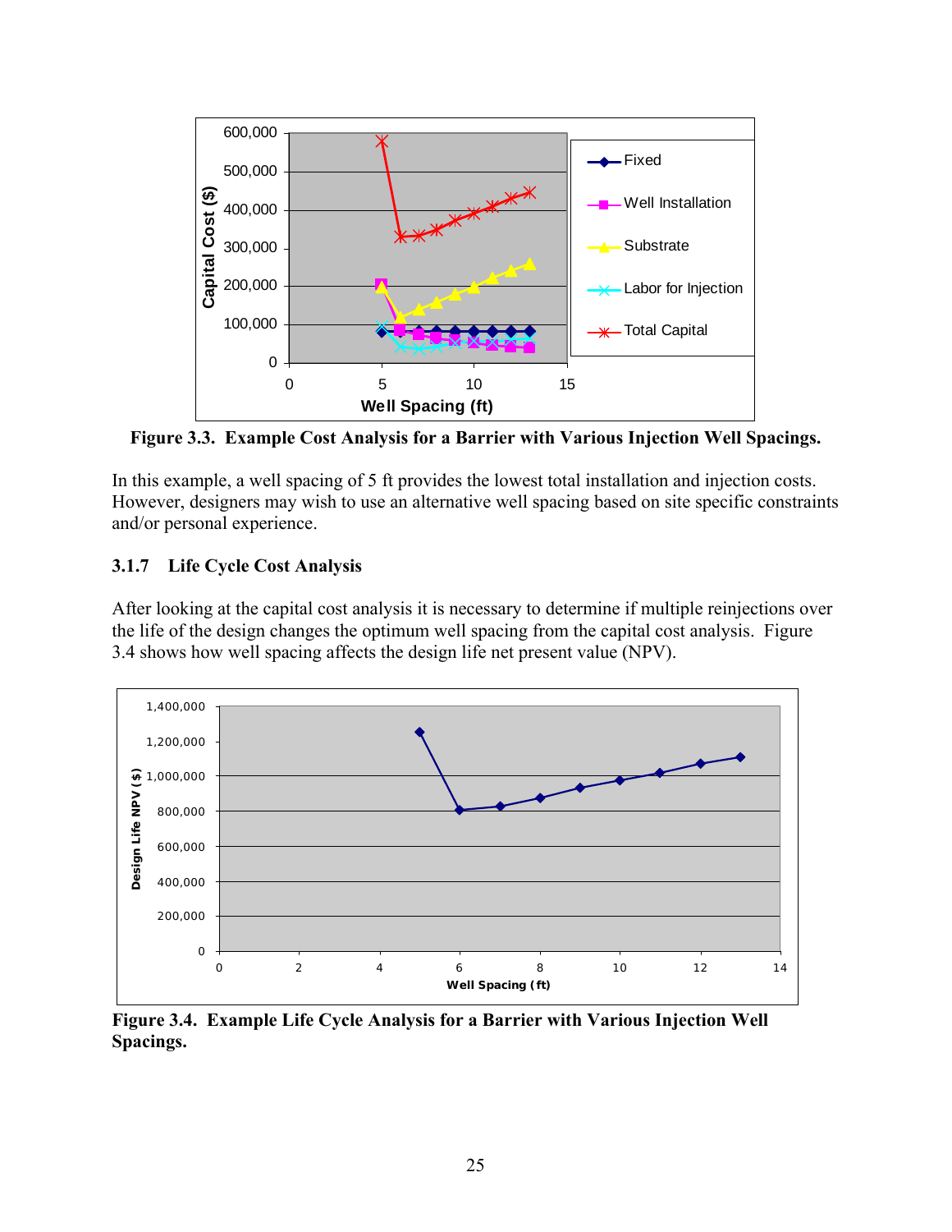**Figure 3.3. Example Cost Analysis for a Barrier with Various Injection Well Spacings.**

In this example, a well spacing of 5 ft provides the lowest total installation and injection costs. However, designers may wish to use an alternative well spacing based on site specific constraints and/or personal experience.

### 3.1.7 Life Cycle Cost Analysis

After looking at the capital cost analysis it is necessary to determine if multiple reinjections over the life of the design changes the optimum well spacing from the capital cost analysis. Figure 3.4 shows how well spacing affects the design life net present value (NPV).

**Figure 3.4. Example Life Cycle Analysis for a Barrier with Various Injection Well Spacings.**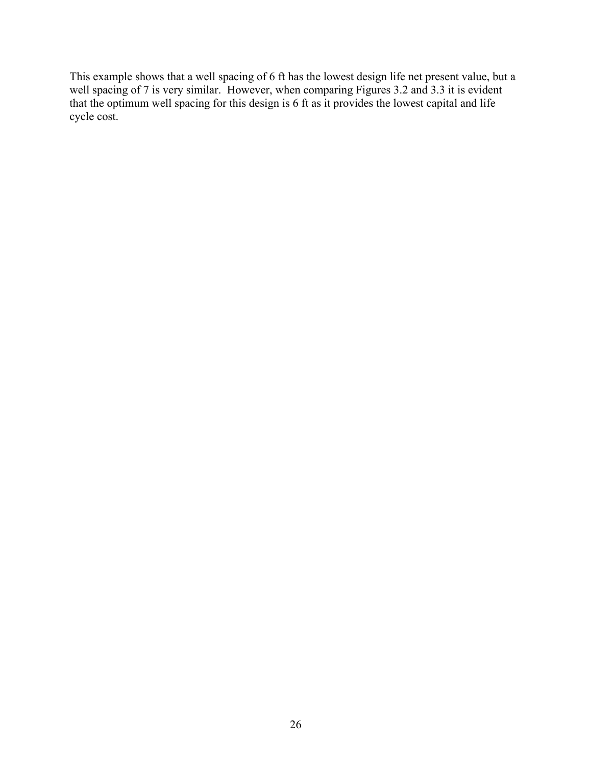This example shows that a well spacing of 6 ft has the lowest design life net present value, but a well spacing of 7 is very similar. However, when comparing Figures 3.2 and 3.3 it is evident that the optimum well spacing for this design is 6 ft as it provides the lowest capital and life cycle cost.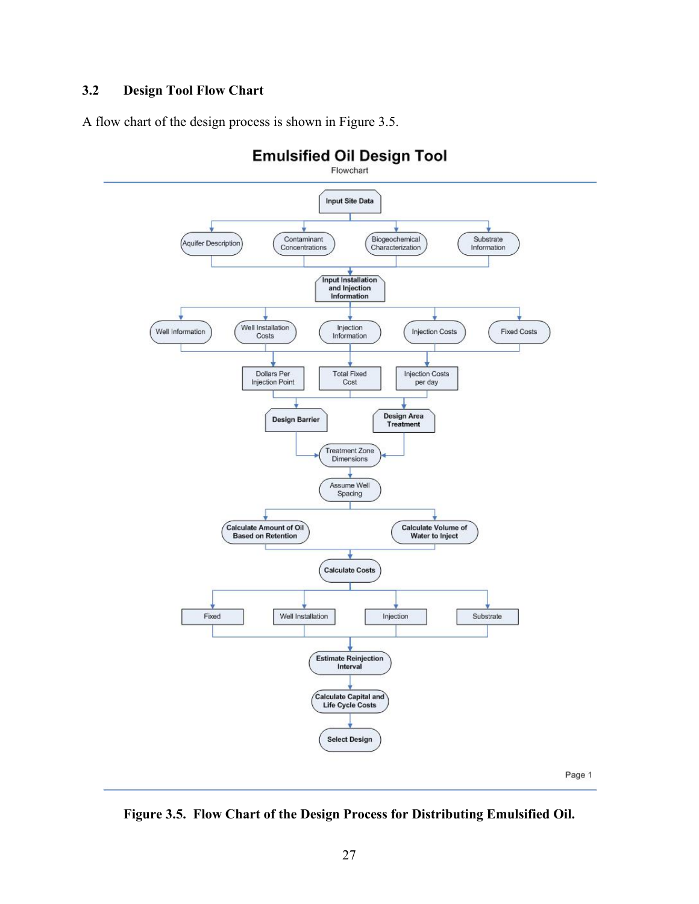### 3.2 Design Tool Flow Chart

A flow chart of the design process is shown in Figure 3.5.

**Figure 3.5. Flow Chart of the Design Process for Distributing Emulsified Oil.**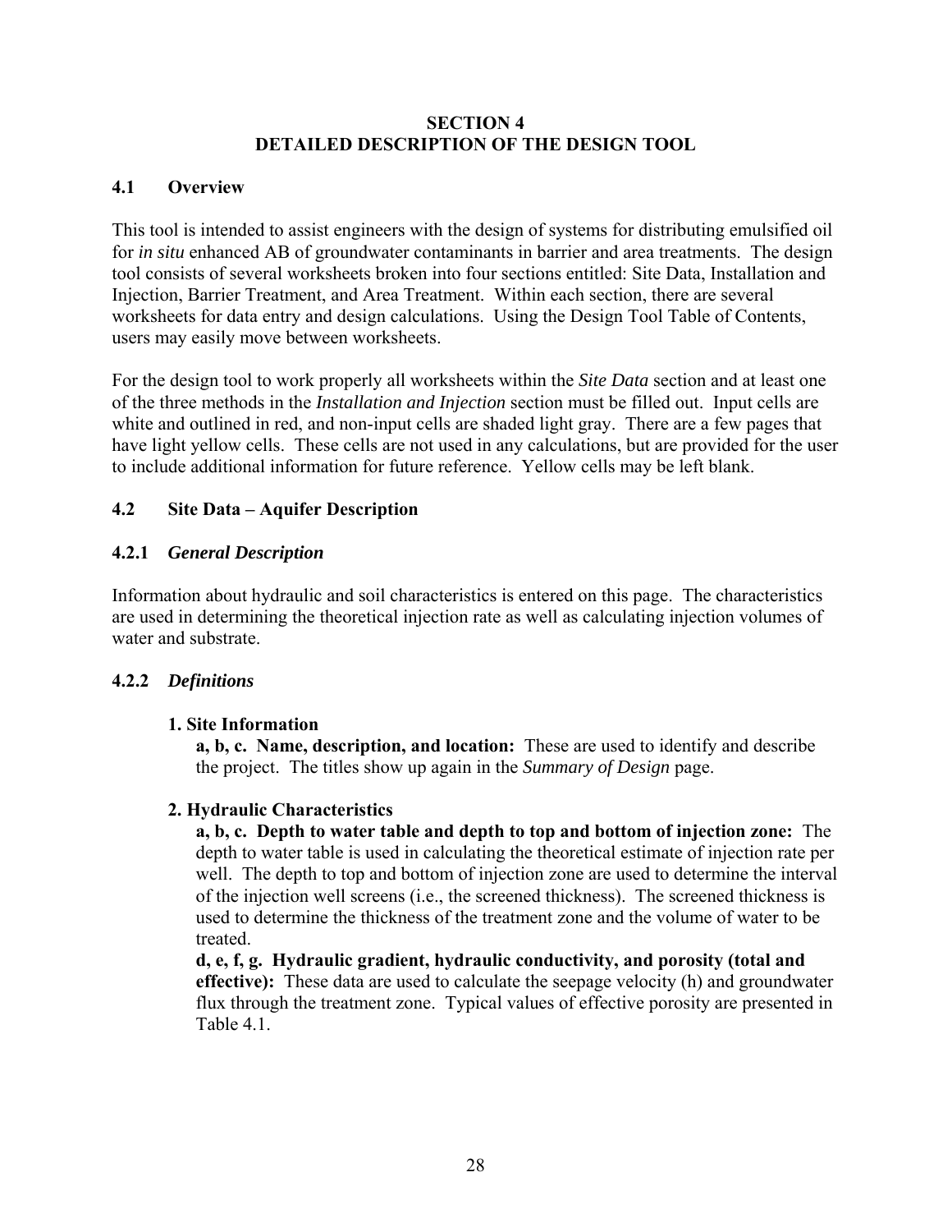# SECTION 4
# DETAILED DESCRIPTION OF THE DESIGN TOOL

## 4.1 Overview

This tool is intended to assist engineers with the design of systems for distributing emulsified oil for *in situ* enhanced AB of groundwater contaminants in barrier and area treatments. The design tool consists of several worksheets broken into four sections entitled: Site Data, Installation and Injection, Barrier Treatment, and Area Treatment. Within each section, there are several worksheets for data entry and design calculations. Using the Design Tool Table of Contents, users may easily move between worksheets.

For the design tool to work properly all worksheets within the *Site Data* section and at least one of the three methods in the *Installation and Injection* section must be filled out. Input cells are white and outlined in red, and non-input cells are shaded light gray. There are a few pages that have light yellow cells. These cells are not used in any calculations, but are provided for the user to include additional information for future reference. Yellow cells may be left blank.

## 4.2 Site Data – Aquifer Description

### 4.2.1 *General Description*

Information about hydraulic and soil characteristics is entered on this page. The characteristics are used in determining the theoretical injection rate as well as calculating injection volumes of water and substrate.

### 4.2.2 *Definitions*

**1. Site Information**

**a, b, c. Name, description, and location:** These are used to identify and describe the project. The titles show up again in the *Summary of Design* page.

**2. Hydraulic Characteristics**

**a, b, c. Depth to water table and depth to top and bottom of injection zone:** The depth to water table is used in calculating the theoretical estimate of injection rate per well. The depth to top and bottom of injection zone are used to determine the interval of the injection well screens (i.e., the screened thickness). The screened thickness is used to determine the thickness of the treatment zone and the volume of water to be treated.

**d, e, f, g. Hydraulic gradient, hydraulic conductivity, and porosity (total and effective):** These data are used to calculate the seepage velocity (h) and groundwater flux through the treatment zone. Typical values of effective porosity are presented in Table 4.1.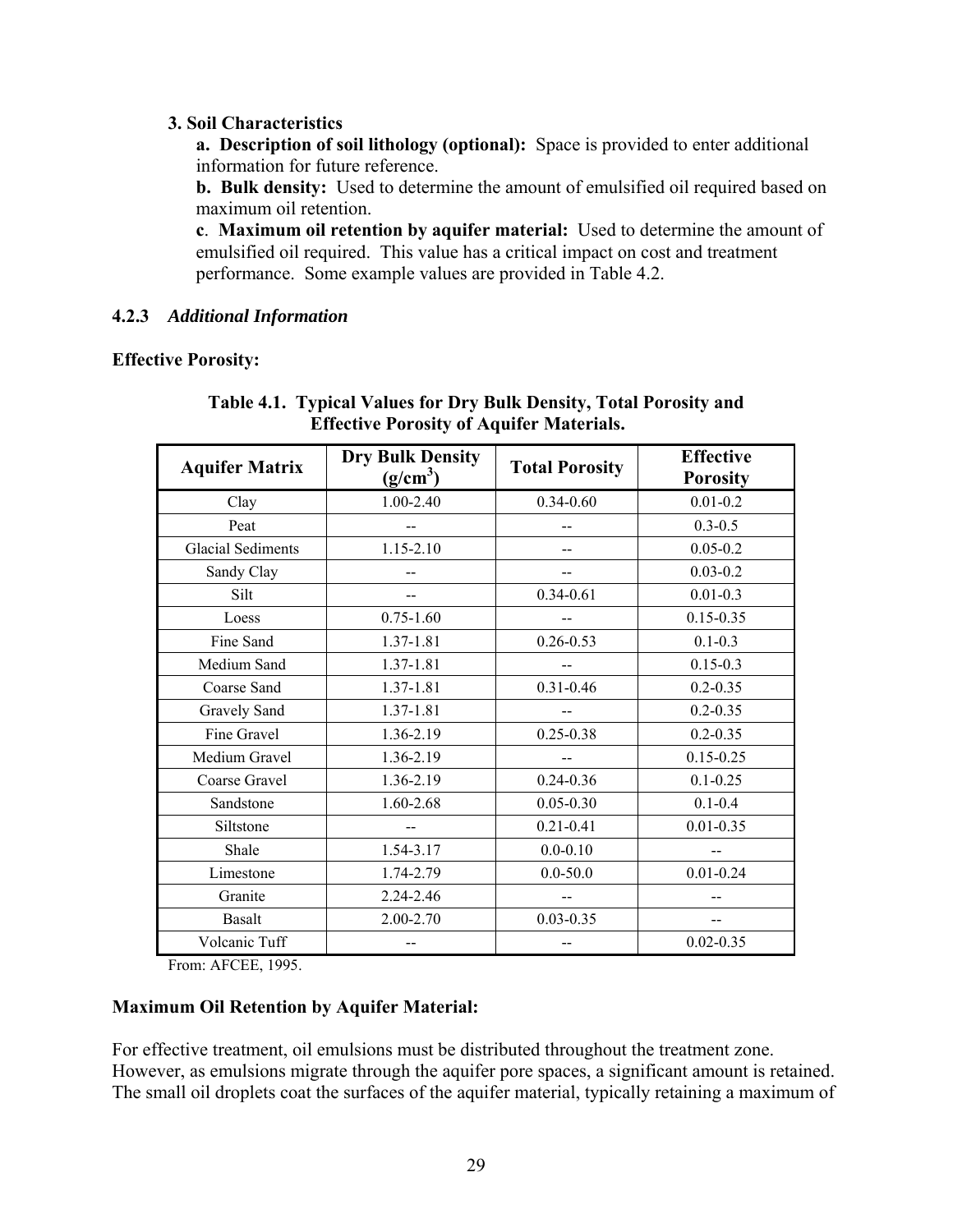**3. Soil Characteristics**

**a. Description of soil lithology (optional):** Space is provided to enter additional information for future reference.

**b. Bulk density:** Used to determine the amount of emulsified oil required based on maximum oil retention.

**c**. **Maximum oil retention by aquifer material:** Used to determine the amount of emulsified oil required. This value has a critical impact on cost and treatment performance. Some example values are provided in Table 4.2.

### 4.2.3 *Additional Information*

**Effective Porosity:**

**Table 4.1. Typical Values for Dry Bulk Density, Total Porosity and Effective Porosity of Aquifer Materials.**

| Aquifer Matrix | Dry Bulk Density ($g/cm^3$) | Total Porosity | Effective Porosity |
|---|---|---|---|
| Clay | 1.00-2.40 | 0.34-0.60 | 0.01-0.2 |
| Peat | -- | -- | 0.3-0.5 |
| Glacial Sediments | 1.15-2.10 | -- | 0.05-0.2 |
| Sandy Clay | -- | -- | 0.03-0.2 |
| Silt | -- | 0.34-0.61 | 0.01-0.3 |
| Loess | 0.75-1.60 | -- | 0.15-0.35 |
| Fine Sand | 1.37-1.81 | 0.26-0.53 | 0.1-0.3 |
| Medium Sand | 1.37-1.81 | -- | 0.15-0.3 |
| Coarse Sand | 1.37-1.81 | 0.31-0.46 | 0.2-0.35 |
| Gravely Sand | 1.37-1.81 | -- | 0.2-0.35 |
| Fine Gravel | 1.36-2.19 | 0.25-0.38 | 0.2-0.35 |
| Medium Gravel | 1.36-2.19 | -- | 0.15-0.25 |
| Coarse Gravel | 1.36-2.19 | 0.24-0.36 | 0.1-0.25 |
| Sandstone | 1.60-2.68 | 0.05-0.30 | 0.1-0.4 |
| Siltstone | -- | 0.21-0.41 | 0.01-0.35 |
| Shale | 1.54-3.17 | 0.0-0.10 | -- |
| Limestone | 1.74-2.79 | 0.0-50.0 | 0.01-0.24 |
| Granite | 2.24-2.46 | -- | -- |
| Basalt | 2.00-2.70 | 0.03-0.35 | -- |
| Volcanic Tuff | -- | -- | 0.02-0.35 |

From: AFCEE, 1995.

**Maximum Oil Retention by Aquifer Material:**

For effective treatment, oil emulsions must be distributed throughout the treatment zone. However, as emulsions migrate through the aquifer pore spaces, a significant amount is retained. The small oil droplets coat the surfaces of the aquifer material, typically retaining a maximum of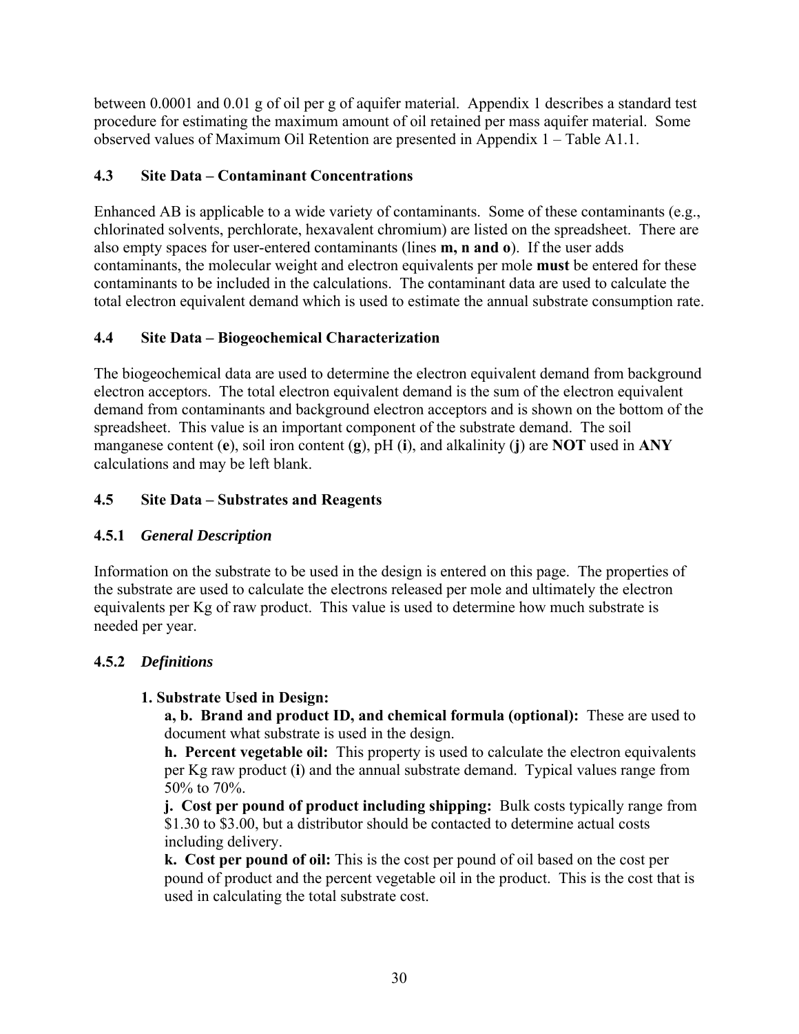between 0.0001 and 0.01 g of oil per g of aquifer material. Appendix 1 describes a standard test procedure for estimating the maximum amount of oil retained per mass aquifer material. Some observed values of Maximum Oil Retention are presented in Appendix 1 – Table A1.1.

### 4.3 Site Data – Contaminant Concentrations

Enhanced AB is applicable to a wide variety of contaminants. Some of these contaminants (e.g., chlorinated solvents, perchlorate, hexavalent chromium) are listed on the spreadsheet. There are also empty spaces for user-entered contaminants (lines **m, n and o**). If the user adds contaminants, the molecular weight and electron equivalents per mole **must** be entered for these contaminants to be included in the calculations. The contaminant data are used to calculate the total electron equivalent demand which is used to estimate the annual substrate consumption rate.

### 4.4 Site Data – Biogeochemical Characterization

The biogeochemical data are used to determine the electron equivalent demand from background electron acceptors. The total electron equivalent demand is the sum of the electron equivalent demand from contaminants and background electron acceptors and is shown on the bottom of the spreadsheet. This value is an important component of the substrate demand. The soil manganese content (**e**), soil iron content (**g**), pH (**i**), and alkalinity (**j**) are **NOT** used in **ANY** calculations and may be left blank.

### 4.5 Site Data – Substrates and Reagents

#### 4.5.1 *General Description*

Information on the substrate to be used in the design is entered on this page. The properties of the substrate are used to calculate the electrons released per mole and ultimately the electron equivalents per Kg of raw product. This value is used to determine how much substrate is needed per year.

#### 4.5.2 *Definitions*

**1. Substrate Used in Design:**

**a, b. Brand and product ID, and chemical formula (optional):** These are used to document what substrate is used in the design.

**h. Percent vegetable oil:** This property is used to calculate the electron equivalents per Kg raw product (**i**) and the annual substrate demand. Typical values range from 50% to 70%.

**j. Cost per pound of product including shipping:** Bulk costs typically range from \$1.30 to \$3.00, but a distributor should be contacted to determine actual costs including delivery.

**k. Cost per pound of oil:** This is the cost per pound of oil based on the cost per pound of product and the percent vegetable oil in the product. This is the cost that is used in calculating the total substrate cost.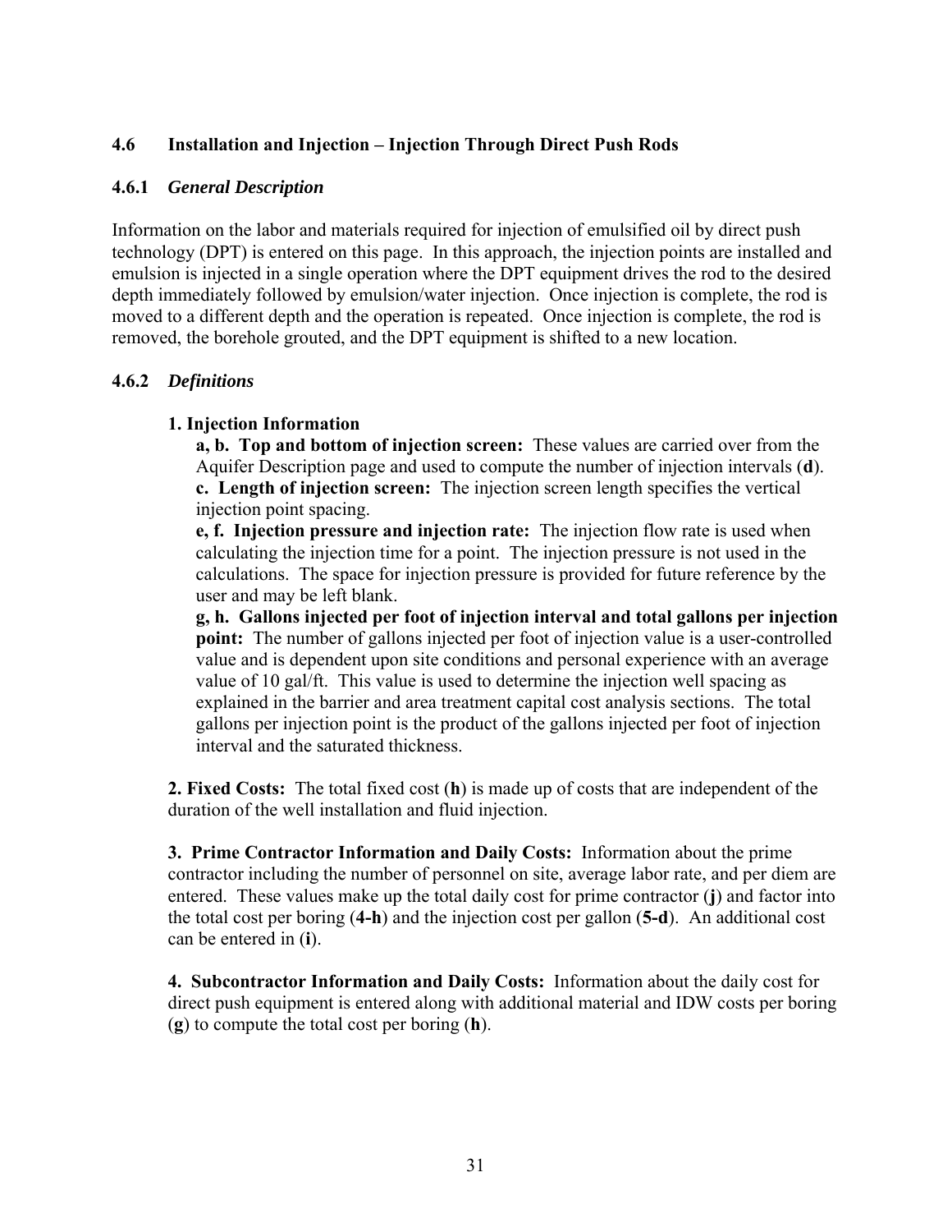### 4.6 Installation and Injection – Injection Through Direct Push Rods

#### 4.6.1 *General Description*

Information on the labor and materials required for injection of emulsified oil by direct push technology (DPT) is entered on this page. In this approach, the injection points are installed and emulsion is injected in a single operation where the DPT equipment drives the rod to the desired depth immediately followed by emulsion/water injection. Once injection is complete, the rod is moved to a different depth and the operation is repeated. Once injection is complete, the rod is removed, the borehole grouted, and the DPT equipment is shifted to a new location.

#### 4.6.2 *Definitions*

**1. Injection Information**

**a, b. Top and bottom of injection screen:** These values are carried over from the Aquifer Description page and used to compute the number of injection intervals (**d**).

**c. Length of injection screen:** The injection screen length specifies the vertical injection point spacing.

**e, f. Injection pressure and injection rate:** The injection flow rate is used when calculating the injection time for a point. The injection pressure is not used in the calculations. The space for injection pressure is provided for future reference by the user and may be left blank.

**g, h. Gallons injected per foot of injection interval and total gallons per injection point:** The number of gallons injected per foot of injection value is a user-controlled value and is dependent upon site conditions and personal experience with an average value of 10 gal/ft. This value is used to determine the injection well spacing as explained in the barrier and area treatment capital cost analysis sections. The total gallons per injection point is the product of the gallons injected per foot of injection interval and the saturated thickness.

**2. Fixed Costs:** The total fixed cost (**h**) is made up of costs that are independent of the duration of the well installation and fluid injection.

**3. Prime Contractor Information and Daily Costs:** Information about the prime contractor including the number of personnel on site, average labor rate, and per diem are entered. These values make up the total daily cost for prime contractor (**j**) and factor into the total cost per boring (**4-h**) and the injection cost per gallon (**5-d**). An additional cost can be entered in (**i**).

**4. Subcontractor Information and Daily Costs:** Information about the daily cost for direct push equipment is entered along with additional material and IDW costs per boring (**g**) to compute the total cost per boring (**h**).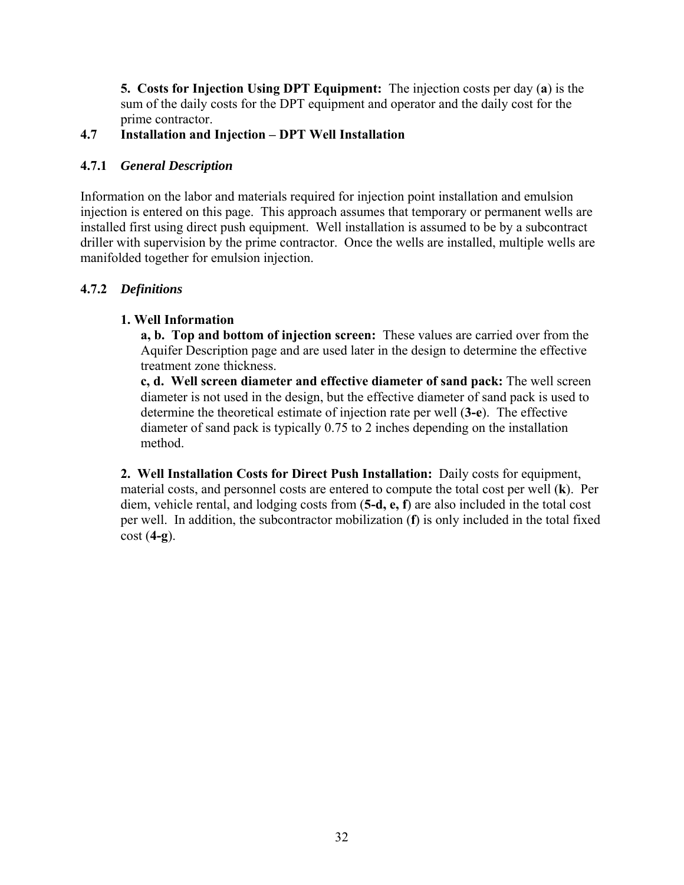**5. Costs for Injection Using DPT Equipment:** The injection costs per day (**a**) is the sum of the daily costs for the DPT equipment and operator and the daily cost for the prime contractor.

## 4.7 Installation and Injection – DPT Well Installation

### 4.7.1 *General Description*

Information on the labor and materials required for injection point installation and emulsion injection is entered on this page. This approach assumes that temporary or permanent wells are installed first using direct push equipment. Well installation is assumed to be by a subcontract driller with supervision by the prime contractor. Once the wells are installed, multiple wells are manifolded together for emulsion injection.

### 4.7.2 *Definitions*

**1. Well Information**

**a, b. Top and bottom of injection screen:** These values are carried over from the Aquifer Description page and are used later in the design to determine the effective treatment zone thickness.

**c, d. Well screen diameter and effective diameter of sand pack:** The well screen diameter is not used in the design, but the effective diameter of sand pack is used to determine the theoretical estimate of injection rate per well (**3-e**). The effective diameter of sand pack is typically 0.75 to 2 inches depending on the installation method.

**2. Well Installation Costs for Direct Push Installation:** Daily costs for equipment, material costs, and personnel costs are entered to compute the total cost per well (**k**). Per diem, vehicle rental, and lodging costs from (**5-d, e, f**) are also included in the total cost per well. In addition, the subcontractor mobilization (**f**) is only included in the total fixed cost (**4-g**).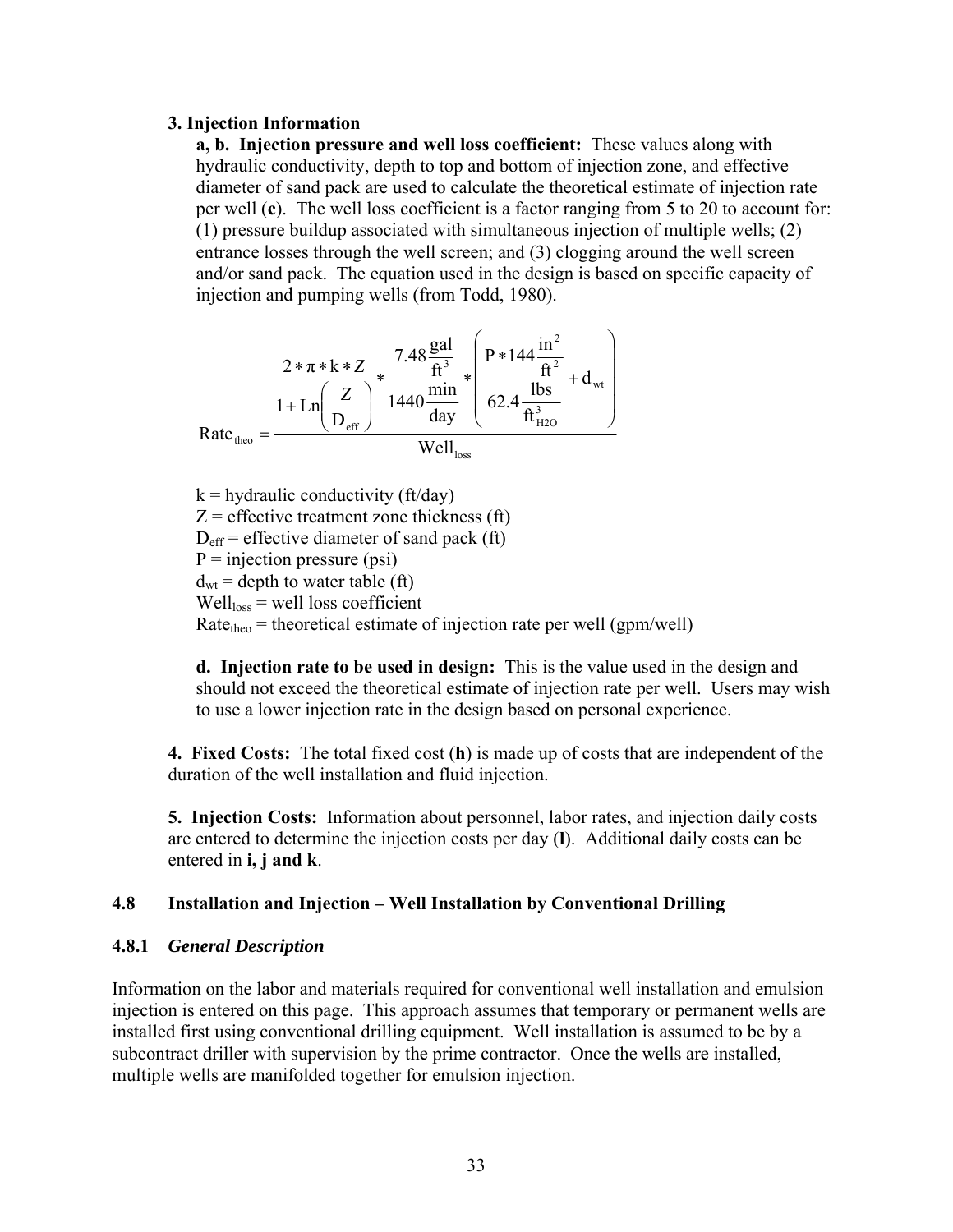**3. Injection Information**

**a, b. Injection pressure and well loss coefficient:** These values along with hydraulic conductivity, depth to top and bottom of injection zone, and effective diameter of sand pack are used to calculate the theoretical estimate of injection rate per well (**c**). The well loss coefficient is a factor ranging from 5 to 20 to account for: (1) pressure buildup associated with simultaneous injection of multiple wells; (2) entrance losses through the well screen; and (3) clogging around the well screen and/or sand pack. The equation used in the design is based on specific capacity of injection and pumping wells (from Todd, 1980).

$$\text{Rate}_{\text{theo}} = \frac{\dfrac{2 * \pi * k * Z}{1 + \text{Ln}\left(\dfrac{Z}{D_{\text{eff}}}\right)} * \dfrac{7.48 \dfrac{\text{gal}}{\text{ft}^3}}{1440 \dfrac{\text{min}}{\text{day}}} * \left( \dfrac{P * 144 \dfrac{\text{in}^2}{\text{ft}^2}}{62.4 \dfrac{\text{lbs}}{\text{ft}^3_{\text{H2O}}}} + d_{\text{wt}} \right)}{\text{Well}_{\text{loss}}}$$

k = hydraulic conductivity (ft/day)  
Z = effective treatment zone thickness (ft)  
$D_{eff}$ = effective diameter of sand pack (ft)  
P = injection pressure (psi)  
$d_{wt}$ = depth to water table (ft)  
$Well_{loss}$ = well loss coefficient  
$Rate_{theo}$ = theoretical estimate of injection rate per well (gpm/well)

**d. Injection rate to be used in design:** This is the value used in the design and should not exceed the theoretical estimate of injection rate per well. Users may wish to use a lower injection rate in the design based on personal experience.

**4. Fixed Costs:** The total fixed cost (**h**) is made up of costs that are independent of the duration of the well installation and fluid injection.

**5. Injection Costs:** Information about personnel, labor rates, and injection daily costs are entered to determine the injection costs per day (**l**). Additional daily costs can be entered in **i, j and k**.

## 4.8 Installation and Injection – Well Installation by Conventional Drilling

### 4.8.1 *General Description*

Information on the labor and materials required for conventional well installation and emulsion injection is entered on this page. This approach assumes that temporary or permanent wells are installed first using conventional drilling equipment. Well installation is assumed to be by a subcontract driller with supervision by the prime contractor. Once the wells are installed, multiple wells are manifolded together for emulsion injection.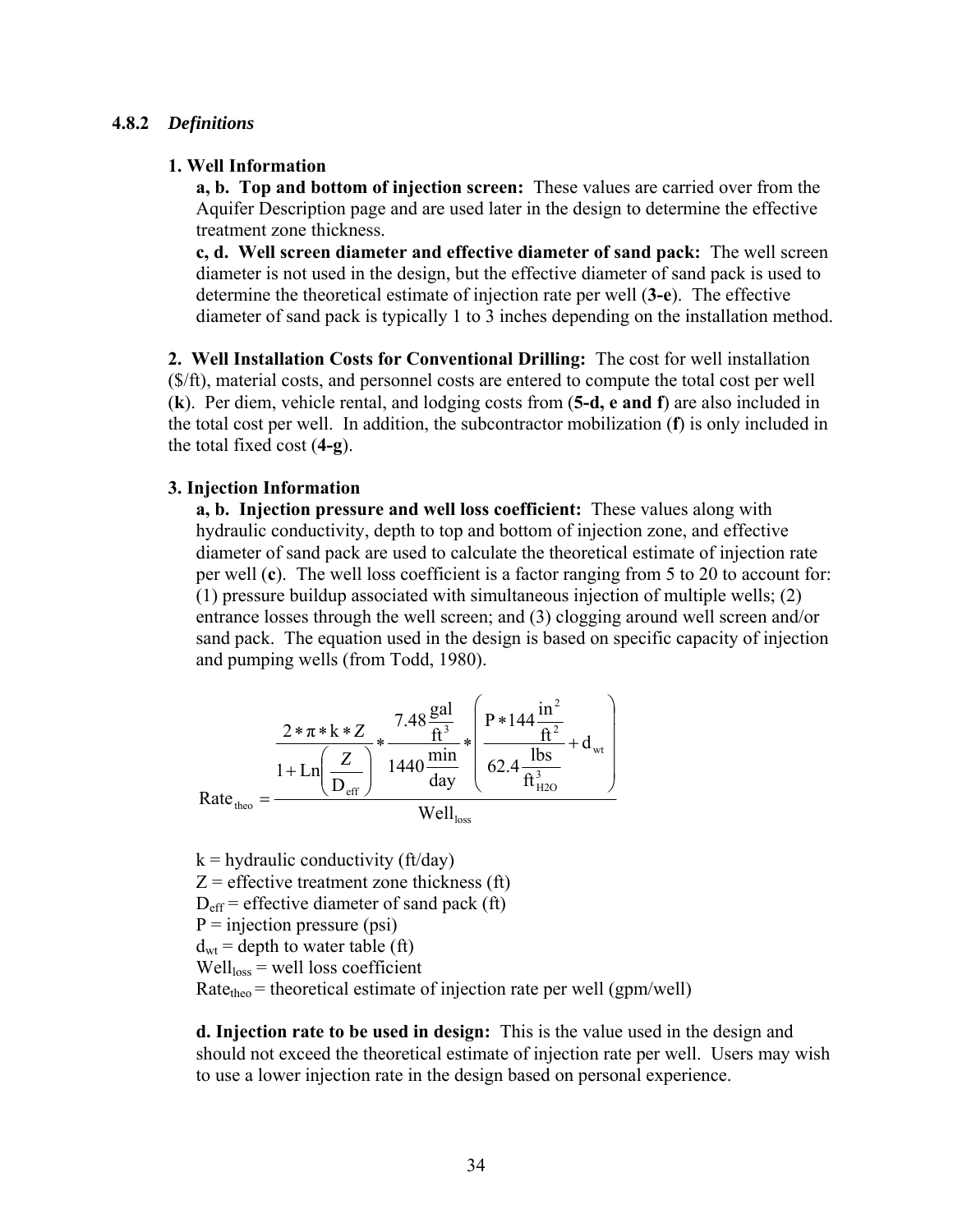### 4.8.2 *Definitions*

**1. Well Information**

**a, b. Top and bottom of injection screen:** These values are carried over from the Aquifer Description page and are used later in the design to determine the effective treatment zone thickness.

**c, d. Well screen diameter and effective diameter of sand pack:** The well screen diameter is not used in the design, but the effective diameter of sand pack is used to determine the theoretical estimate of injection rate per well (**3-e**). The effective diameter of sand pack is typically 1 to 3 inches depending on the installation method.

**2. Well Installation Costs for Conventional Drilling:** The cost for well installation ($/ft), material costs, and personnel costs are entered to compute the total cost per well (**k**). Per diem, vehicle rental, and lodging costs from (**5-d, e and f**) are also included in the total cost per well. In addition, the subcontractor mobilization (**f**) is only included in the total fixed cost (**4-g**).

**3. Injection Information**

**a, b. Injection pressure and well loss coefficient:** These values along with hydraulic conductivity, depth to top and bottom of injection zone, and effective diameter of sand pack are used to calculate the theoretical estimate of injection rate per well (**c**). The well loss coefficient is a factor ranging from 5 to 20 to account for: (1) pressure buildup associated with simultaneous injection of multiple wells; (2) entrance losses through the well screen; and (3) clogging around well screen and/or sand pack. The equation used in the design is based on specific capacity of injection and pumping wells (from Todd, 1980).

$$\mathrm{Rate_{theo}} = \frac{\dfrac{2 * \pi * k * Z}{1 + \mathrm{Ln}\left(\dfrac{Z}{D_{eff}}\right)} * \dfrac{7.48\,\frac{gal}{ft^3}}{1440\,\frac{min}{day}} * \left(\dfrac{P * 144\,\frac{in^2}{ft^2}}{62.4\,\frac{lbs}{ft^3_{H2O}}} + d_{wt}\right)}{\mathrm{Well_{loss}}}$$

$k$ = hydraulic conductivity (ft/day)
$Z$ = effective treatment zone thickness (ft)
$D_{eff}$ = effective diameter of sand pack (ft)
$P$ = injection pressure (psi)
$d_{wt}$ = depth to water table (ft)
$\mathrm{Well_{loss}}$ = well loss coefficient
$\mathrm{Rate_{theo}}$ = theoretical estimate of injection rate per well (gpm/well)

**d. Injection rate to be used in design:** This is the value used in the design and should not exceed the theoretical estimate of injection rate per well. Users may wish to use a lower injection rate in the design based on personal experience.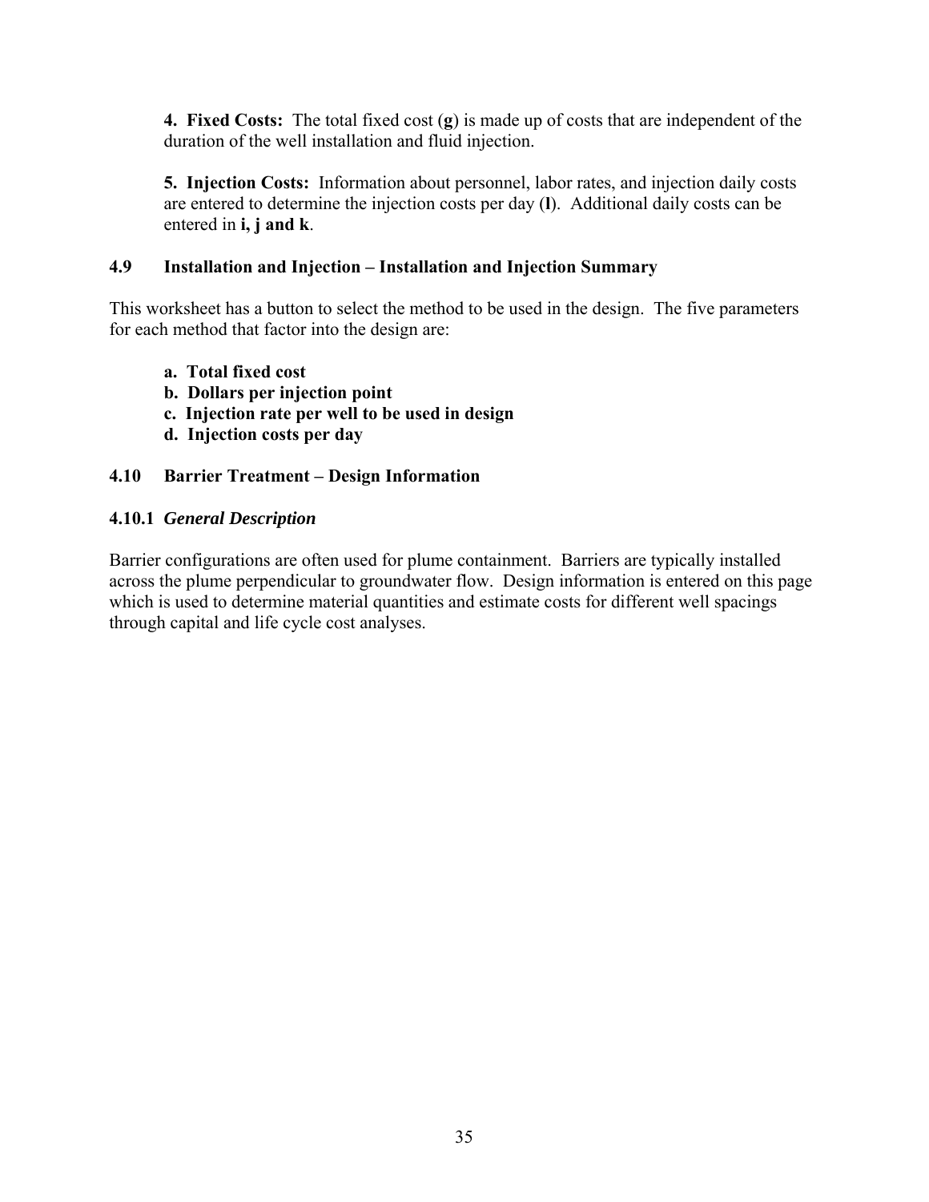**4. Fixed Costs:** The total fixed cost (**g**) is made up of costs that are independent of the duration of the well installation and fluid injection.

**5. Injection Costs:** Information about personnel, labor rates, and injection daily costs are entered to determine the injection costs per day (**l**). Additional daily costs can be entered in **i, j and k**.

### 4.9 Installation and Injection – Installation and Injection Summary

This worksheet has a button to select the method to be used in the design. The five parameters for each method that factor into the design are:

- **a. Total fixed cost**
- **b. Dollars per injection point**
- **c. Injection rate per well to be used in design**
- **d. Injection costs per day**

### 4.10 Barrier Treatment – Design Information

#### 4.10.1 *General Description*

Barrier configurations are often used for plume containment. Barriers are typically installed across the plume perpendicular to groundwater flow. Design information is entered on this page which is used to determine material quantities and estimate costs for different well spacings through capital and life cycle cost analyses.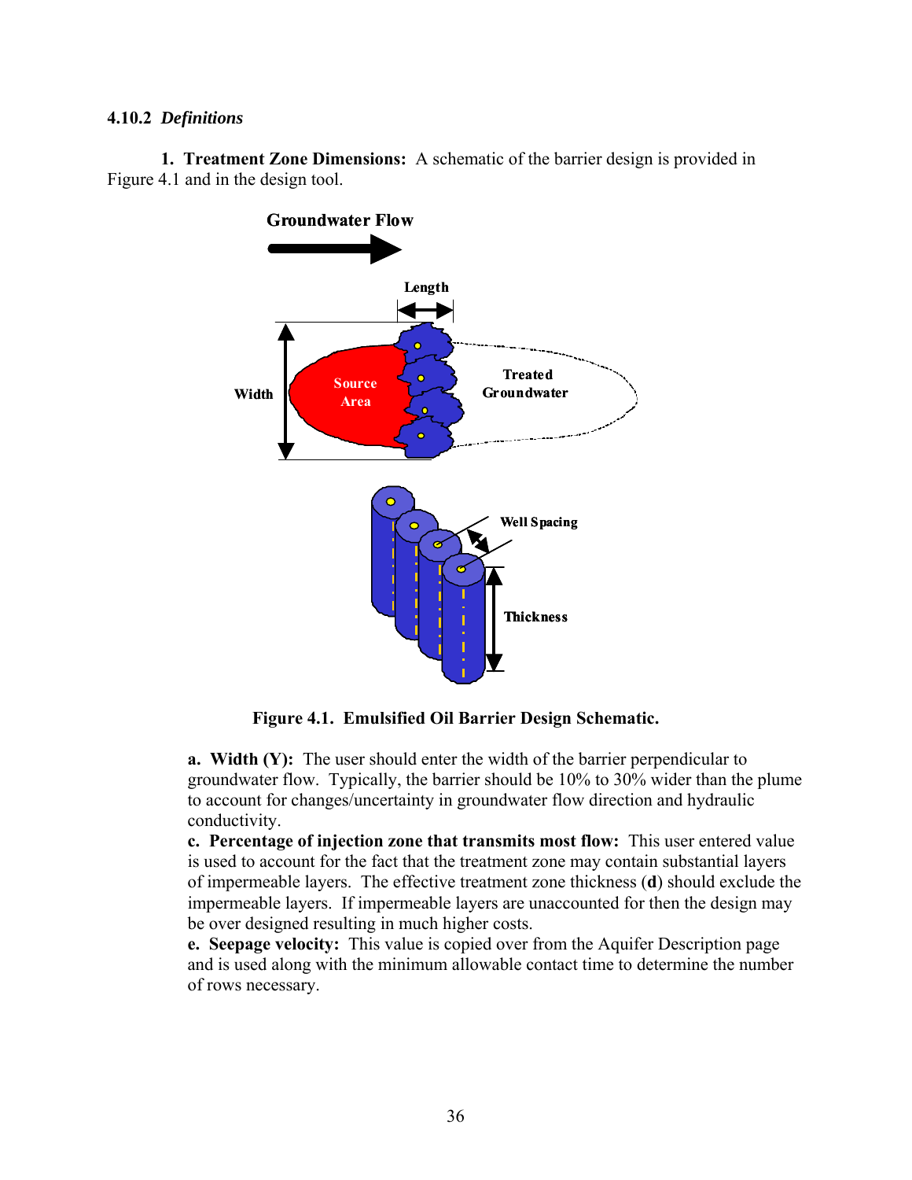#### 4.10.2 *Definitions*

**1. Treatment Zone Dimensions:** A schematic of the barrier design is provided in Figure 4.1 and in the design tool.

**Figure 4.1. Emulsified Oil Barrier Design Schematic.**

**a. Width (Y):** The user should enter the width of the barrier perpendicular to groundwater flow. Typically, the barrier should be 10% to 30% wider than the plume to account for changes/uncertainty in groundwater flow direction and hydraulic conductivity.

**c. Percentage of injection zone that transmits most flow:** This user entered value is used to account for the fact that the treatment zone may contain substantial layers of impermeable layers. The effective treatment zone thickness (**d**) should exclude the impermeable layers. If impermeable layers are unaccounted for then the design may be over designed resulting in much higher costs.

**e. Seepage velocity:** This value is copied over from the Aquifer Description page and is used along with the minimum allowable contact time to determine the number of rows necessary.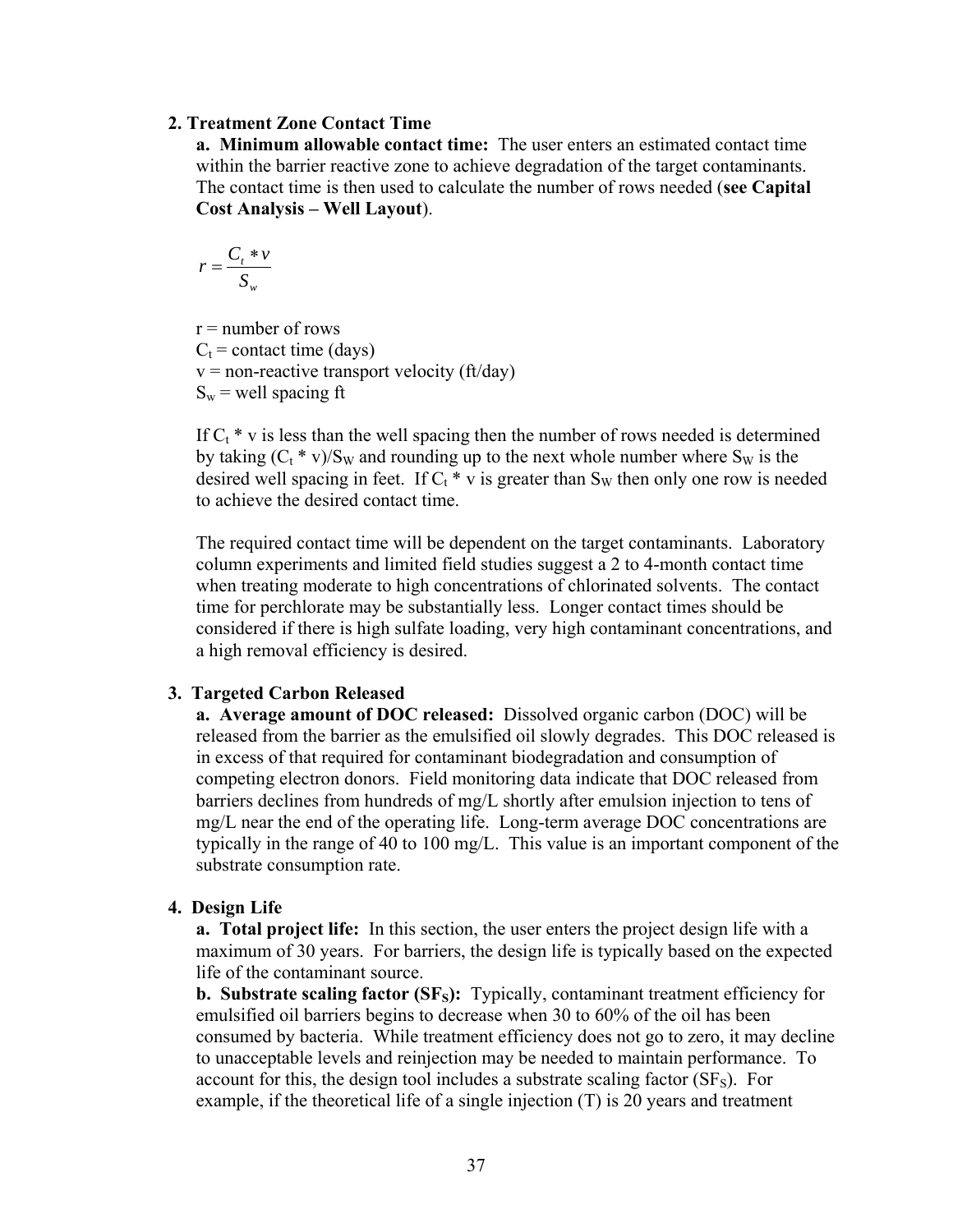**2. Treatment Zone Contact Time**

**a. Minimum allowable contact time:** The user enters an estimated contact time within the barrier reactive zone to achieve degradation of the target contaminants. The contact time is then used to calculate the number of rows needed (**see Capital Cost Analysis – Well Layout**).

$$r = \frac{C_t * v}{S_w}$$

r = number of rows
$C_t$ = contact time (days)
v = non-reactive transport velocity (ft/day)
$S_w$ = well spacing ft

If $C_t * v$ is less than the well spacing then the number of rows needed is determined by taking $(C_t * v)/S_W$ and rounding up to the next whole number where $S_W$ is the desired well spacing in feet. If $C_t * v$ is greater than $S_W$ then only one row is needed to achieve the desired contact time.

The required contact time will be dependent on the target contaminants. Laboratory column experiments and limited field studies suggest a 2 to 4-month contact time when treating moderate to high concentrations of chlorinated solvents. The contact time for perchlorate may be substantially less. Longer contact times should be considered if there is high sulfate loading, very high contaminant concentrations, and a high removal efficiency is desired.

**3. Targeted Carbon Released**

**a. Average amount of DOC released:** Dissolved organic carbon (DOC) will be released from the barrier as the emulsified oil slowly degrades. This DOC released is in excess of that required for contaminant biodegradation and consumption of competing electron donors. Field monitoring data indicate that DOC released from barriers declines from hundreds of mg/L shortly after emulsion injection to tens of mg/L near the end of the operating life. Long-term average DOC concentrations are typically in the range of 40 to 100 mg/L. This value is an important component of the substrate consumption rate.

**4. Design Life**

**a. Total project life:** In this section, the user enters the project design life with a maximum of 30 years. For barriers, the design life is typically based on the expected life of the contaminant source.

**b. Substrate scaling factor ($SF_S$):** Typically, contaminant treatment efficiency for emulsified oil barriers begins to decrease when 30 to 60% of the oil has been consumed by bacteria. While treatment efficiency does not go to zero, it may decline to unacceptable levels and reinjection may be needed to maintain performance. To account for this, the design tool includes a substrate scaling factor ($SF_S$). For example, if the theoretical life of a single injection (T) is 20 years and treatment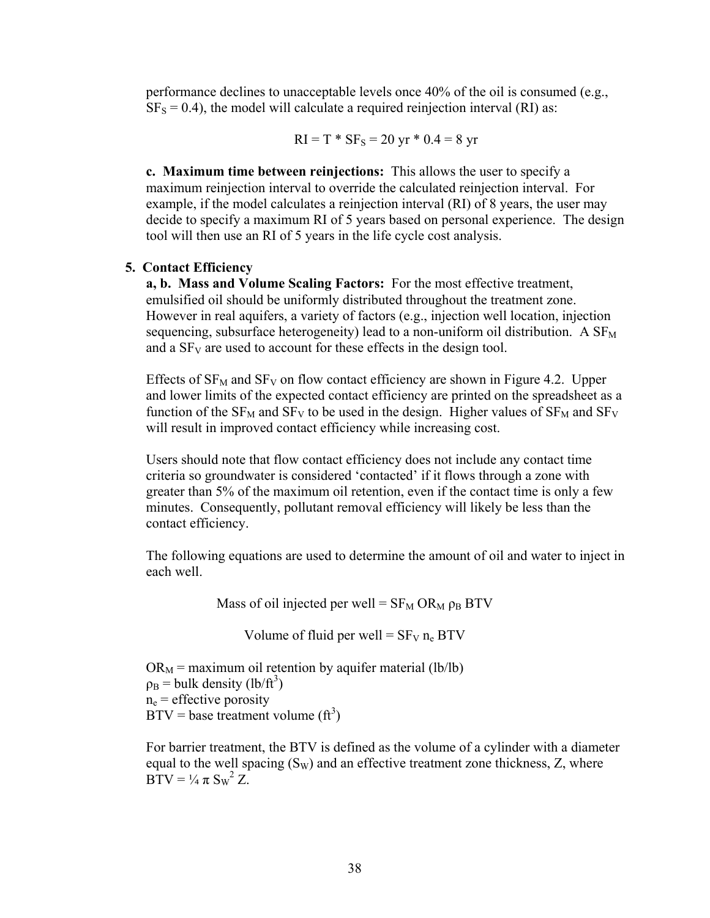performance declines to unacceptable levels once 40% of the oil is consumed (e.g., $SF_S = 0.4$), the model will calculate a required reinjection interval (RI) as:

$$RI = T * SF_S = 20 \text{ yr} * 0.4 = 8 \text{ yr}$$

**c. Maximum time between reinjections:** This allows the user to specify a maximum reinjection interval to override the calculated reinjection interval. For example, if the model calculates a reinjection interval (RI) of 8 years, the user may decide to specify a maximum RI of 5 years based on personal experience. The design tool will then use an RI of 5 years in the life cycle cost analysis.

**5. Contact Efficiency**

**a, b. Mass and Volume Scaling Factors:** For the most effective treatment, emulsified oil should be uniformly distributed throughout the treatment zone. However in real aquifers, a variety of factors (e.g., injection well location, injection sequencing, subsurface heterogeneity) lead to a non-uniform oil distribution. A $SF_M$ and a $SF_V$ are used to account for these effects in the design tool.

Effects of $SF_M$ and $SF_V$ on flow contact efficiency are shown in Figure 4.2. Upper and lower limits of the expected contact efficiency are printed on the spreadsheet as a function of the $SF_M$ and $SF_V$ to be used in the design. Higher values of $SF_M$ and $SF_V$ will result in improved contact efficiency while increasing cost.

Users should note that flow contact efficiency does not include any contact time criteria so groundwater is considered 'contacted' if it flows through a zone with greater than 5% of the maximum oil retention, even if the contact time is only a few minutes. Consequently, pollutant removal efficiency will likely be less than the contact efficiency.

The following equations are used to determine the amount of oil and water to inject in each well.

$$\text{Mass of oil injected per well} = SF_M \, OR_M \, \rho_B \, BTV$$

$$\text{Volume of fluid per well} = SF_V \, n_e \, BTV$$

$OR_M$ = maximum oil retention by aquifer material (lb/lb)
$\rho_B$ = bulk density (lb/ft$^3$)
$n_e$ = effective porosity
BTV = base treatment volume (ft$^3$)

For barrier treatment, the BTV is defined as the volume of a cylinder with a diameter equal to the well spacing ($S_W$) and an effective treatment zone thickness, Z, where $BTV = \frac{1}{4} \pi S_W^2 Z$.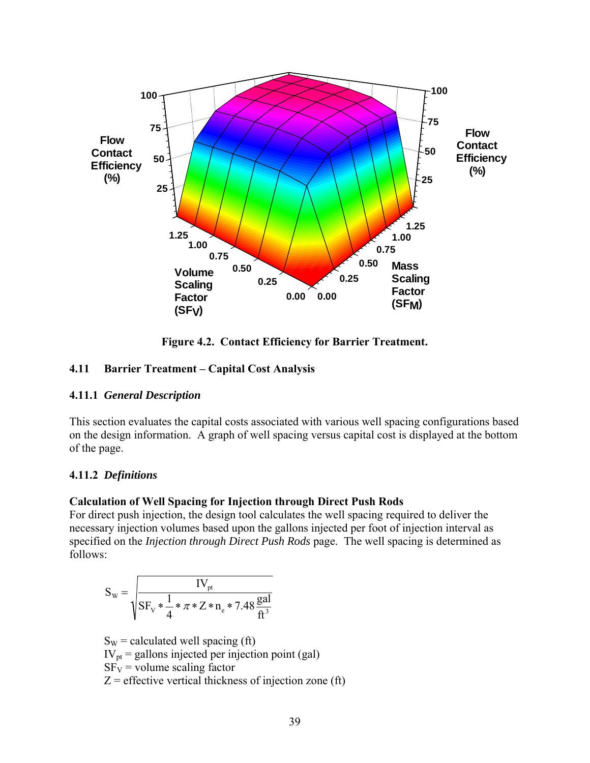Figure 4.2. Contact Efficiency for Barrier Treatment.

## 4.11 Barrier Treatment – Capital Cost Analysis

### 4.11.1 *General Description*

This section evaluates the capital costs associated with various well spacing configurations based on the design information. A graph of well spacing versus capital cost is displayed at the bottom of the page.

### 4.11.2 *Definitions*

**Calculation of Well Spacing for Injection through Direct Push Rods**

For direct push injection, the design tool calculates the well spacing required to deliver the necessary injection volumes based upon the gallons injected per foot of injection interval as specified on the *Injection through Direct Push Rods* page. The well spacing is determined as follows:

$$S_W = \sqrt{\frac{IV_{pt}}{SF_V * \frac{1}{4} * \pi * Z * n_e * 7.48\frac{gal}{ft^3}}}$$

$S_W$ = calculated well spacing (ft)
$IV_{pt}$ = gallons injected per injection point (gal)
$SF_V$ = volume scaling factor
$Z$ = effective vertical thickness of injection zone (ft)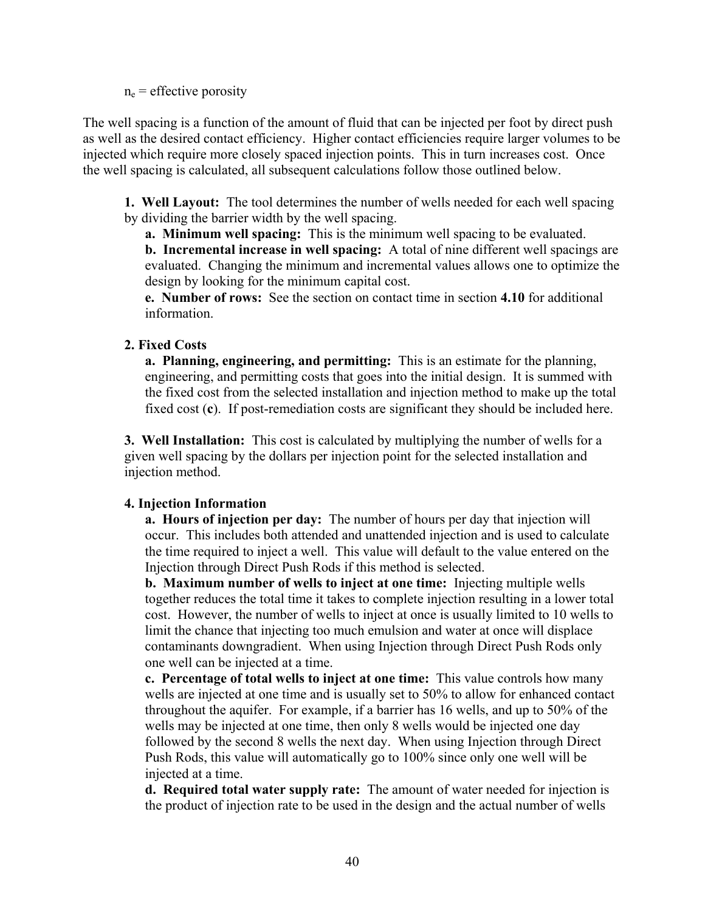$n_e$ = effective porosity

The well spacing is a function of the amount of fluid that can be injected per foot by direct push as well as the desired contact efficiency. Higher contact efficiencies require larger volumes to be injected which require more closely spaced injection points. This in turn increases cost. Once the well spacing is calculated, all subsequent calculations follow those outlined below.

**1. Well Layout:** The tool determines the number of wells needed for each well spacing by dividing the barrier width by the well spacing.

**a. Minimum well spacing:** This is the minimum well spacing to be evaluated.

**b. Incremental increase in well spacing:** A total of nine different well spacings are evaluated. Changing the minimum and incremental values allows one to optimize the design by looking for the minimum capital cost.

**e. Number of rows:** See the section on contact time in section **4.10** for additional information.

**2. Fixed Costs**

**a. Planning, engineering, and permitting:** This is an estimate for the planning, engineering, and permitting costs that goes into the initial design. It is summed with the fixed cost from the selected installation and injection method to make up the total fixed cost (**c**). If post-remediation costs are significant they should be included here.

**3. Well Installation:** This cost is calculated by multiplying the number of wells for a given well spacing by the dollars per injection point for the selected installation and injection method.

**4. Injection Information**

**a. Hours of injection per day:** The number of hours per day that injection will occur. This includes both attended and unattended injection and is used to calculate the time required to inject a well. This value will default to the value entered on the Injection through Direct Push Rods if this method is selected.

**b. Maximum number of wells to inject at one time:** Injecting multiple wells together reduces the total time it takes to complete injection resulting in a lower total cost. However, the number of wells to inject at once is usually limited to 10 wells to limit the chance that injecting too much emulsion and water at once will displace contaminants downgradient. When using Injection through Direct Push Rods only one well can be injected at a time.

**c. Percentage of total wells to inject at one time:** This value controls how many wells are injected at one time and is usually set to 50% to allow for enhanced contact throughout the aquifer. For example, if a barrier has 16 wells, and up to 50% of the wells may be injected at one time, then only 8 wells would be injected one day followed by the second 8 wells the next day. When using Injection through Direct Push Rods, this value will automatically go to 100% since only one well will be injected at a time.

**d. Required total water supply rate:** The amount of water needed for injection is the product of injection rate to be used in the design and the actual number of wells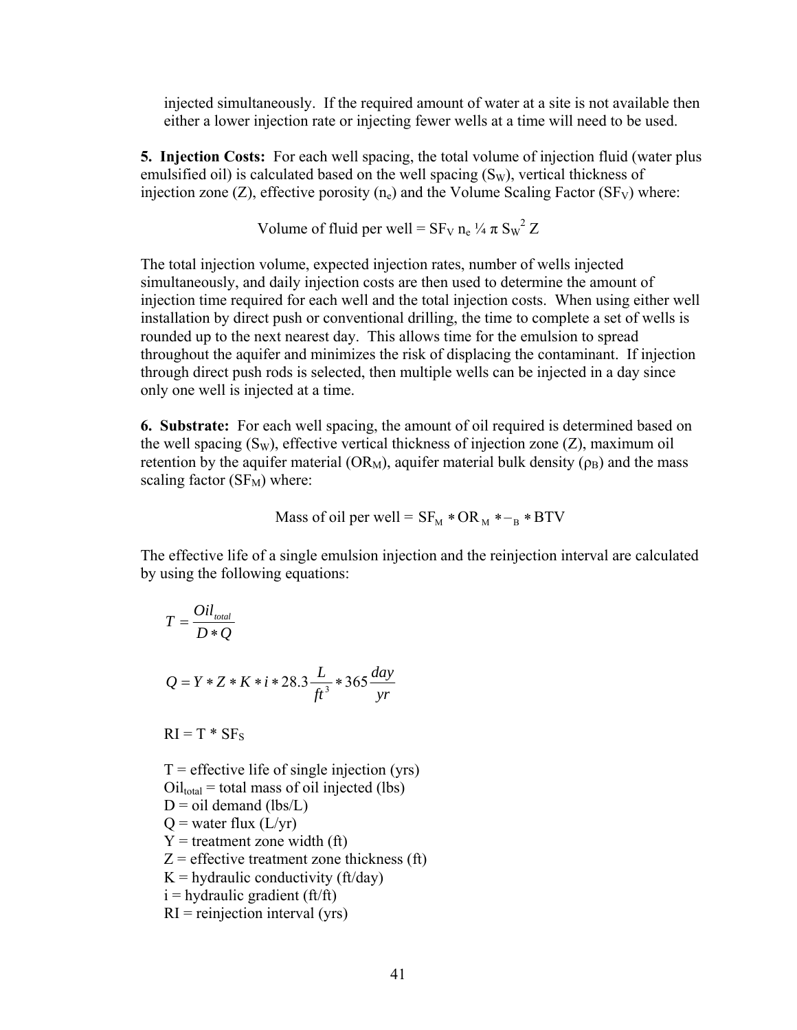injected simultaneously. If the required amount of water at a site is not available then either a lower injection rate or injecting fewer wells at a time will need to be used.

**5. Injection Costs:** For each well spacing, the total volume of injection fluid (water plus emulsified oil) is calculated based on the well spacing ($S_W$), vertical thickness of injection zone (Z), effective porosity ($n_e$) and the Volume Scaling Factor ($SF_V$) where:

$$\text{Volume of fluid per well} = SF_V \, n_e \, \tfrac{1}{4} \, \pi \, S_W^2 \, Z$$

The total injection volume, expected injection rates, number of wells injected simultaneously, and daily injection costs are then used to determine the amount of injection time required for each well and the total injection costs. When using either well installation by direct push or conventional drilling, the time to complete a set of wells is rounded up to the next nearest day. This allows time for the emulsion to spread throughout the aquifer and minimizes the risk of displacing the contaminant. If injection through direct push rods is selected, then multiple wells can be injected in a day since only one well is injected at a time.

**6. Substrate:** For each well spacing, the amount of oil required is determined based on the well spacing ($S_W$), effective vertical thickness of injection zone (Z), maximum oil retention by the aquifer material ($OR_M$), aquifer material bulk density ($\rho_B$) and the mass scaling factor ($SF_M$) where:

$$\text{Mass of oil per well} = SF_M * OR_M * \rho_B * BTV$$

The effective life of a single emulsion injection and the reinjection interval are calculated by using the following equations:

$$T = \frac{Oil_{total}}{D * Q}$$

$$Q = Y * Z * K * i * 28.3 \frac{L}{ft^3} * 365 \frac{day}{yr}$$

$$RI = T * SF_S$$

T = effective life of single injection (yrs)
$Oil_{total}$ = total mass of oil injected (lbs)
D = oil demand (lbs/L)
Q = water flux (L/yr)
Y = treatment zone width (ft)
Z = effective treatment zone thickness (ft)
K = hydraulic conductivity (ft/day)
i = hydraulic gradient (ft/ft)
RI = reinjection interval (yrs)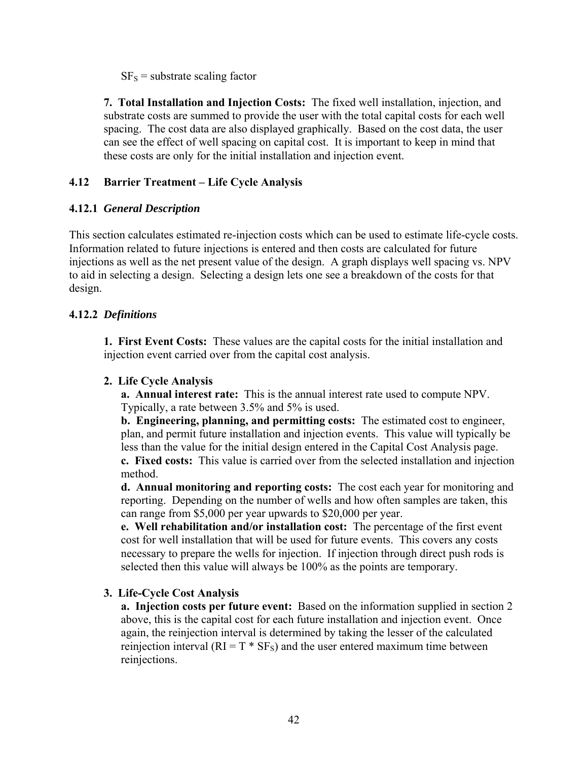$SF_S$ = substrate scaling factor

**7. Total Installation and Injection Costs:** The fixed well installation, injection, and substrate costs are summed to provide the user with the total capital costs for each well spacing. The cost data are also displayed graphically. Based on the cost data, the user can see the effect of well spacing on capital cost. It is important to keep in mind that these costs are only for the initial installation and injection event.

## 4.12 Barrier Treatment – Life Cycle Analysis

### 4.12.1 *General Description*

This section calculates estimated re-injection costs which can be used to estimate life-cycle costs. Information related to future injections is entered and then costs are calculated for future injections as well as the net present value of the design. A graph displays well spacing vs. NPV to aid in selecting a design. Selecting a design lets one see a breakdown of the costs for that design.

### 4.12.2 *Definitions*

**1. First Event Costs:** These values are the capital costs for the initial installation and injection event carried over from the capital cost analysis.

**2. Life Cycle Analysis**

**a. Annual interest rate:** This is the annual interest rate used to compute NPV. Typically, a rate between 3.5% and 5% is used.
**b. Engineering, planning, and permitting costs:** The estimated cost to engineer, plan, and permit future installation and injection events. This value will typically be less than the value for the initial design entered in the Capital Cost Analysis page.
**c. Fixed costs:** This value is carried over from the selected installation and injection method.
**d. Annual monitoring and reporting costs:** The cost each year for monitoring and reporting. Depending on the number of wells and how often samples are taken, this can range from $5,000 per year upwards to $20,000 per year.
**e. Well rehabilitation and/or installation cost:** The percentage of the first event cost for well installation that will be used for future events. This covers any costs necessary to prepare the wells for injection. If injection through direct push rods is selected then this value will always be 100% as the points are temporary.

**3. Life-Cycle Cost Analysis**

**a. Injection costs per future event:** Based on the information supplied in section 2 above, this is the capital cost for each future installation and injection event. Once again, the reinjection interval is determined by taking the lesser of the calculated reinjection interval ($RI = T * SF_S$) and the user entered maximum time between reinjections.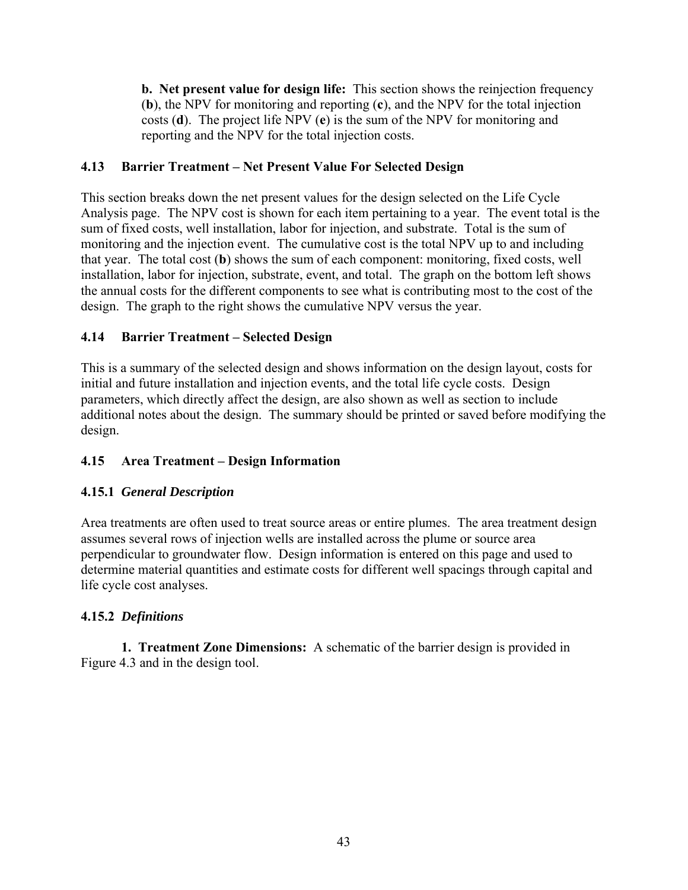**b. Net present value for design life:** This section shows the reinjection frequency (**b**), the NPV for monitoring and reporting (**c**), and the NPV for the total injection costs (**d**). The project life NPV (**e**) is the sum of the NPV for monitoring and reporting and the NPV for the total injection costs.

## 4.13 Barrier Treatment – Net Present Value For Selected Design

This section breaks down the net present values for the design selected on the Life Cycle Analysis page. The NPV cost is shown for each item pertaining to a year. The event total is the sum of fixed costs, well installation, labor for injection, and substrate. Total is the sum of monitoring and the injection event. The cumulative cost is the total NPV up to and including that year. The total cost (**b**) shows the sum of each component: monitoring, fixed costs, well installation, labor for injection, substrate, event, and total. The graph on the bottom left shows the annual costs for the different components to see what is contributing most to the cost of the design. The graph to the right shows the cumulative NPV versus the year.

## 4.14 Barrier Treatment – Selected Design

This is a summary of the selected design and shows information on the design layout, costs for initial and future installation and injection events, and the total life cycle costs. Design parameters, which directly affect the design, are also shown as well as section to include additional notes about the design. The summary should be printed or saved before modifying the design.

## 4.15 Area Treatment – Design Information

### 4.15.1 *General Description*

Area treatments are often used to treat source areas or entire plumes. The area treatment design assumes several rows of injection wells are installed across the plume or source area perpendicular to groundwater flow. Design information is entered on this page and used to determine material quantities and estimate costs for different well spacings through capital and life cycle cost analyses.

### 4.15.2 *Definitions*

**1. Treatment Zone Dimensions:** A schematic of the barrier design is provided in Figure 4.3 and in the design tool.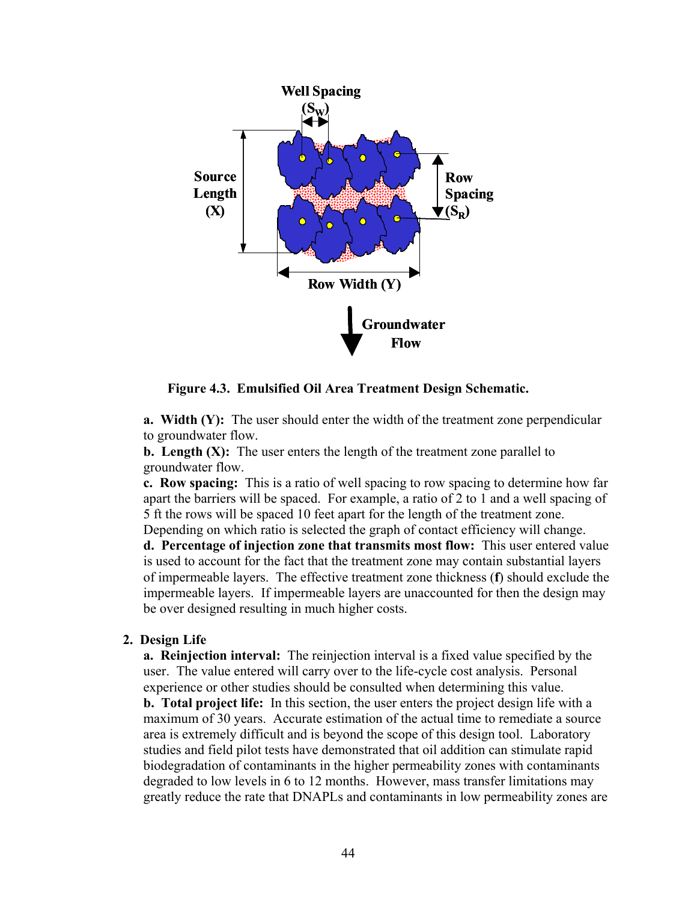**Figure 4.3. Emulsified Oil Area Treatment Design Schematic.**

**a. Width (Y):** The user should enter the width of the treatment zone perpendicular to groundwater flow.
**b. Length (X):** The user enters the length of the treatment zone parallel to groundwater flow.
**c. Row spacing:** This is a ratio of well spacing to row spacing to determine how far apart the barriers will be spaced. For example, a ratio of 2 to 1 and a well spacing of 5 ft the rows will be spaced 10 feet apart for the length of the treatment zone. Depending on which ratio is selected the graph of contact efficiency will change.
**d. Percentage of injection zone that transmits most flow:** This user entered value is used to account for the fact that the treatment zone may contain substantial layers of impermeable layers. The effective treatment zone thickness (**f**) should exclude the impermeable layers. If impermeable layers are unaccounted for then the design may be over designed resulting in much higher costs.

**2. Design Life**

**a. Reinjection interval:** The reinjection interval is a fixed value specified by the user. The value entered will carry over to the life-cycle cost analysis. Personal experience or other studies should be consulted when determining this value.
**b. Total project life:** In this section, the user enters the project design life with a maximum of 30 years. Accurate estimation of the actual time to remediate a source area is extremely difficult and is beyond the scope of this design tool. Laboratory studies and field pilot tests have demonstrated that oil addition can stimulate rapid biodegradation of contaminants in the higher permeability zones with contaminants degraded to low levels in 6 to 12 months. However, mass transfer limitations may greatly reduce the rate that DNAPLs and contaminants in low permeability zones are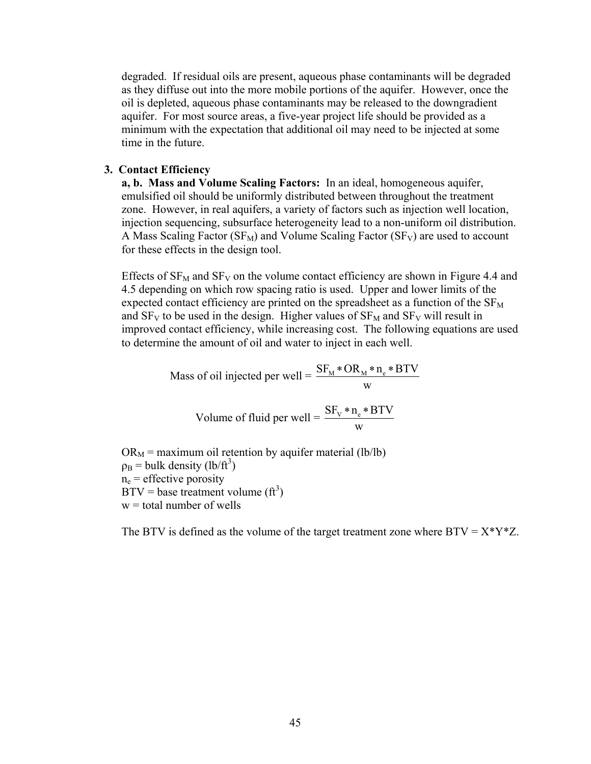degraded. If residual oils are present, aqueous phase contaminants will be degraded as they diffuse out into the more mobile portions of the aquifer. However, once the oil is depleted, aqueous phase contaminants may be released to the downgradient aquifer. For most source areas, a five-year project life should be provided as a minimum with the expectation that additional oil may need to be injected at some time in the future.

**3. Contact Efficiency**

**a, b. Mass and Volume Scaling Factors:** In an ideal, homogeneous aquifer, emulsified oil should be uniformly distributed between throughout the treatment zone. However, in real aquifers, a variety of factors such as injection well location, injection sequencing, subsurface heterogeneity lead to a non-uniform oil distribution. A Mass Scaling Factor ($SF_M$) and Volume Scaling Factor ($SF_V$) are used to account for these effects in the design tool.

Effects of $SF_M$ and $SF_V$ on the volume contact efficiency are shown in Figure 4.4 and 4.5 depending on which row spacing ratio is used. Upper and lower limits of the expected contact efficiency are printed on the spreadsheet as a function of the $SF_M$ and $SF_V$ to be used in the design. Higher values of $SF_M$ and $SF_V$ will result in improved contact efficiency, while increasing cost. The following equations are used to determine the amount of oil and water to inject in each well.

$$\text{Mass of oil injected per well} = \frac{SF_M * OR_M * n_e * BTV}{w}$$

$$\text{Volume of fluid per well} = \frac{SF_V * n_e * BTV}{w}$$

$OR_M$ = maximum oil retention by aquifer material (lb/lb)
$\rho_B$ = bulk density (lb/ft$^3$)
$n_e$ = effective porosity
BTV = base treatment volume (ft$^3$)
w = total number of wells

The BTV is defined as the volume of the target treatment zone where BTV = X*Y*Z.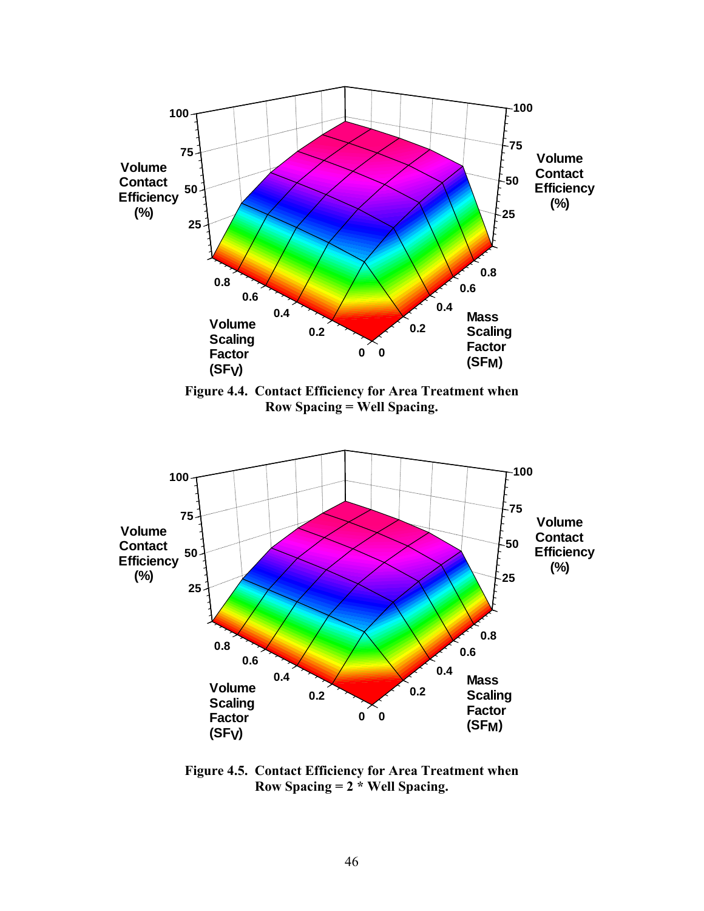**Figure 4.4. Contact Efficiency for Area Treatment when Row Spacing = Well Spacing.**

**Figure 4.5. Contact Efficiency for Area Treatment when Row Spacing = 2 * Well Spacing.**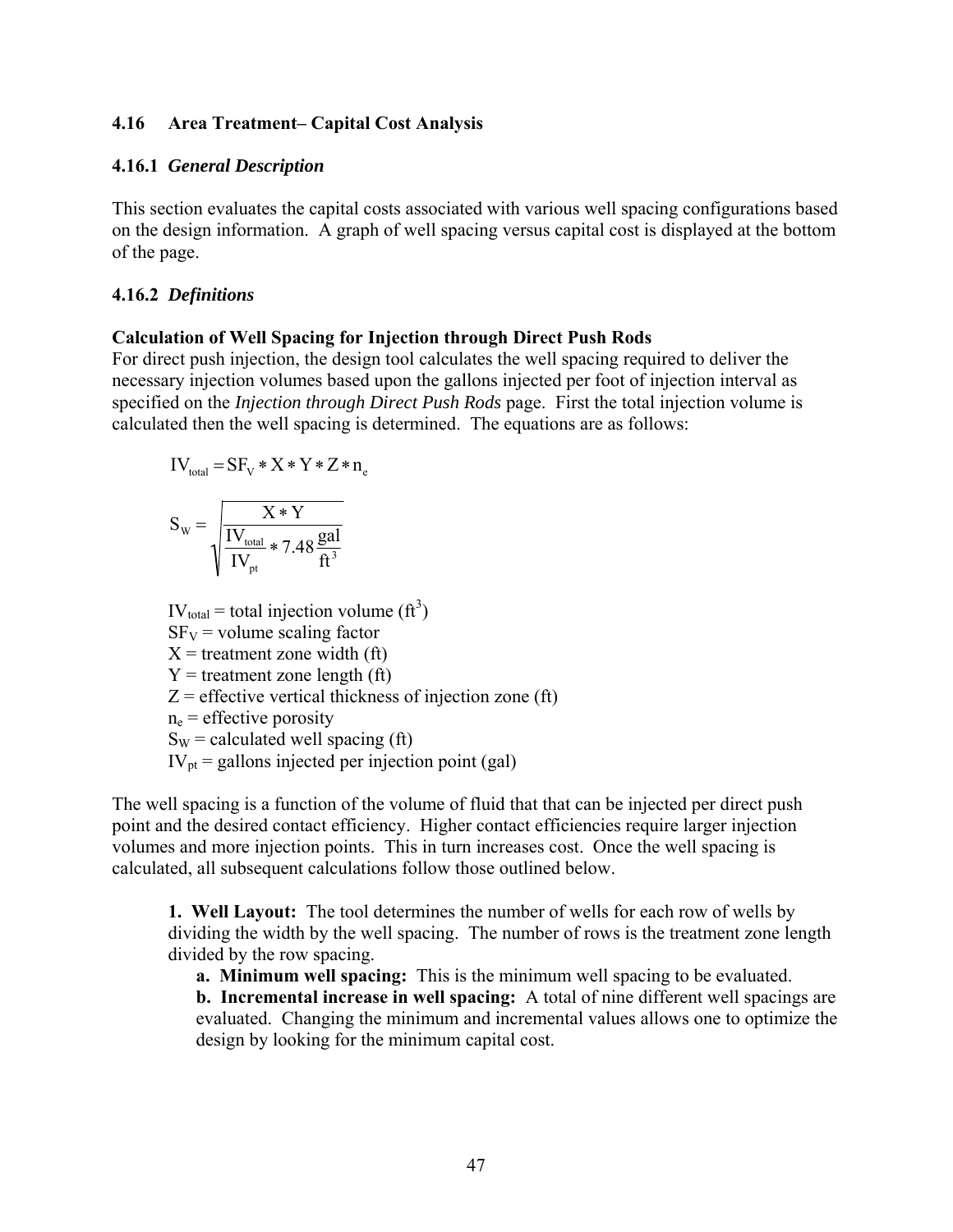## 4.16 Area Treatment– Capital Cost Analysis

### 4.16.1 *General Description*

This section evaluates the capital costs associated with various well spacing configurations based on the design information. A graph of well spacing versus capital cost is displayed at the bottom of the page.

### 4.16.2 *Definitions*

**Calculation of Well Spacing for Injection through Direct Push Rods**

For direct push injection, the design tool calculates the well spacing required to deliver the necessary injection volumes based upon the gallons injected per foot of injection interval as specified on the *Injection through Direct Push Rods* page. First the total injection volume is calculated then the well spacing is determined. The equations are as follows:

$$IV_{total} = SF_V * X * Y * Z * n_e$$

$$S_W = \sqrt{\frac{X * Y}{\frac{IV_{total}}{IV_{pt}} * 7.48 \frac{gal}{ft^3}}}$$

$IV_{total}$ = total injection volume ($ft^3$)
$SF_V$ = volume scaling factor
X = treatment zone width (ft)
Y = treatment zone length (ft)
Z = effective vertical thickness of injection zone (ft)
$n_e$ = effective porosity
$S_W$ = calculated well spacing (ft)
$IV_{pt}$ = gallons injected per injection point (gal)

The well spacing is a function of the volume of fluid that that can be injected per direct push point and the desired contact efficiency. Higher contact efficiencies require larger injection volumes and more injection points. This in turn increases cost. Once the well spacing is calculated, all subsequent calculations follow those outlined below.

**1. Well Layout:** The tool determines the number of wells for each row of wells by dividing the width by the well spacing. The number of rows is the treatment zone length divided by the row spacing.

- **a. Minimum well spacing:** This is the minimum well spacing to be evaluated.
- **b. Incremental increase in well spacing:** A total of nine different well spacings are evaluated. Changing the minimum and incremental values allows one to optimize the design by looking for the minimum capital cost.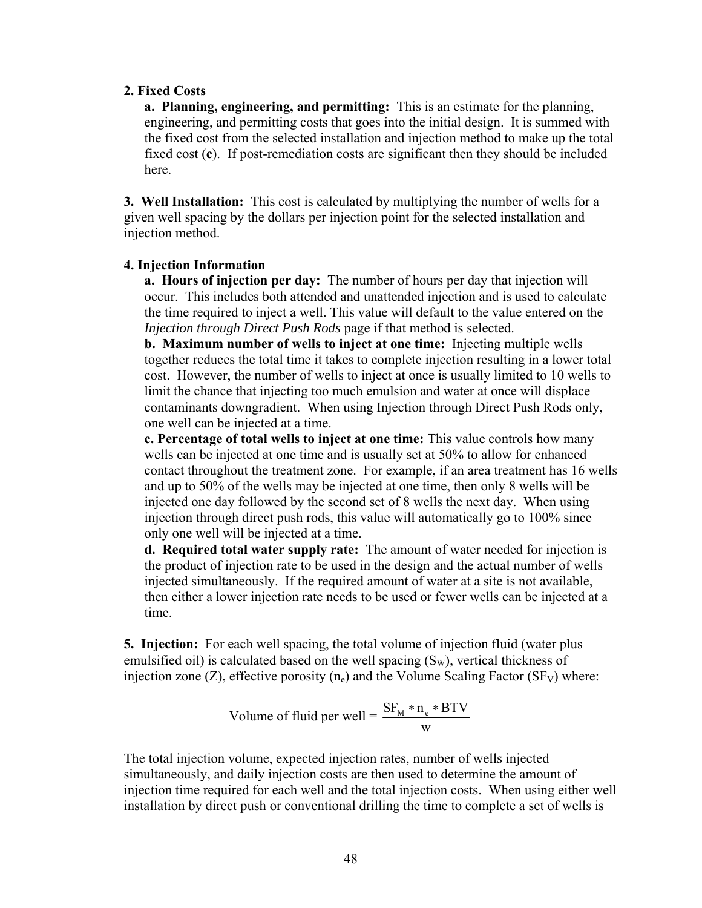**2. Fixed Costs**

**a. Planning, engineering, and permitting:** This is an estimate for the planning, engineering, and permitting costs that goes into the initial design. It is summed with the fixed cost from the selected installation and injection method to make up the total fixed cost (**c**). If post-remediation costs are significant then they should be included here.

**3. Well Installation:** This cost is calculated by multiplying the number of wells for a given well spacing by the dollars per injection point for the selected installation and injection method.

**4. Injection Information**

**a. Hours of injection per day:** The number of hours per day that injection will occur. This includes both attended and unattended injection and is used to calculate the time required to inject a well. This value will default to the value entered on the *Injection through Direct Push Rods* page if that method is selected.

**b. Maximum number of wells to inject at one time:** Injecting multiple wells together reduces the total time it takes to complete injection resulting in a lower total cost. However, the number of wells to inject at once is usually limited to 10 wells to limit the chance that injecting too much emulsion and water at once will displace contaminants downgradient. When using Injection through Direct Push Rods only, one well can be injected at a time.

**c. Percentage of total wells to inject at one time:** This value controls how many wells can be injected at one time and is usually set at 50% to allow for enhanced contact throughout the treatment zone. For example, if an area treatment has 16 wells and up to 50% of the wells may be injected at one time, then only 8 wells will be injected one day followed by the second set of 8 wells the next day. When using injection through direct push rods, this value will automatically go to 100% since only one well will be injected at a time.

**d. Required total water supply rate:** The amount of water needed for injection is the product of injection rate to be used in the design and the actual number of wells injected simultaneously. If the required amount of water at a site is not available, then either a lower injection rate needs to be used or fewer wells can be injected at a time.

**5. Injection:** For each well spacing, the total volume of injection fluid (water plus emulsified oil) is calculated based on the well spacing ($S_W$), vertical thickness of injection zone (Z), effective porosity ($n_e$) and the Volume Scaling Factor ($SF_V$) where:

$$\text{Volume of fluid per well} = \frac{SF_M * n_e * BTV}{w}$$

The total injection volume, expected injection rates, number of wells injected simultaneously, and daily injection costs are then used to determine the amount of injection time required for each well and the total injection costs. When using either well installation by direct push or conventional drilling the time to complete a set of wells is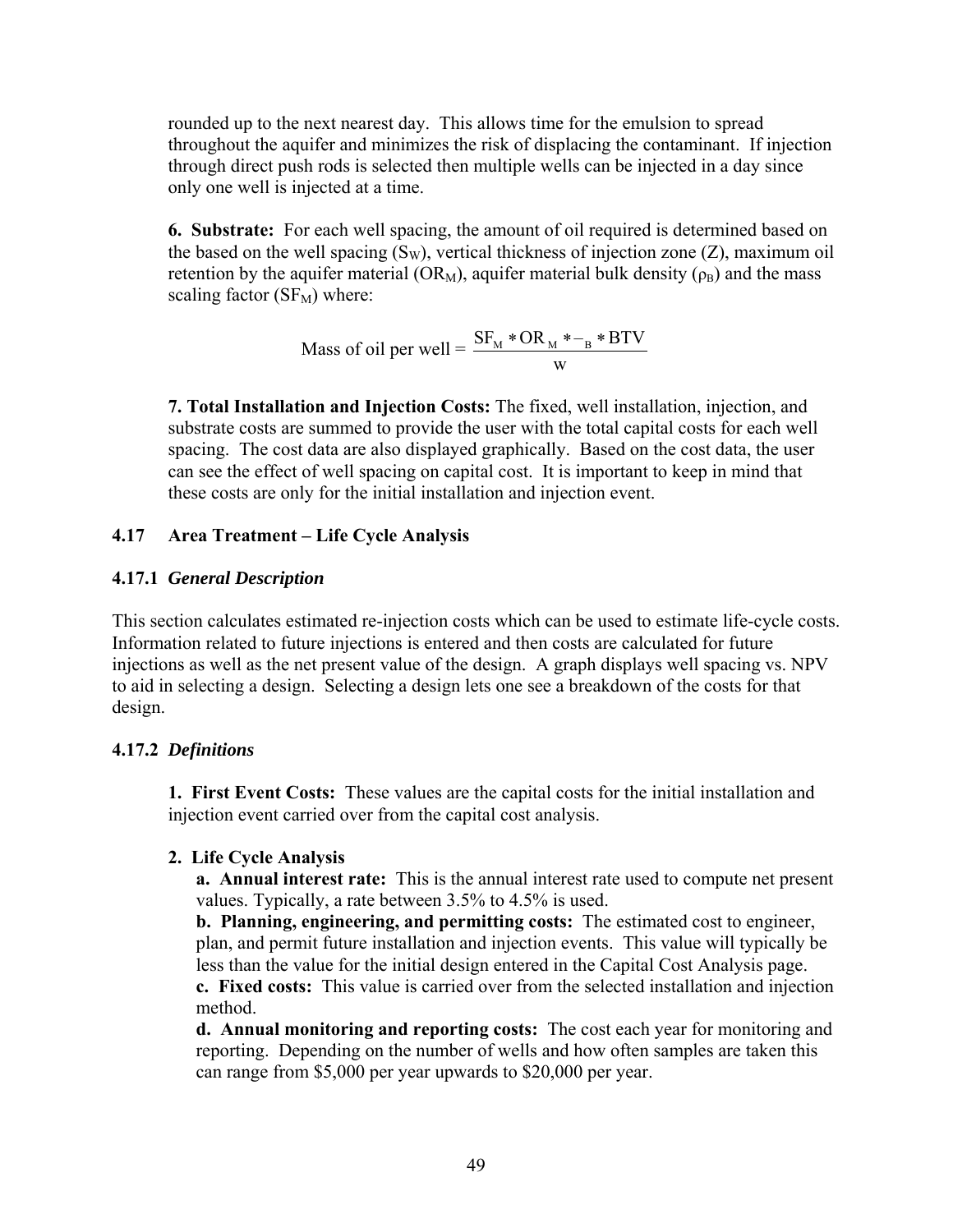rounded up to the next nearest day. This allows time for the emulsion to spread throughout the aquifer and minimizes the risk of displacing the contaminant. If injection through direct push rods is selected then multiple wells can be injected in a day since only one well is injected at a time.

**6. Substrate:** For each well spacing, the amount of oil required is determined based on the based on the well spacing ($S_W$), vertical thickness of injection zone (Z), maximum oil retention by the aquifer material ($OR_M$), aquifer material bulk density ($\rho_B$) and the mass scaling factor ($SF_M$) where:

$$\text{Mass of oil per well} = \frac{SF_M * OR_M * -_B * BTV}{w}$$

**7. Total Installation and Injection Costs:** The fixed, well installation, injection, and substrate costs are summed to provide the user with the total capital costs for each well spacing. The cost data are also displayed graphically. Based on the cost data, the user can see the effect of well spacing on capital cost. It is important to keep in mind that these costs are only for the initial installation and injection event.

### 4.17 Area Treatment – Life Cycle Analysis

#### 4.17.1 *General Description*

This section calculates estimated re-injection costs which can be used to estimate life-cycle costs. Information related to future injections is entered and then costs are calculated for future injections as well as the net present value of the design. A graph displays well spacing vs. NPV to aid in selecting a design. Selecting a design lets one see a breakdown of the costs for that design.

#### 4.17.2 *Definitions*

**1. First Event Costs:** These values are the capital costs for the initial installation and injection event carried over from the capital cost analysis.

**2. Life Cycle Analysis**

**a. Annual interest rate:** This is the annual interest rate used to compute net present values. Typically, a rate between 3.5% to 4.5% is used.
**b. Planning, engineering, and permitting costs:** The estimated cost to engineer, plan, and permit future installation and injection events. This value will typically be less than the value for the initial design entered in the Capital Cost Analysis page.
**c. Fixed costs:** This value is carried over from the selected installation and injection method.
**d. Annual monitoring and reporting costs:** The cost each year for monitoring and reporting. Depending on the number of wells and how often samples are taken this can range from $5,000 per year upwards to $20,000 per year.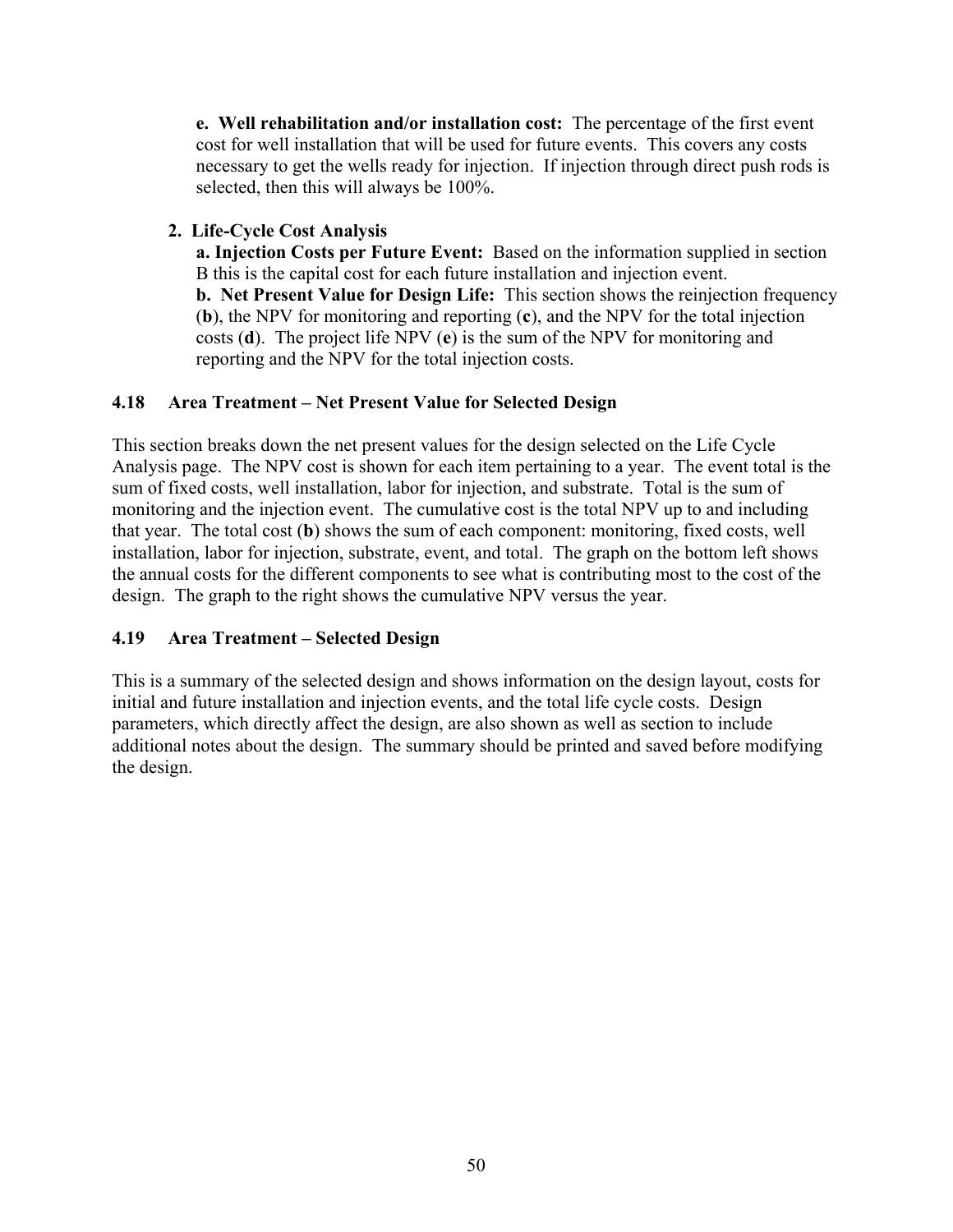**e. Well rehabilitation and/or installation cost:** The percentage of the first event cost for well installation that will be used for future events. This covers any costs necessary to get the wells ready for injection. If injection through direct push rods is selected, then this will always be 100%.

**2. Life-Cycle Cost Analysis**

**a. Injection Costs per Future Event:** Based on the information supplied in section B this is the capital cost for each future installation and injection event.

**b. Net Present Value for Design Life:** This section shows the reinjection frequency (**b**), the NPV for monitoring and reporting (**c**), and the NPV for the total injection costs (**d**). The project life NPV (**e**) is the sum of the NPV for monitoring and reporting and the NPV for the total injection costs.

### 4.18 Area Treatment – Net Present Value for Selected Design

This section breaks down the net present values for the design selected on the Life Cycle Analysis page. The NPV cost is shown for each item pertaining to a year. The event total is the sum of fixed costs, well installation, labor for injection, and substrate. Total is the sum of monitoring and the injection event. The cumulative cost is the total NPV up to and including that year. The total cost (**b**) shows the sum of each component: monitoring, fixed costs, well installation, labor for injection, substrate, event, and total. The graph on the bottom left shows the annual costs for the different components to see what is contributing most to the cost of the design. The graph to the right shows the cumulative NPV versus the year.

### 4.19 Area Treatment – Selected Design

This is a summary of the selected design and shows information on the design layout, costs for initial and future installation and injection events, and the total life cycle costs. Design parameters, which directly affect the design, are also shown as well as section to include additional notes about the design. The summary should be printed and saved before modifying the design.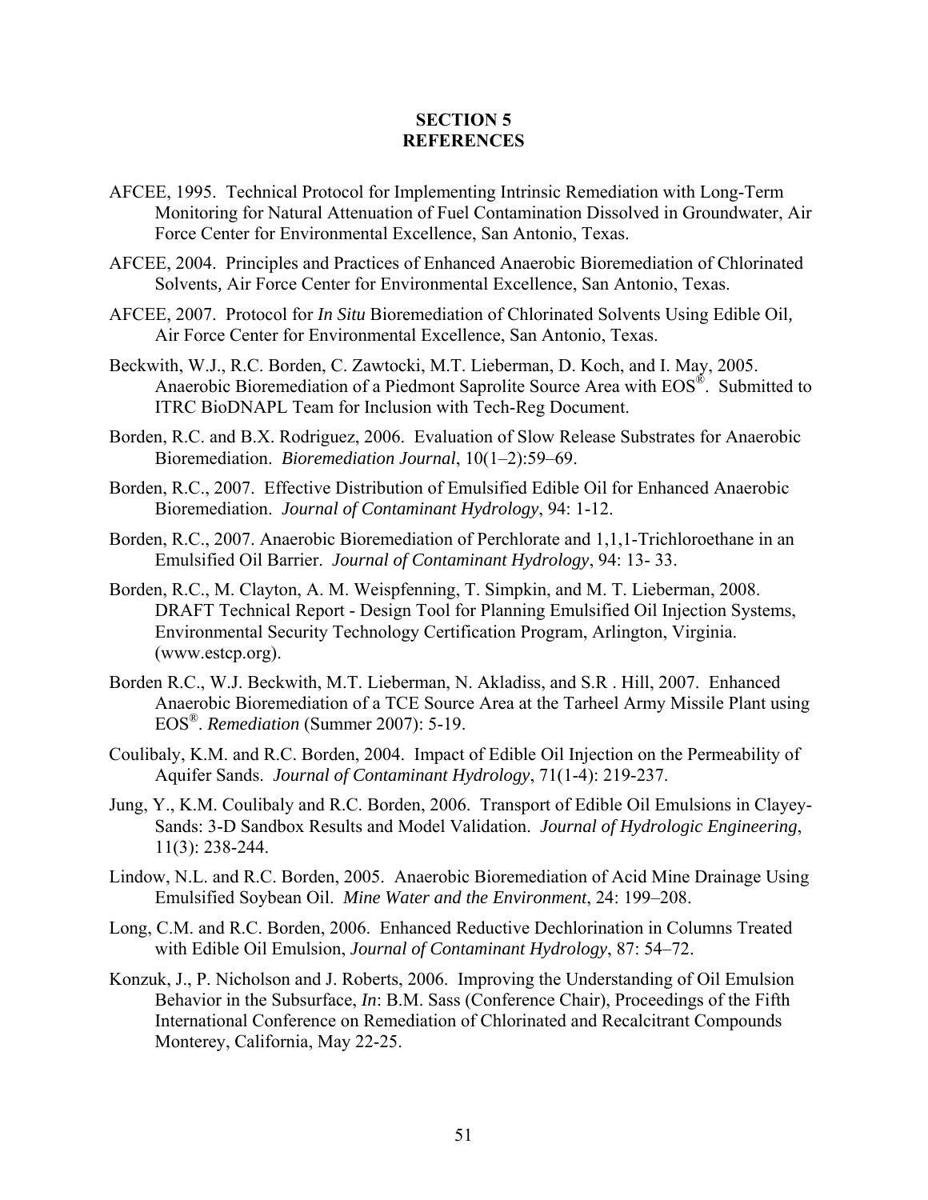# SECTION 5
# REFERENCES

AFCEE, 1995. Technical Protocol for Implementing Intrinsic Remediation with Long-Term Monitoring for Natural Attenuation of Fuel Contamination Dissolved in Groundwater, Air Force Center for Environmental Excellence, San Antonio, Texas.

AFCEE, 2004. Principles and Practices of Enhanced Anaerobic Bioremediation of Chlorinated Solvents, Air Force Center for Environmental Excellence, San Antonio, Texas.

AFCEE, 2007. Protocol for *In Situ* Bioremediation of Chlorinated Solvents Using Edible Oil, Air Force Center for Environmental Excellence, San Antonio, Texas.

Beckwith, W.J., R.C. Borden, C. Zawtocki, M.T. Lieberman, D. Koch, and I. May, 2005. Anaerobic Bioremediation of a Piedmont Saprolite Source Area with EOS®. Submitted to ITRC BioDNAPL Team for Inclusion with Tech-Reg Document.

Borden, R.C. and B.X. Rodriguez, 2006. Evaluation of Slow Release Substrates for Anaerobic Bioremediation. *Bioremediation Journal*, 10(1–2):59–69.

Borden, R.C., 2007. Effective Distribution of Emulsified Edible Oil for Enhanced Anaerobic Bioremediation. *Journal of Contaminant Hydrology*, 94: 1-12.

Borden, R.C., 2007. Anaerobic Bioremediation of Perchlorate and 1,1,1-Trichloroethane in an Emulsified Oil Barrier. *Journal of Contaminant Hydrology*, 94: 13- 33.

Borden, R.C., M. Clayton, A. M. Weispfenning, T. Simpkin, and M. T. Lieberman, 2008. DRAFT Technical Report - Design Tool for Planning Emulsified Oil Injection Systems, Environmental Security Technology Certification Program, Arlington, Virginia. (www.estcp.org).

Borden R.C., W.J. Beckwith, M.T. Lieberman, N. Akladiss, and S.R . Hill, 2007. Enhanced Anaerobic Bioremediation of a TCE Source Area at the Tarheel Army Missile Plant using EOS®. *Remediation* (Summer 2007): 5-19.

Coulibaly, K.M. and R.C. Borden, 2004. Impact of Edible Oil Injection on the Permeability of Aquifer Sands. *Journal of Contaminant Hydrology*, 71(1-4): 219-237.

Jung, Y., K.M. Coulibaly and R.C. Borden, 2006. Transport of Edible Oil Emulsions in Clayey-Sands: 3-D Sandbox Results and Model Validation. *Journal of Hydrologic Engineering*, 11(3): 238-244.

Lindow, N.L. and R.C. Borden, 2005. Anaerobic Bioremediation of Acid Mine Drainage Using Emulsified Soybean Oil. *Mine Water and the Environment*, 24: 199–208.

Long, C.M. and R.C. Borden, 2006. Enhanced Reductive Dechlorination in Columns Treated with Edible Oil Emulsion, *Journal of Contaminant Hydrology*, 87: 54–72.

Konzuk, J., P. Nicholson and J. Roberts, 2006. Improving the Understanding of Oil Emulsion Behavior in the Subsurface, *In*: B.M. Sass (Conference Chair), Proceedings of the Fifth International Conference on Remediation of Chlorinated and Recalcitrant Compounds Monterey, California, May 22-25.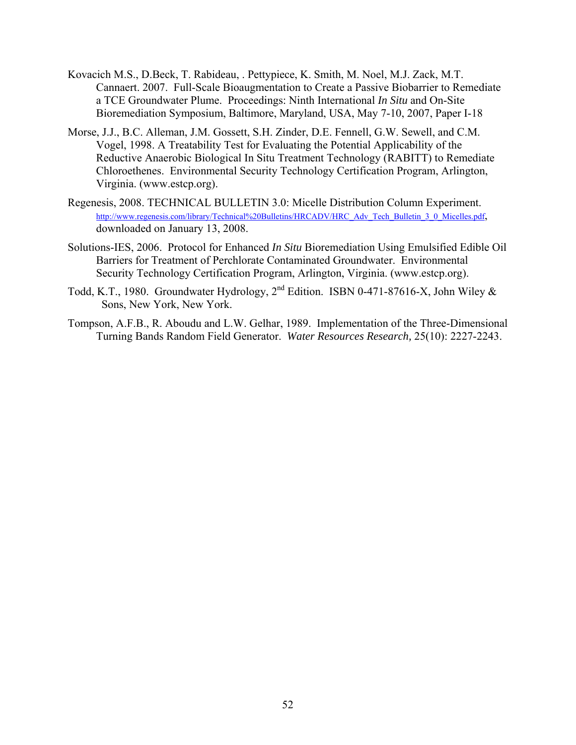Kovacich M.S., D.Beck, T. Rabideau, . Pettypiece, K. Smith, M. Noel, M.J. Zack, M.T. Cannaert. 2007. Full-Scale Bioaugmentation to Create a Passive Biobarrier to Remediate a TCE Groundwater Plume. Proceedings: Ninth International *In Situ* and On-Site Bioremediation Symposium, Baltimore, Maryland, USA, May 7-10, 2007, Paper I-18

Morse, J.J., B.C. Alleman, J.M. Gossett, S.H. Zinder, D.E. Fennell, G.W. Sewell, and C.M. Vogel, 1998. A Treatability Test for Evaluating the Potential Applicability of the Reductive Anaerobic Biological In Situ Treatment Technology (RABITT) to Remediate Chloroethenes. Environmental Security Technology Certification Program, Arlington, Virginia. (www.estcp.org).

Regenesis, 2008. TECHNICAL BULLETIN 3.0: Micelle Distribution Column Experiment. http://www.regenesis.com/library/Technical%20Bulletins/HRCADV/HRC_Adv_Tech_Bulletin_3_0_Micelles.pdf, downloaded on January 13, 2008.

Solutions-IES, 2006. Protocol for Enhanced *In Situ* Bioremediation Using Emulsified Edible Oil Barriers for Treatment of Perchlorate Contaminated Groundwater. Environmental Security Technology Certification Program, Arlington, Virginia. (www.estcp.org).

Todd, K.T., 1980. Groundwater Hydrology, 2nd Edition. ISBN 0-471-87616-X, John Wiley & Sons, New York, New York.

Tompson, A.F.B., R. Aboudu and L.W. Gelhar, 1989. Implementation of the Three-Dimensional Turning Bands Random Field Generator. *Water Resources Research,* 25(10): 2227-2243.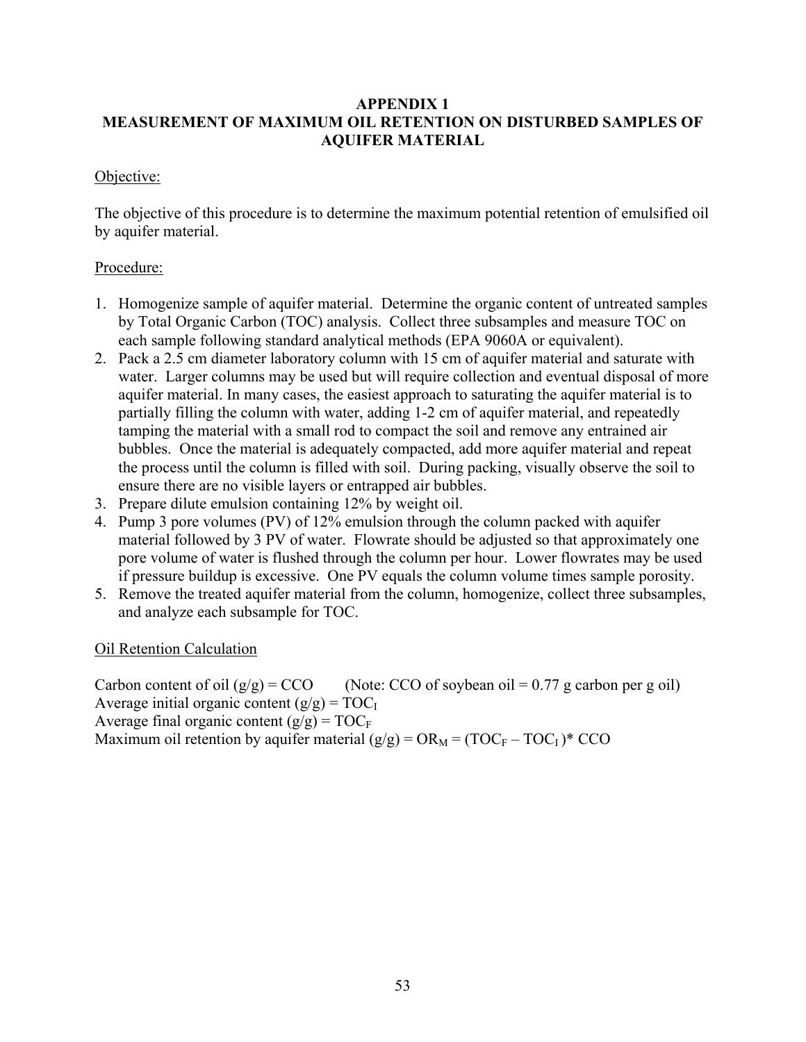## APPENDIX 1
## MEASUREMENT OF MAXIMUM OIL RETENTION ON DISTURBED SAMPLES OF AQUIFER MATERIAL

Objective:

The objective of this procedure is to determine the maximum potential retention of emulsified oil by aquifer material.

Procedure:

1. Homogenize sample of aquifer material. Determine the organic content of untreated samples by Total Organic Carbon (TOC) analysis. Collect three subsamples and measure TOC on each sample following standard analytical methods (EPA 9060A or equivalent).
2. Pack a 2.5 cm diameter laboratory column with 15 cm of aquifer material and saturate with water. Larger columns may be used but will require collection and eventual disposal of more aquifer material. In many cases, the easiest approach to saturating the aquifer material is to partially filling the column with water, adding 1-2 cm of aquifer material, and repeatedly tamping the material with a small rod to compact the soil and remove any entrained air bubbles. Once the material is adequately compacted, add more aquifer material and repeat the process until the column is filled with soil. During packing, visually observe the soil to ensure there are no visible layers or entrapped air bubbles.
3. Prepare dilute emulsion containing 12% by weight oil.
4. Pump 3 pore volumes (PV) of 12% emulsion through the column packed with aquifer material followed by 3 PV of water. Flowrate should be adjusted so that approximately one pore volume of water is flushed through the column per hour. Lower flowrates may be used if pressure buildup is excessive. One PV equals the column volume times sample porosity.
5. Remove the treated aquifer material from the column, homogenize, collect three subsamples, and analyze each subsample for TOC.

Oil Retention Calculation

Carbon content of oil (g/g) = CCO (Note: CCO of soybean oil = 0.77 g carbon per g oil)
Average initial organic content (g/g) = $TOC_I$
Average final organic content (g/g) = $TOC_F$
Maximum oil retention by aquifer material (g/g) = $OR_M = (TOC_F - TOC_I) * CCO$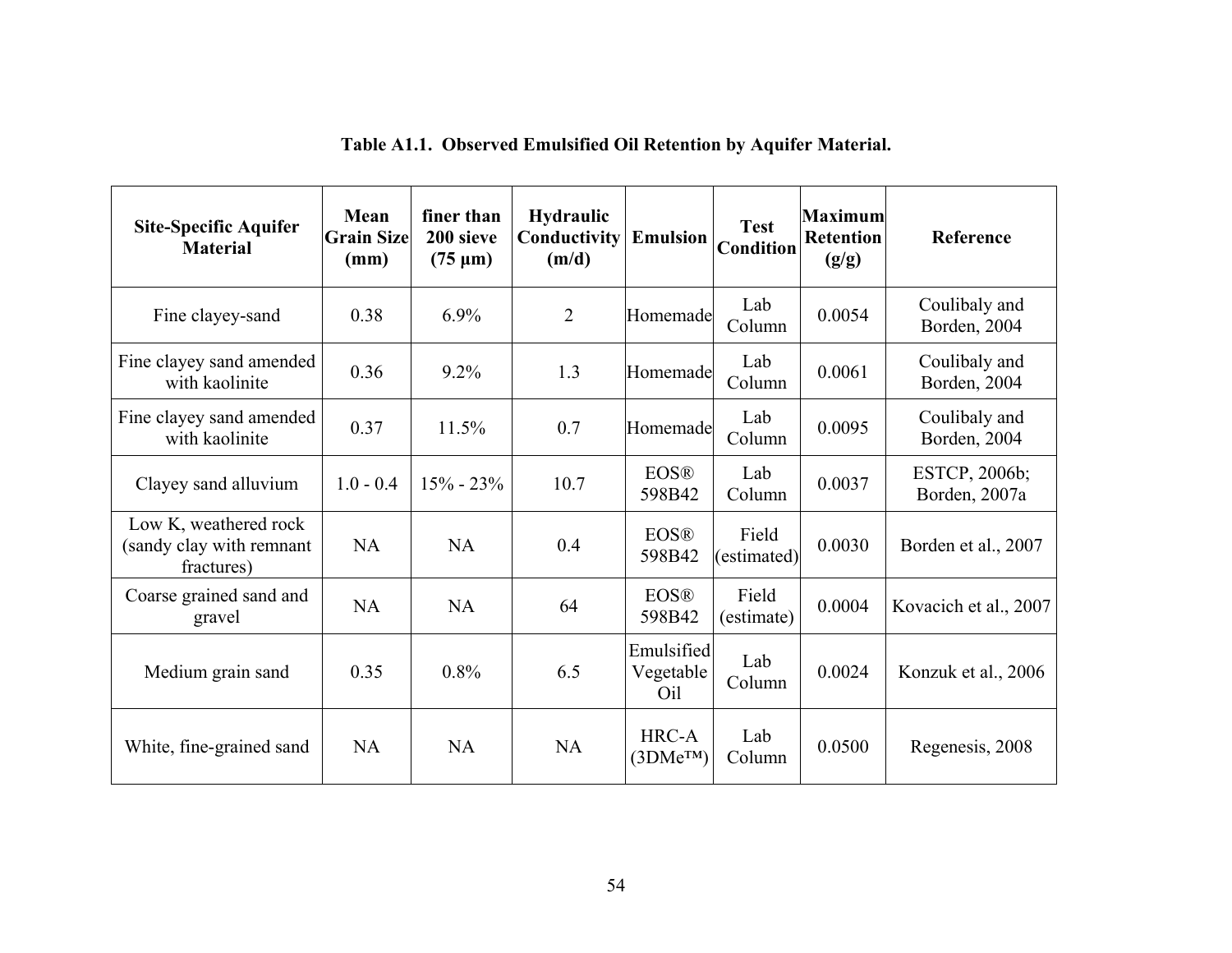**Table A1.1. Observed Emulsified Oil Retention by Aquifer Material.**

| Site-Specific Aquifer Material | Mean Grain Size (mm) | finer than 200 sieve (75 µm) | Hydraulic Conductivity (m/d) | Emulsion | Test Condition | Maximum Retention (g/g) | Reference |
|---|---|---|---|---|---|---|---|
| Fine clayey-sand | 0.38 | 6.9% | 2 | Homemade | Lab Column | 0.0054 | Coulibaly and Borden, 2004 |
| Fine clayey sand amended with kaolinite | 0.36 | 9.2% | 1.3 | Homemade | Lab Column | 0.0061 | Coulibaly and Borden, 2004 |
| Fine clayey sand amended with kaolinite | 0.37 | 11.5% | 0.7 | Homemade | Lab Column | 0.0095 | Coulibaly and Borden, 2004 |
| Clayey sand alluvium | 1.0 - 0.4 | 15% - 23% | 10.7 | EOS® 598B42 | Lab Column | 0.0037 | ESTCP, 2006b; Borden, 2007a |
| Low K, weathered rock (sandy clay with remnant fractures) | NA | NA | 0.4 | EOS® 598B42 | Field (estimated) | 0.0030 | Borden et al., 2007 |
| Coarse grained sand and gravel | NA | NA | 64 | EOS® 598B42 | Field (estimate) | 0.0004 | Kovacich et al., 2007 |
| Medium grain sand | 0.35 | 0.8% | 6.5 | Emulsified Vegetable Oil | Lab Column | 0.0024 | Konzuk et al., 2006 |
| White, fine-grained sand | NA | NA | NA | HRC-A (3DMe™) | Lab Column | 0.0500 | Regenesis, 2008 |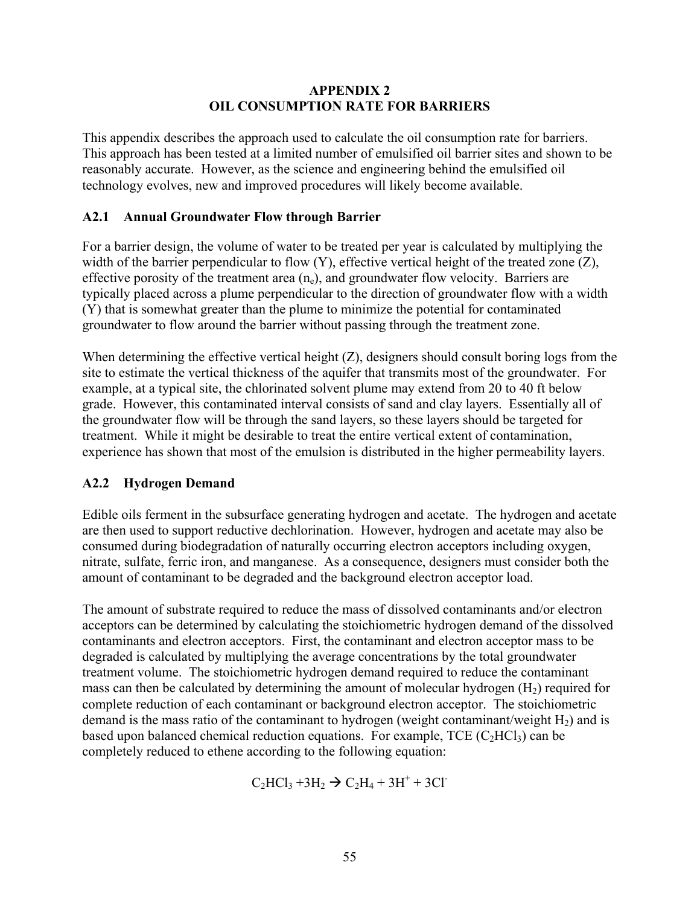# APPENDIX 2
# OIL CONSUMPTION RATE FOR BARRIERS

This appendix describes the approach used to calculate the oil consumption rate for barriers. This approach has been tested at a limited number of emulsified oil barrier sites and shown to be reasonably accurate. However, as the science and engineering behind the emulsified oil technology evolves, new and improved procedures will likely become available.

## A2.1 Annual Groundwater Flow through Barrier

For a barrier design, the volume of water to be treated per year is calculated by multiplying the width of the barrier perpendicular to flow (Y), effective vertical height of the treated zone (Z), effective porosity of the treatment area ($n_e$), and groundwater flow velocity. Barriers are typically placed across a plume perpendicular to the direction of groundwater flow with a width (Y) that is somewhat greater than the plume to minimize the potential for contaminated groundwater to flow around the barrier without passing through the treatment zone.

When determining the effective vertical height (Z), designers should consult boring logs from the site to estimate the vertical thickness of the aquifer that transmits most of the groundwater. For example, at a typical site, the chlorinated solvent plume may extend from 20 to 40 ft below grade. However, this contaminated interval consists of sand and clay layers. Essentially all of the groundwater flow will be through the sand layers, so these layers should be targeted for treatment. While it might be desirable to treat the entire vertical extent of contamination, experience has shown that most of the emulsion is distributed in the higher permeability layers.

## A2.2 Hydrogen Demand

Edible oils ferment in the subsurface generating hydrogen and acetate. The hydrogen and acetate are then used to support reductive dechlorination. However, hydrogen and acetate may also be consumed during biodegradation of naturally occurring electron acceptors including oxygen, nitrate, sulfate, ferric iron, and manganese. As a consequence, designers must consider both the amount of contaminant to be degraded and the background electron acceptor load.

The amount of substrate required to reduce the mass of dissolved contaminants and/or electron acceptors can be determined by calculating the stoichiometric hydrogen demand of the dissolved contaminants and electron acceptors. First, the contaminant and electron acceptor mass to be degraded is calculated by multiplying the average concentrations by the total groundwater treatment volume. The stoichiometric hydrogen demand required to reduce the contaminant mass can then be calculated by determining the amount of molecular hydrogen ($H_2$) required for complete reduction of each contaminant or background electron acceptor. The stoichiometric demand is the mass ratio of the contaminant to hydrogen (weight contaminant/weight $H_2$) and is based upon balanced chemical reduction equations. For example, TCE ($C_2HCl_3$) can be completely reduced to ethene according to the following equation:

$$C_2HCl_3 + 3H_2 \rightarrow C_2H_4 + 3H^+ + 3Cl^-$$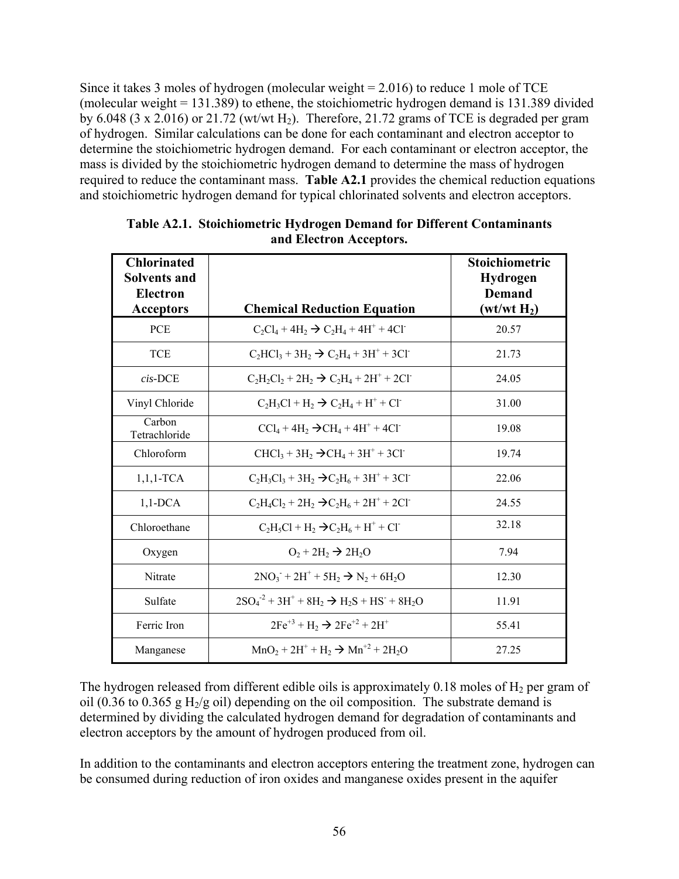Since it takes 3 moles of hydrogen (molecular weight = 2.016) to reduce 1 mole of TCE (molecular weight = 131.389) to ethene, the stoichiometric hydrogen demand is 131.389 divided by 6.048 (3 x 2.016) or 21.72 (wt/wt $H_2$). Therefore, 21.72 grams of TCE is degraded per gram of hydrogen. Similar calculations can be done for each contaminant and electron acceptor to determine the stoichiometric hydrogen demand. For each contaminant or electron acceptor, the mass is divided by the stoichiometric hydrogen demand to determine the mass of hydrogen required to reduce the contaminant mass. **Table A2.1** provides the chemical reduction equations and stoichiometric hydrogen demand for typical chlorinated solvents and electron acceptors.

**Table A2.1. Stoichiometric Hydrogen Demand for Different Contaminants and Electron Acceptors.**

| Chlorinated Solvents and Electron Acceptors | Chemical Reduction Equation | Stoichiometric Hydrogen Demand (wt/wt $H_2$) |
|---|---|---|
| PCE | $C_2Cl_4 + 4H_2 \rightarrow C_2H_4 + 4H^+ + 4Cl^-$ | 20.57 |
| TCE | $C_2HCl_3 + 3H_2 \rightarrow C_2H_4 + 3H^+ + 3Cl^-$ | 21.73 |
| *cis*-DCE | $C_2H_2Cl_2 + 2H_2 \rightarrow C_2H_4 + 2H^+ + 2Cl^-$ | 24.05 |
| Vinyl Chloride | $C_2H_3Cl + H_2 \rightarrow C_2H_4 + H^+ + Cl^-$ | 31.00 |
| Carbon Tetrachloride | $CCl_4 + 4H_2 \rightarrow CH_4 + 4H^+ + 4Cl^-$ | 19.08 |
| Chloroform | $CHCl_3 + 3H_2 \rightarrow CH_4 + 3H^+ + 3Cl^-$ | 19.74 |
| 1,1,1-TCA | $C_2H_3Cl_3 + 3H_2 \rightarrow C_2H_6 + 3H^+ + 3Cl^-$ | 22.06 |
| 1,1-DCA | $C_2H_4Cl_2 + 2H_2 \rightarrow C_2H_6 + 2H^+ + 2Cl^-$ | 24.55 |
| Chloroethane | $C_2H_5Cl + H_2 \rightarrow C_2H_6 + H^+ + Cl^-$ | 32.18 |
| Oxygen | $O_2 + 2H_2 \rightarrow 2H_2O$ | 7.94 |
| Nitrate | $2NO_3^- + 2H^+ + 5H_2 \rightarrow N_2 + 6H_2O$ | 12.30 |
| Sulfate | $2SO_4^{-2} + 3H^+ + 8H_2 \rightarrow H_2S + HS^- + 8H_2O$ | 11.91 |
| Ferric Iron | $2Fe^{+3} + H_2 \rightarrow 2Fe^{+2} + 2H^+$ | 55.41 |
| Manganese | $MnO_2 + 2H^+ + H_2 \rightarrow Mn^{+2} + 2H_2O$ | 27.25 |

The hydrogen released from different edible oils is approximately 0.18 moles of $H_2$ per gram of oil (0.36 to 0.365 g $H_2$/g oil) depending on the oil composition. The substrate demand is determined by dividing the calculated hydrogen demand for degradation of contaminants and electron acceptors by the amount of hydrogen produced from oil.

In addition to the contaminants and electron acceptors entering the treatment zone, hydrogen can be consumed during reduction of iron oxides and manganese oxides present in the aquifer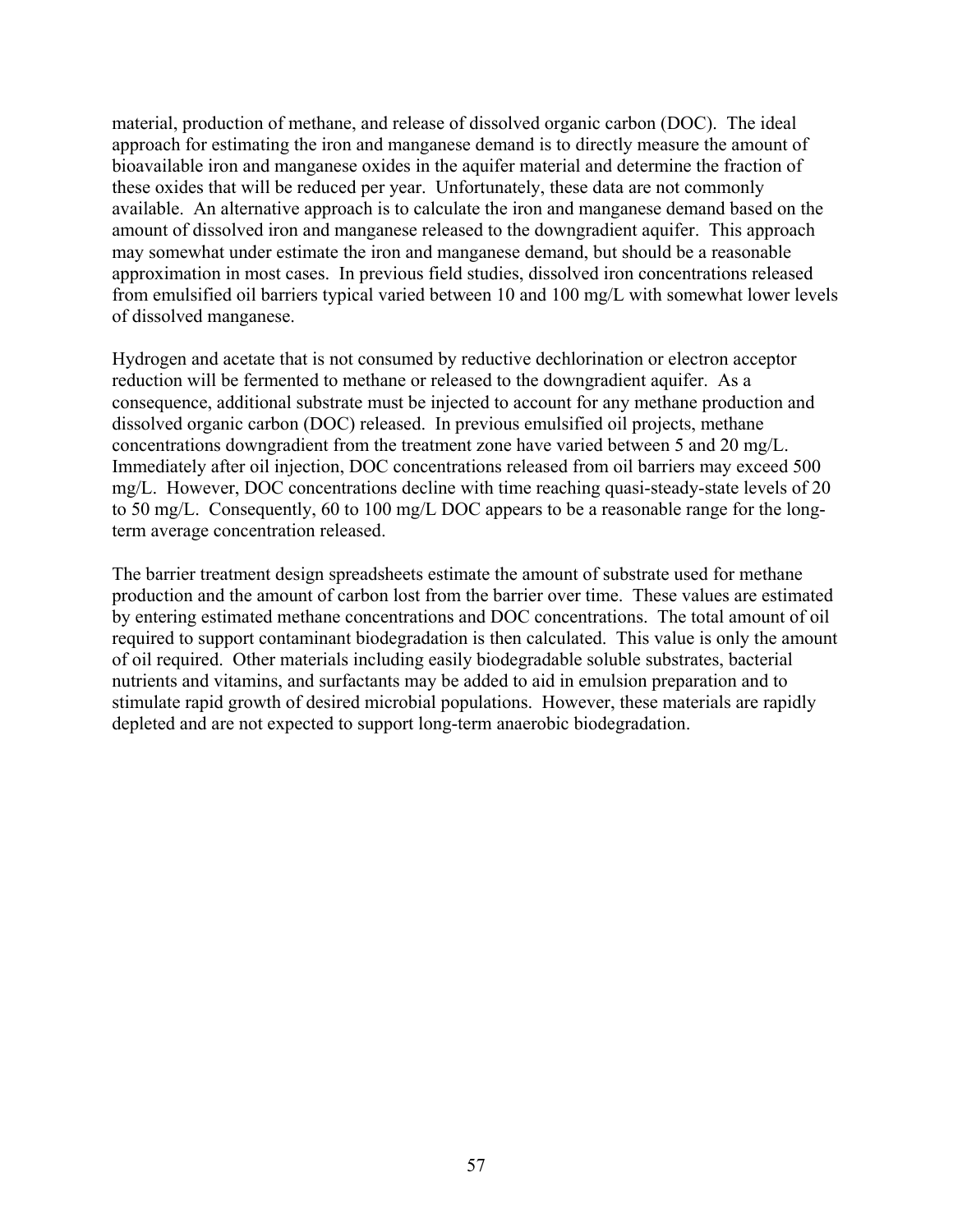material, production of methane, and release of dissolved organic carbon (DOC). The ideal approach for estimating the iron and manganese demand is to directly measure the amount of bioavailable iron and manganese oxides in the aquifer material and determine the fraction of these oxides that will be reduced per year. Unfortunately, these data are not commonly available. An alternative approach is to calculate the iron and manganese demand based on the amount of dissolved iron and manganese released to the downgradient aquifer. This approach may somewhat under estimate the iron and manganese demand, but should be a reasonable approximation in most cases. In previous field studies, dissolved iron concentrations released from emulsified oil barriers typical varied between 10 and 100 mg/L with somewhat lower levels of dissolved manganese.

Hydrogen and acetate that is not consumed by reductive dechlorination or electron acceptor reduction will be fermented to methane or released to the downgradient aquifer. As a consequence, additional substrate must be injected to account for any methane production and dissolved organic carbon (DOC) released. In previous emulsified oil projects, methane concentrations downgradient from the treatment zone have varied between 5 and 20 mg/L. Immediately after oil injection, DOC concentrations released from oil barriers may exceed 500 mg/L. However, DOC concentrations decline with time reaching quasi-steady-state levels of 20 to 50 mg/L. Consequently, 60 to 100 mg/L DOC appears to be a reasonable range for the long-term average concentration released.

The barrier treatment design spreadsheets estimate the amount of substrate used for methane production and the amount of carbon lost from the barrier over time. These values are estimated by entering estimated methane concentrations and DOC concentrations. The total amount of oil required to support contaminant biodegradation is then calculated. This value is only the amount of oil required. Other materials including easily biodegradable soluble substrates, bacterial nutrients and vitamins, and surfactants may be added to aid in emulsion preparation and to stimulate rapid growth of desired microbial populations. However, these materials are rapidly depleted and are not expected to support long-term anaerobic biodegradation.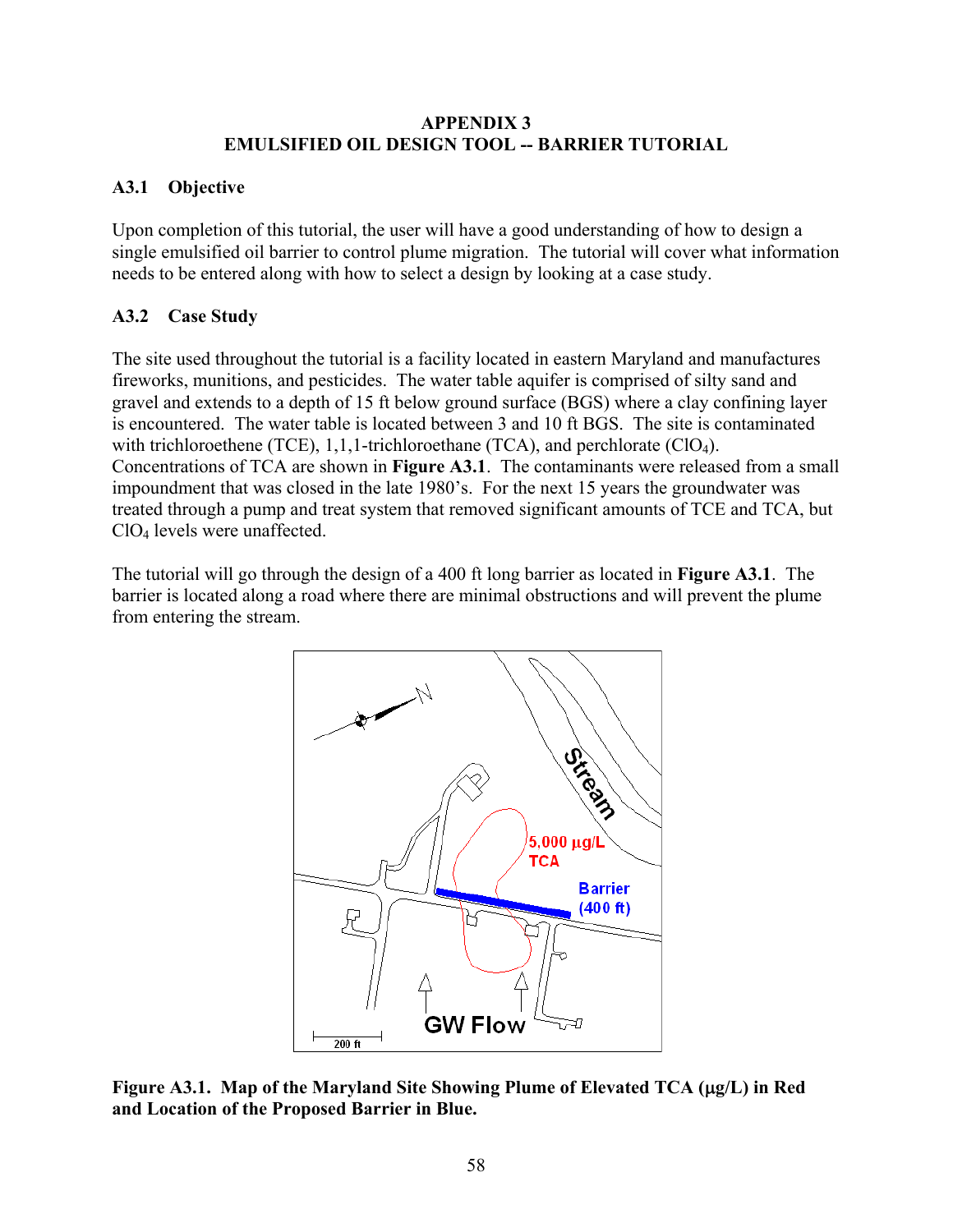# APPENDIX 3
# EMULSIFIED OIL DESIGN TOOL -- BARRIER TUTORIAL

## A3.1 Objective

Upon completion of this tutorial, the user will have a good understanding of how to design a single emulsified oil barrier to control plume migration. The tutorial will cover what information needs to be entered along with how to select a design by looking at a case study.

## A3.2 Case Study

The site used throughout the tutorial is a facility located in eastern Maryland and manufactures fireworks, munitions, and pesticides. The water table aquifer is comprised of silty sand and gravel and extends to a depth of 15 ft below ground surface (BGS) where a clay confining layer is encountered. The water table is located between 3 and 10 ft BGS. The site is contaminated with trichloroethene (TCE), 1,1,1-trichloroethane (TCA), and perchlorate ($ClO_4$). Concentrations of TCA are shown in **Figure A3.1**. The contaminants were released from a small impoundment that was closed in the late 1980's. For the next 15 years the groundwater was treated through a pump and treat system that removed significant amounts of TCE and TCA, but $ClO_4$ levels were unaffected.

The tutorial will go through the design of a 400 ft long barrier as located in **Figure A3.1**. The barrier is located along a road where there are minimal obstructions and will prevent the plume from entering the stream.

**Figure A3.1. Map of the Maryland Site Showing Plume of Elevated TCA (μg/L) in Red and Location of the Proposed Barrier in Blue.**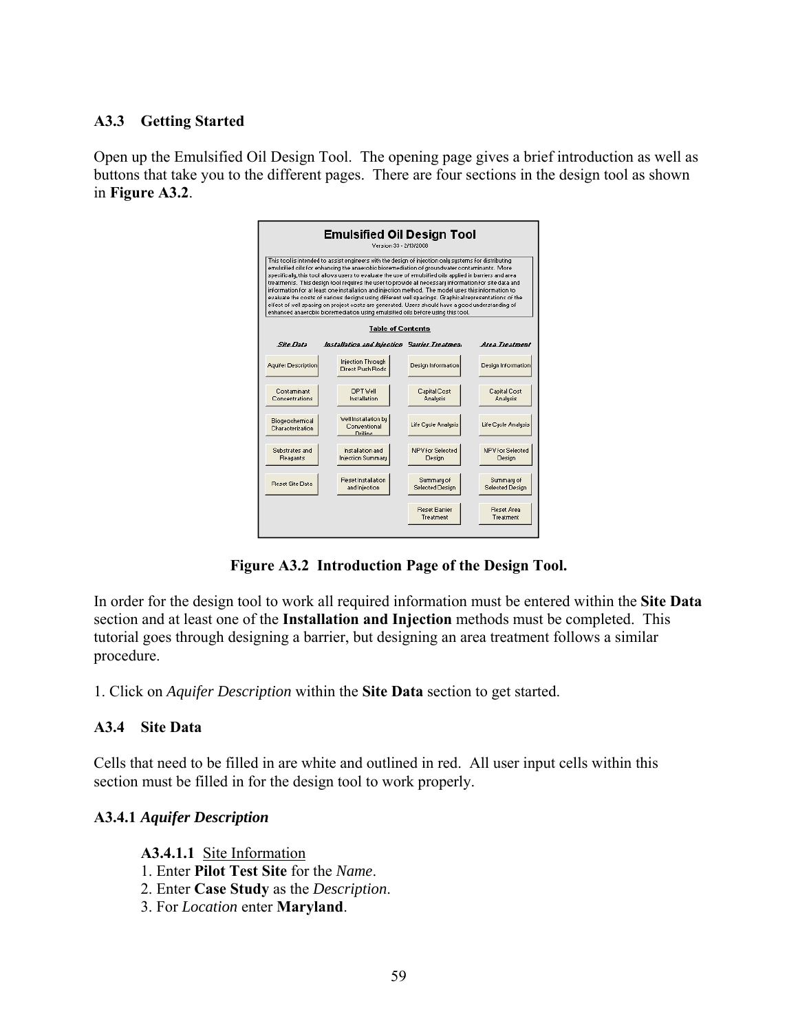### A3.3 Getting Started

Open up the Emulsified Oil Design Tool. The opening page gives a brief introduction as well as buttons that take you to the different pages. There are four sections in the design tool as shown in **Figure A3.2**.

**Figure A3.2 Introduction Page of the Design Tool.**

In order for the design tool to work all required information must be entered within the **Site Data** section and at least one of the **Installation and Injection** methods must be completed. This tutorial goes through designing a barrier, but designing an area treatment follows a similar procedure.

1. Click on *Aquifer Description* within the **Site Data** section to get started.

### A3.4 Site Data

Cells that need to be filled in are white and outlined in red. All user input cells within this section must be filled in for the design tool to work properly.

#### A3.4.1 *Aquifer Description*

**A3.4.1.1** Site Information

1. Enter **Pilot Test Site** for the *Name*.
2. Enter **Case Study** as the *Description*.
3. For *Location* enter **Maryland**.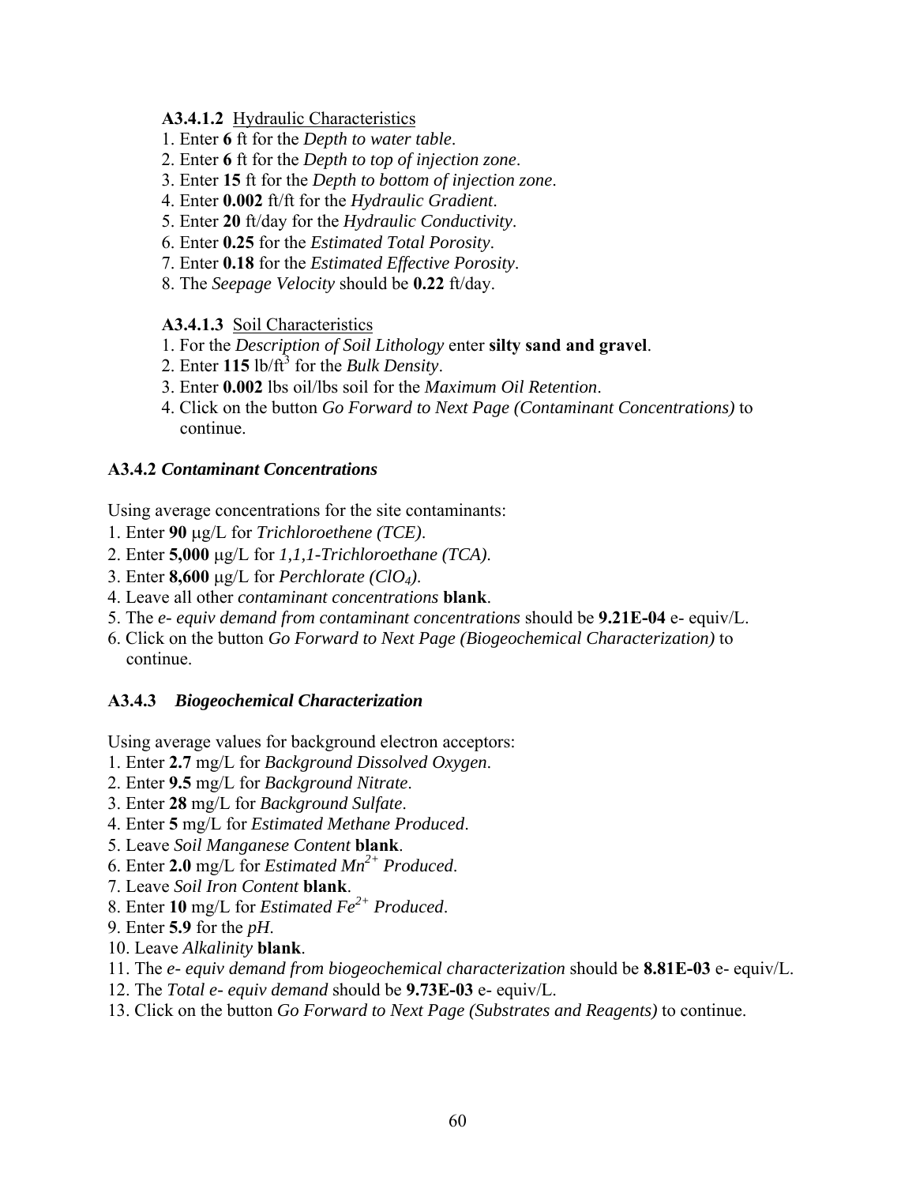**A3.4.1.2** Hydraulic Characteristics

1. Enter **6** ft for the *Depth to water table*.
2. Enter **6** ft for the *Depth to top of injection zone*.
3. Enter **15** ft for the *Depth to bottom of injection zone*.
4. Enter **0.002** ft/ft for the *Hydraulic Gradient*.
5. Enter **20** ft/day for the *Hydraulic Conductivity*.
6. Enter **0.25** for the *Estimated Total Porosity*.
7. Enter **0.18** for the *Estimated Effective Porosity*.
8. The *Seepage Velocity* should be **0.22** ft/day.

**A3.4.1.3** Soil Characteristics

1. For the *Description of Soil Lithology* enter **silty sand and gravel**.
2. Enter **115** lb/ft$^3$ for the *Bulk Density*.
3. Enter **0.002** lbs oil/lbs soil for the *Maximum Oil Retention*.
4. Click on the button *Go Forward to Next Page (Contaminant Concentrations)* to continue.

### A3.4.2 *Contaminant Concentrations*

Using average concentrations for the site contaminants:

1. Enter **90** μg/L for *Trichloroethene (TCE)*.
2. Enter **5,000** μg/L for *1,1,1-Trichloroethane (TCA)*.
3. Enter **8,600** μg/L for *Perchlorate ($ClO_4$)*.
4. Leave all other *contaminant concentrations* **blank**.
5. The *e- equiv demand from contaminant concentrations* should be **9.21E-04** e- equiv/L.
6. Click on the button *Go Forward to Next Page (Biogeochemical Characterization)* to continue.

### A3.4.3 *Biogeochemical Characterization*

Using average values for background electron acceptors:

1. Enter **2.7** mg/L for *Background Dissolved Oxygen*.
2. Enter **9.5** mg/L for *Background Nitrate*.
3. Enter **28** mg/L for *Background Sulfate*.
4. Enter **5** mg/L for *Estimated Methane Produced*.
5. Leave *Soil Manganese Content* **blank**.
6. Enter **2.0** mg/L for *Estimated $Mn^{2+}$ Produced*.
7. Leave *Soil Iron Content* **blank**.
8. Enter **10** mg/L for *Estimated $Fe^{2+}$ Produced*.
9. Enter **5.9** for the *pH*.
10. Leave *Alkalinity* **blank**.
11. The *e- equiv demand from biogeochemical characterization* should be **8.81E-03** e- equiv/L.
12. The *Total e- equiv demand* should be **9.73E-03** e- equiv/L.
13. Click on the button *Go Forward to Next Page (Substrates and Reagents)* to continue.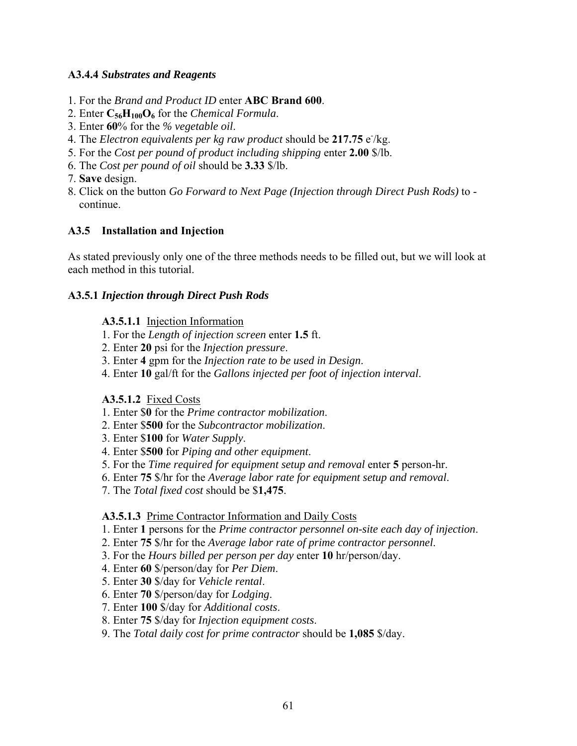### A3.4.4 *Substrates and Reagents*

1. For the *Brand and Product ID* enter **ABC Brand 600**.
2. Enter $C_{56}H_{100}O_6$ for the *Chemical Formula*.
3. Enter **60**% for the *% vegetable oil*.
4. The *Electron equivalents per kg raw product* should be **217.75** $e^-$/kg.
5. For the *Cost per pound of product including shipping* enter **2.00** \$/lb.
6. The *Cost per pound of oil* should be **3.33** \$/lb.
7. **Save** design.
8. Click on the button *Go Forward to Next Page (Injection through Direct Push Rods)* to - continue.

## A3.5 Installation and Injection

As stated previously only one of the three methods needs to be filled out, but we will look at each method in this tutorial.

### A3.5.1 *Injection through Direct Push Rods*

#### A3.5.1.1 Injection Information

1. For the *Length of injection screen* enter **1.5** ft.
2. Enter **20** psi for the *Injection pressure*.
3. Enter **4** gpm for the *Injection rate to be used in Design*.
4. Enter **10** gal/ft for the *Gallons injected per foot of injection interval*.

#### A3.5.1.2 Fixed Costs

1. Enter \$**0** for the *Prime contractor mobilization*.
2. Enter \$**500** for the *Subcontractor mobilization*.
3. Enter \$**100** for *Water Supply*.
4. Enter \$**500** for *Piping and other equipment*.
5. For the *Time required for equipment setup and removal* enter **5** person-hr.
6. Enter **75** \$/hr for the *Average labor rate for equipment setup and removal*.
7. The *Total fixed cost* should be \$**1,475**.

#### A3.5.1.3 Prime Contractor Information and Daily Costs

1. Enter **1** persons for the *Prime contractor personnel on-site each day of injection*.
2. Enter **75** \$/hr for the *Average labor rate of prime contractor personnel*.
3. For the *Hours billed per person per day* enter **10** hr/person/day.
4. Enter **60** \$/person/day for *Per Diem*.
5. Enter **30** \$/day for *Vehicle rental*.
6. Enter **70** \$/person/day for *Lodging*.
7. Enter **100** \$/day for *Additional costs*.
8. Enter **75** \$/day for *Injection equipment costs*.
9. The *Total daily cost for prime contractor* should be **1,085** \$/day.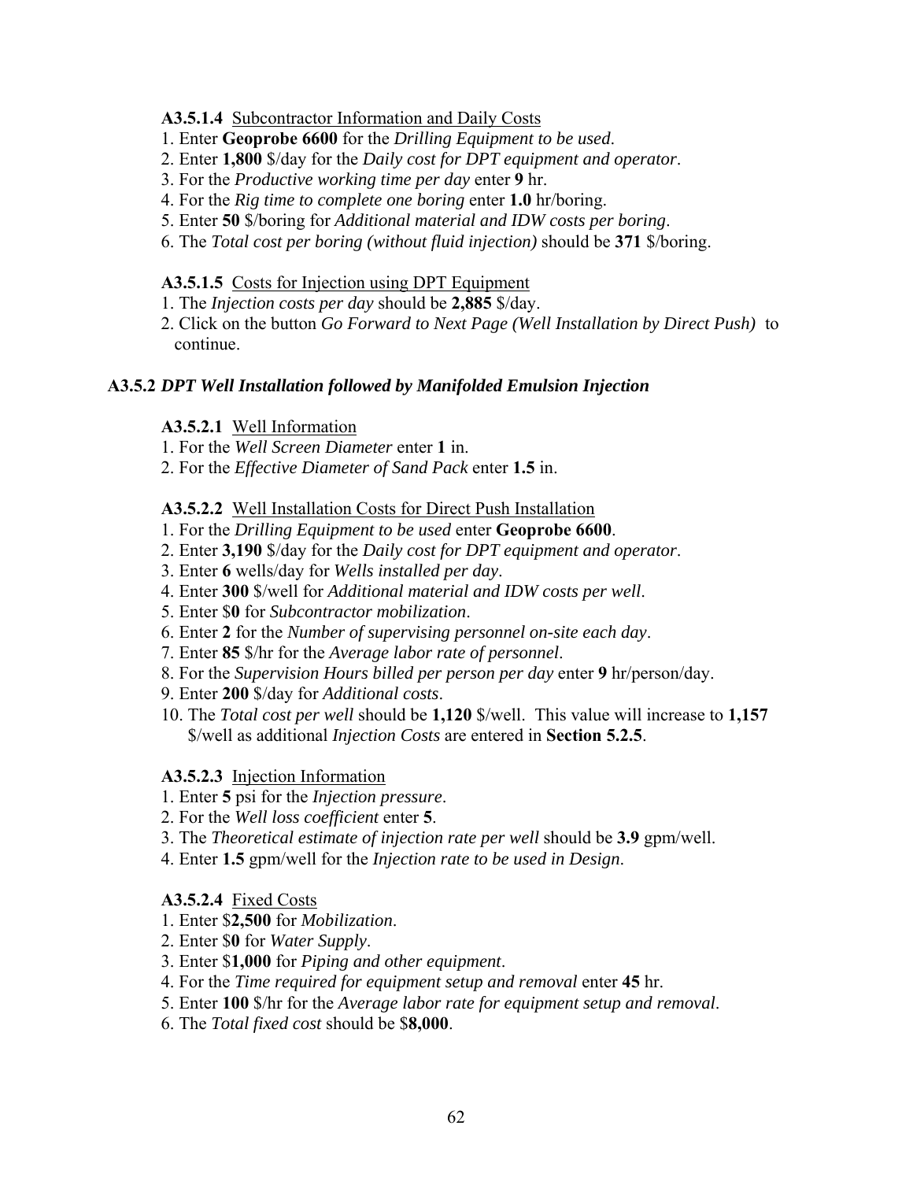**A3.5.1.4** Subcontractor Information and Daily Costs

1. Enter **Geoprobe 6600** for the *Drilling Equipment to be used*.
2. Enter **1,800** $/day for the *Daily cost for DPT equipment and operator*.
3. For the *Productive working time per day* enter **9** hr.
4. For the *Rig time to complete one boring* enter **1.0** hr/boring.
5. Enter **50** $/boring for *Additional material and IDW costs per boring*.
6. The *Total cost per boring (without fluid injection)* should be **371** $/boring.

**A3.5.1.5** Costs for Injection using DPT Equipment

1. The *Injection costs per day* should be **2,885** $/day.
2. Click on the button *Go Forward to Next Page (Well Installation by Direct Push)* to continue.

### A3.5.2 *DPT Well Installation followed by Manifolded Emulsion Injection*

**A3.5.2.1** Well Information

1. For the *Well Screen Diameter* enter **1** in.
2. For the *Effective Diameter of Sand Pack* enter **1.5** in.

**A3.5.2.2** Well Installation Costs for Direct Push Installation

1. For the *Drilling Equipment to be used* enter **Geoprobe 6600**.
2. Enter **3,190** $/day for the *Daily cost for DPT equipment and operator*.
3. Enter **6** wells/day for *Wells installed per day*.
4. Enter **300** $/well for *Additional material and IDW costs per well*.
5. Enter $**0** for *Subcontractor mobilization*.
6. Enter **2** for the *Number of supervising personnel on-site each day*.
7. Enter **85** $/hr for the *Average labor rate of personnel*.
8. For the *Supervision Hours billed per person per day* enter **9** hr/person/day.
9. Enter **200** $/day for *Additional costs*.
10. The *Total cost per well* should be **1,120** $/well. This value will increase to **1,157** $/well as additional *Injection Costs* are entered in **Section 5.2.5**.

**A3.5.2.3** Injection Information

1. Enter **5** psi for the *Injection pressure*.
2. For the *Well loss coefficient* enter **5**.
3. The *Theoretical estimate of injection rate per well* should be **3.9** gpm/well.
4. Enter **1.5** gpm/well for the *Injection rate to be used in Design*.

**A3.5.2.4** Fixed Costs

1. Enter $**2,500** for *Mobilization*.
2. Enter $**0** for *Water Supply*.
3. Enter $**1,000** for *Piping and other equipment*.
4. For the *Time required for equipment setup and removal* enter **45** hr.
5. Enter **100** $/hr for the *Average labor rate for equipment setup and removal*.
6. The *Total fixed cost* should be $**8,000**.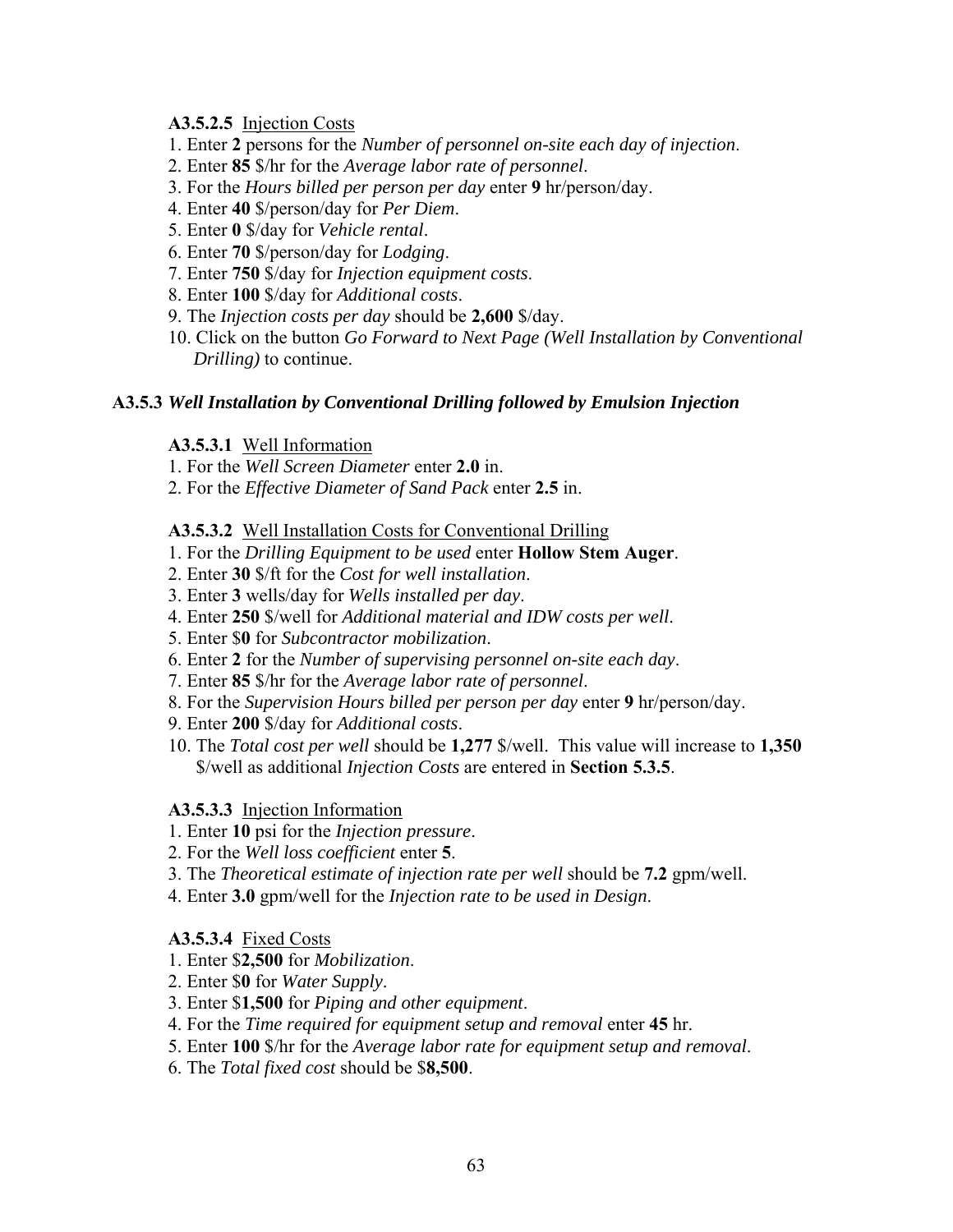**A3.5.2.5** Injection Costs

1. Enter **2** persons for the *Number of personnel on-site each day of injection*.
2. Enter **85** \$/hr for the *Average labor rate of personnel*.
3. For the *Hours billed per person per day* enter **9** hr/person/day.
4. Enter **40** \$/person/day for *Per Diem*.
5. Enter **0** \$/day for *Vehicle rental*.
6. Enter **70** \$/person/day for *Lodging*.
7. Enter **750** \$/day for *Injection equipment costs*.
8. Enter **100** \$/day for *Additional costs*.
9. The *Injection costs per day* should be **2,600** \$/day.
10. Click on the button *Go Forward to Next Page (Well Installation by Conventional Drilling)* to continue.

### A3.5.3 *Well Installation by Conventional Drilling followed by Emulsion Injection*

**A3.5.3.1** Well Information

1. For the *Well Screen Diameter* enter **2.0** in.
2. For the *Effective Diameter of Sand Pack* enter **2.5** in.

**A3.5.3.2** Well Installation Costs for Conventional Drilling

1. For the *Drilling Equipment to be used* enter **Hollow Stem Auger**.
2. Enter **30** \$/ft for the *Cost for well installation*.
3. Enter **3** wells/day for *Wells installed per day*.
4. Enter **250** \$/well for *Additional material and IDW costs per well*.
5. Enter \$**0** for *Subcontractor mobilization*.
6. Enter **2** for the *Number of supervising personnel on-site each day*.
7. Enter **85** \$/hr for the *Average labor rate of personnel*.
8. For the *Supervision Hours billed per person per day* enter **9** hr/person/day.
9. Enter **200** \$/day for *Additional costs*.
10. The *Total cost per well* should be **1,277** \$/well. This value will increase to **1,350** \$/well as additional *Injection Costs* are entered in **Section 5.3.5**.

**A3.5.3.3** Injection Information

1. Enter **10** psi for the *Injection pressure*.
2. For the *Well loss coefficient* enter **5**.
3. The *Theoretical estimate of injection rate per well* should be **7.2** gpm/well.
4. Enter **3.0** gpm/well for the *Injection rate to be used in Design*.

**A3.5.3.4** Fixed Costs

1. Enter \$**2,500** for *Mobilization*.
2. Enter \$**0** for *Water Supply*.
3. Enter \$**1,500** for *Piping and other equipment*.
4. For the *Time required for equipment setup and removal* enter **45** hr.
5. Enter **100** \$/hr for the *Average labor rate for equipment setup and removal*.
6. The *Total fixed cost* should be \$**8,500**.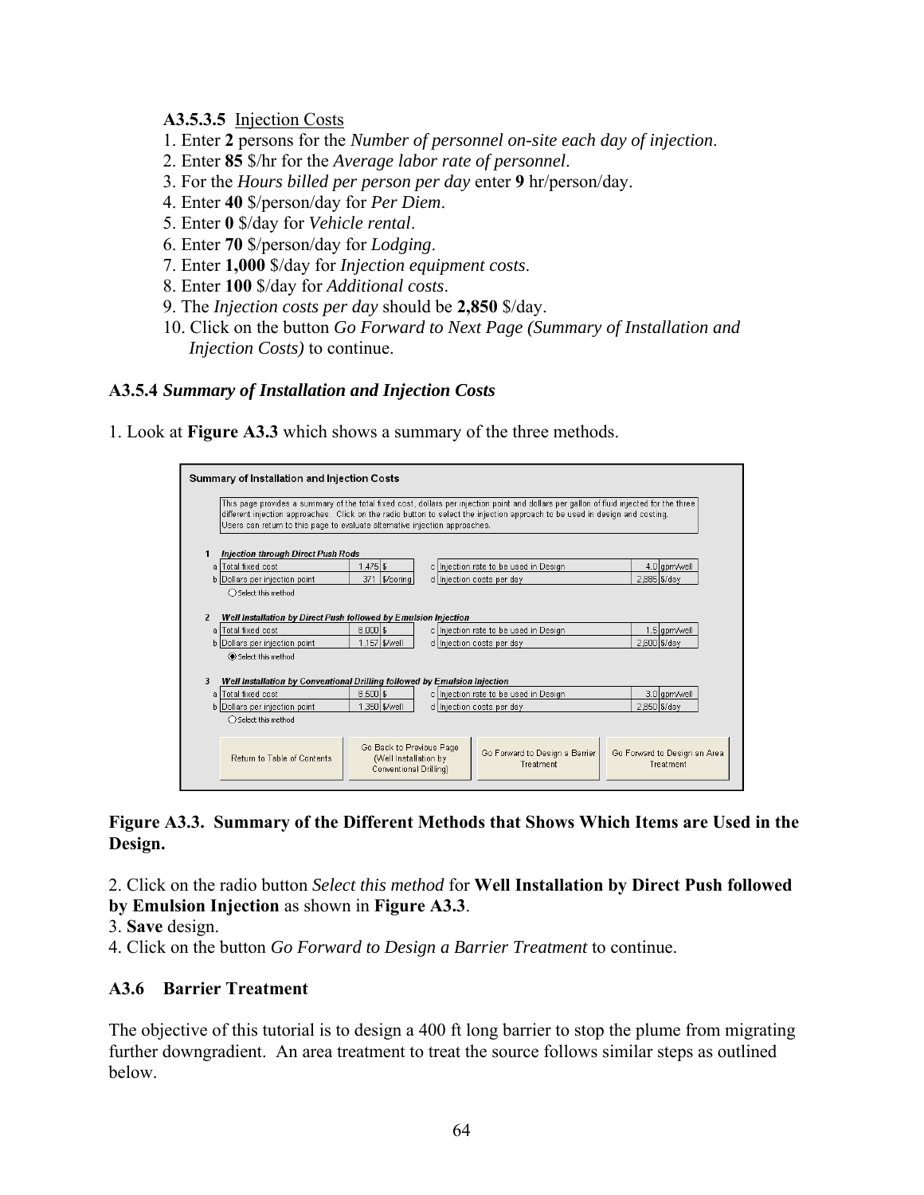**A3.5.3.5** Injection Costs

1. Enter **2** persons for the *Number of personnel on-site each day of injection*.
2. Enter **85** $/hr for the *Average labor rate of personnel*.
3. For the *Hours billed per person per day* enter **9** hr/person/day.
4. Enter **40** $/person/day for *Per Diem*.
5. Enter **0** $/day for *Vehicle rental*.
6. Enter **70** $/person/day for *Lodging*.
7. Enter **1,000** $/day for *Injection equipment costs*.
8. Enter **100** $/day for *Additional costs*.
9. The *Injection costs per day* should be **2,850** $/day.
10. Click on the button *Go Forward to Next Page (Summary of Installation and Injection Costs)* to continue.

### A3.5.4 *Summary of Installation and Injection Costs*

1. Look at **Figure A3.3** which shows a summary of the three methods.

**Summary of Installation and Injection Costs**

This page provides a summary of the total fixed cost, dollars per injection point and dollars per gallon of fluid injected for the three different injection approaches. Click on the radio button to select the injection approach to be used in design and costing. Users can return to this page to evaluate alternative injection approaches.

**1 *Injection through Direct Push Rods***

| | | | | | | |
|---|---|---|---|---|---|---|
| a | Total fixed cost | 1,475 | $ | c | Injection rate to be used in Design | 4.0 gpm/well |
| b | Dollars per injection point | 371 | $/boring | d | Injection costs per day | 2,885 $/day |

○ Select this method

**2 *Well Installation by Direct Push followed by Emulsion Injection***

| | | | | | | |
|---|---|---|---|---|---|---|
| a | Total fixed cost | 8,000 | $ | c | Injection rate to be used in Design | 1.5 gpm/well |
| b | Dollars per injection point | 1,157 | $/well | d | Injection costs per day | 2,600 $/day |

◉ Select this method

**3 *Well Installation by Conventional Drilling followed by Emulsion Injection***

| | | | | | | |
|---|---|---|---|---|---|---|
| a | Total fixed cost | 8,500 | $ | c | Injection rate to be used in Design | 3.0 gpm/well |
| b | Dollars per injection point | 1,350 | $/well | d | Injection costs per day | 2,850 $/day |

○ Select this method

[Return to Table of Contents] [Go Back to Previous Page (Well Installation by Conventional Drilling)] [Go Forward to Design a Barrier Treatment] [Go Forward to Design an Area Treatment]

**Figure A3.3. Summary of the Different Methods that Shows Which Items are Used in the Design.**

2. Click on the radio button *Select this method* for **Well Installation by Direct Push followed by Emulsion Injection** as shown in **Figure A3.3**.
3. **Save** design.
4. Click on the button *Go Forward to Design a Barrier Treatment* to continue.

## A3.6 Barrier Treatment

The objective of this tutorial is to design a 400 ft long barrier to stop the plume from migrating further downgradient. An area treatment to treat the source follows similar steps as outlined below.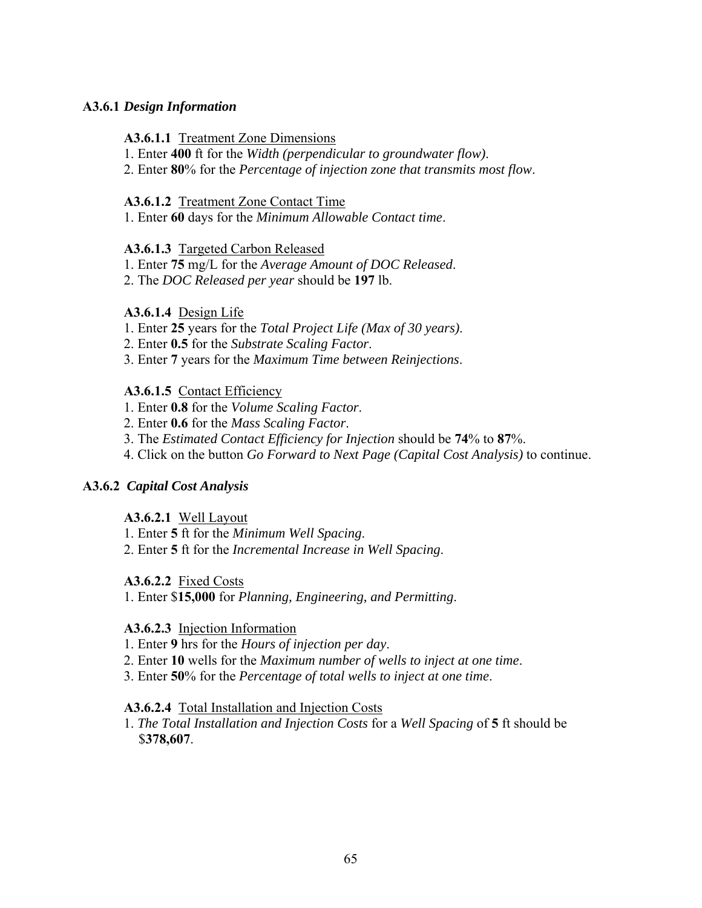### A3.6.1 *Design Information*

#### A3.6.1.1 Treatment Zone Dimensions

1. Enter **400** ft for the *Width (perpendicular to groundwater flow)*.
2. Enter **80**% for the *Percentage of injection zone that transmits most flow*.

#### A3.6.1.2 Treatment Zone Contact Time

1. Enter **60** days for the *Minimum Allowable Contact time*.

#### A3.6.1.3 Targeted Carbon Released

1. Enter **75** mg/L for the *Average Amount of DOC Released*.
2. The *DOC Released per year* should be **197** lb.

#### A3.6.1.4 Design Life

1. Enter **25** years for the *Total Project Life (Max of 30 years)*.
2. Enter **0.5** for the *Substrate Scaling Factor*.
3. Enter **7** years for the *Maximum Time between Reinjections*.

#### A3.6.1.5 Contact Efficiency

1. Enter **0.8** for the *Volume Scaling Factor*.
2. Enter **0.6** for the *Mass Scaling Factor*.
3. The *Estimated Contact Efficiency for Injection* should be **74**% to **87**%.
4. Click on the button *Go Forward to Next Page (Capital Cost Analysis)* to continue.

### A3.6.2 *Capital Cost Analysis*

#### A3.6.2.1 Well Layout

1. Enter **5** ft for the *Minimum Well Spacing*.
2. Enter **5** ft for the *Incremental Increase in Well Spacing*.

#### A3.6.2.2 Fixed Costs

1. Enter $**15,000** for *Planning, Engineering, and Permitting*.

#### A3.6.2.3 Injection Information

1. Enter **9** hrs for the *Hours of injection per day*.
2. Enter **10** wells for the *Maximum number of wells to inject at one time*.
3. Enter **50**% for the *Percentage of total wells to inject at one time*.

#### A3.6.2.4 Total Installation and Injection Costs

1. *The Total Installation and Injection Costs* for a *Well Spacing* of **5** ft should be $**378,607**.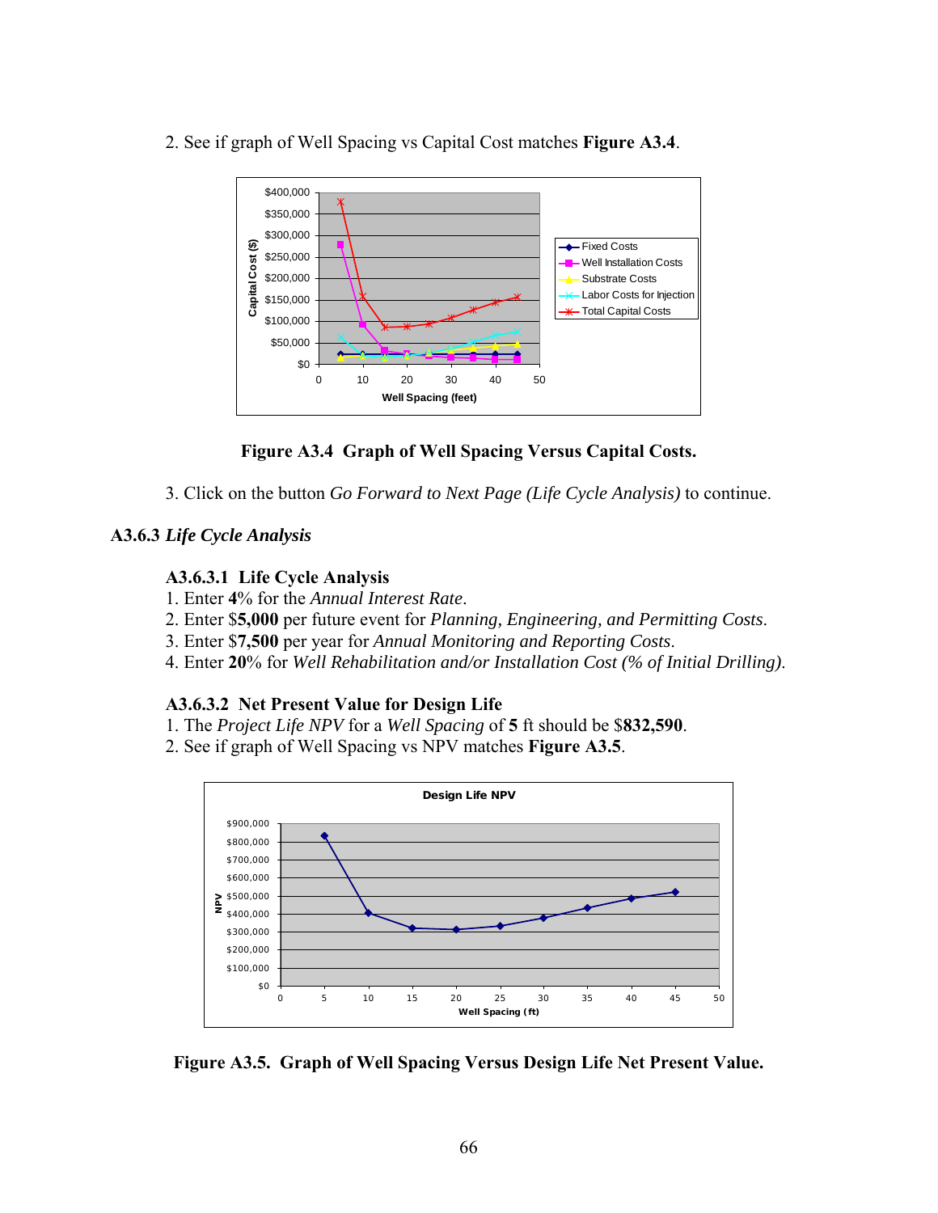2. See if graph of Well Spacing vs Capital Cost matches **Figure A3.4**.

**Figure A3.4 Graph of Well Spacing Versus Capital Costs.**

3. Click on the button *Go Forward to Next Page (Life Cycle Analysis)* to continue.

### A3.6.3 *Life Cycle Analysis*

#### A3.6.3.1 Life Cycle Analysis

1. Enter **4**% for the *Annual Interest Rate*.
2. Enter $**5,000** per future event for *Planning, Engineering, and Permitting Costs*.
3. Enter $**7,500** per year for *Annual Monitoring and Reporting Costs*.
4. Enter **20**% for *Well Rehabilitation and/or Installation Cost (% of Initial Drilling)*.

#### A3.6.3.2 Net Present Value for Design Life

1. The *Project Life NPV* for a *Well Spacing* of **5** ft should be $**832,590**.
2. See if graph of Well Spacing vs NPV matches **Figure A3.5**.

**Figure A3.5. Graph of Well Spacing Versus Design Life Net Present Value.**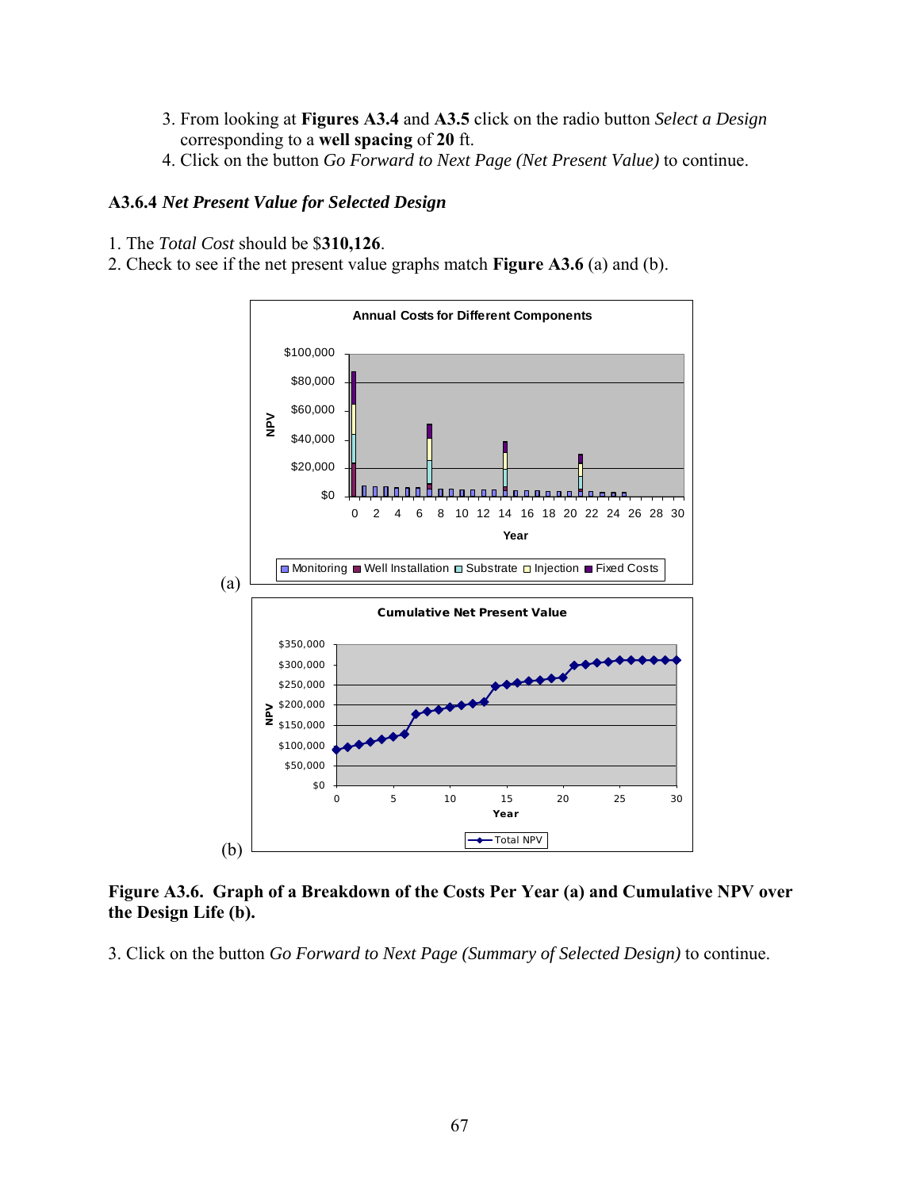3. From looking at **Figures A3.4** and **A3.5** click on the radio button *Select a Design* corresponding to a **well spacing** of **20** ft.
4. Click on the button *Go Forward to Next Page (Net Present Value)* to continue.

### A3.6.4 *Net Present Value for Selected Design*

1. The *Total Cost* should be $**310,126**.
2. Check to see if the net present value graphs match **Figure A3.6** (a) and (b).

**Figure A3.6. Graph of a Breakdown of the Costs Per Year (a) and Cumulative NPV over the Design Life (b).**

3. Click on the button *Go Forward to Next Page (Summary of Selected Design)* to continue.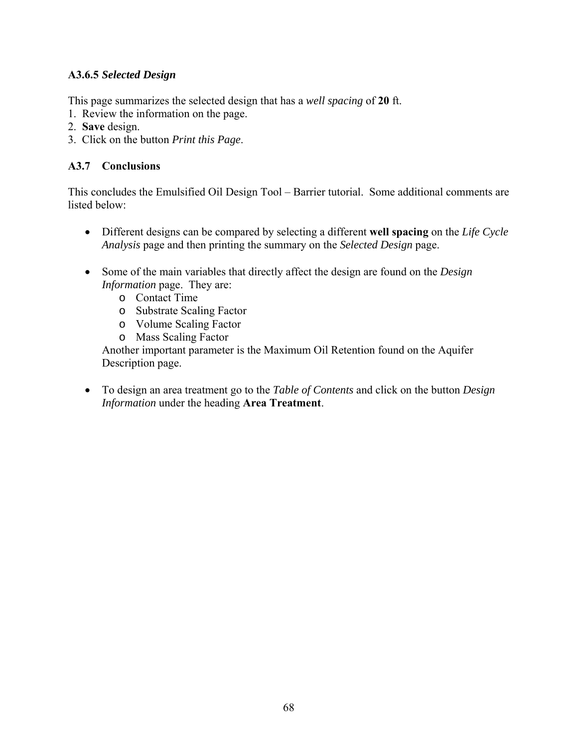### A3.6.5 *Selected Design*

This page summarizes the selected design that has a *well spacing* of **20** ft.

1. Review the information on the page.
2. **Save** design.
3. Click on the button *Print this Page*.

### A3.7 Conclusions

This concludes the Emulsified Oil Design Tool – Barrier tutorial. Some additional comments are listed below:

- Different designs can be compared by selecting a different **well spacing** on the *Life Cycle Analysis* page and then printing the summary on the *Selected Design* page.

- Some of the main variables that directly affect the design are found on the *Design Information* page. They are:
  - Contact Time
  - Substrate Scaling Factor
  - Volume Scaling Factor
  - Mass Scaling Factor

  Another important parameter is the Maximum Oil Retention found on the Aquifer Description page.

- To design an area treatment go to the *Table of Contents* and click on the button *Design Information* under the heading **Area Treatment**.